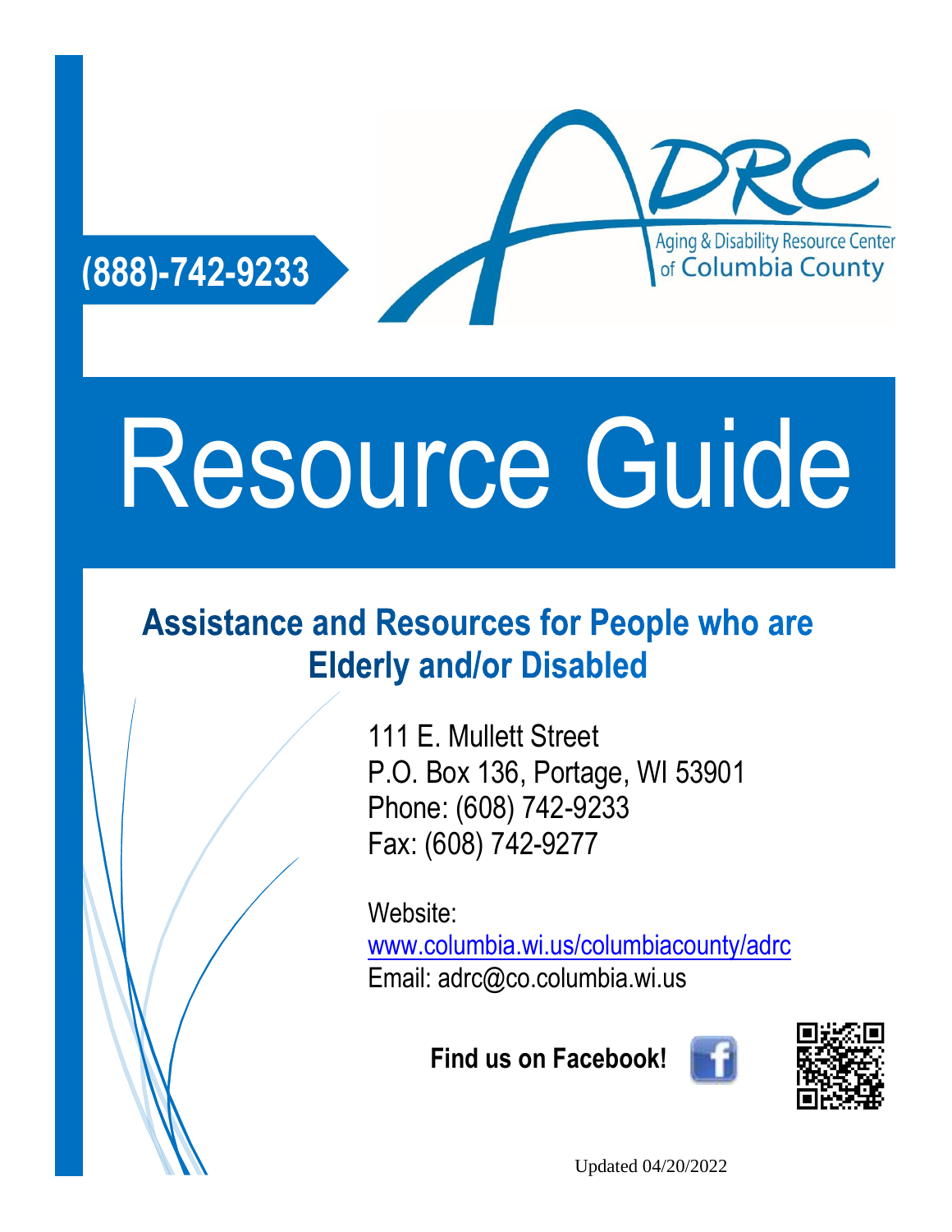**(888)-742-9233**

ADRC
Aging & Disability Resource Center of Columbia County

# Resource Guide

## Assistance and Resources for People who are Elderly and/or Disabled

111 E. Mullett Street
P.O. Box 136, Portage, WI 53901
Phone: (608) 742-9233
Fax: (608) 742-9277

Website:
www.columbia.wi.us/columbiacounty/adrc
Email: adrc@co.columbia.wi.us

**Find us on Facebook!**

Updated 04/20/2022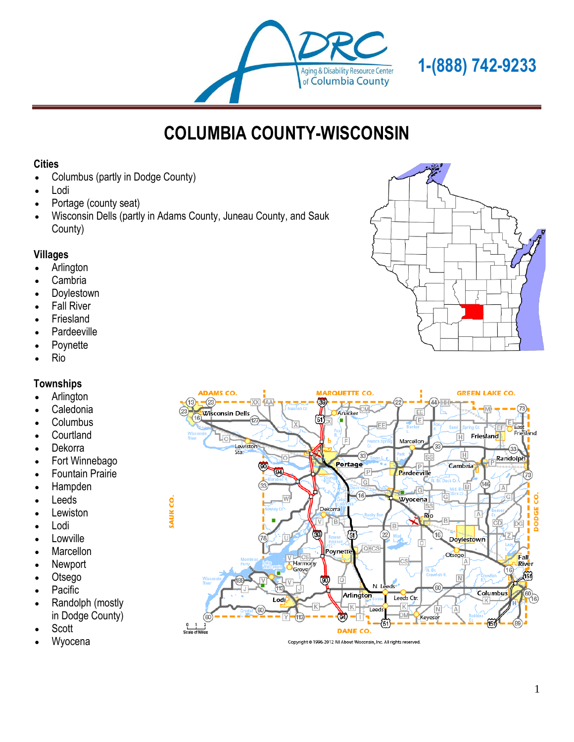1-(888) 742-9233

# COLUMBIA COUNTY-WISCONSIN

### Cities

- Columbus (partly in Dodge County)
- Lodi
- Portage (county seat)
- Wisconsin Dells (partly in Adams County, Juneau County, and Sauk County)

### Villages

- Arlington
- Cambria
- Doylestown
- Fall River
- Friesland
- Pardeeville
- Poynette
- Rio

### Townships

- Arlington
- Caledonia
- Columbus
- Courtland
- Dekorra
- Fort Winnebago
- Fountain Prairie
- Hampden
- Leeds
- Lewiston
- Lodi
- Lowville
- Marcellon
- Newport
- Otsego
- Pacific
- Randolph (mostly in Dodge County)
- Scott
- Wyocena

Copyright © 1996-2012 All About Wisconsin, Inc. All rights reserved.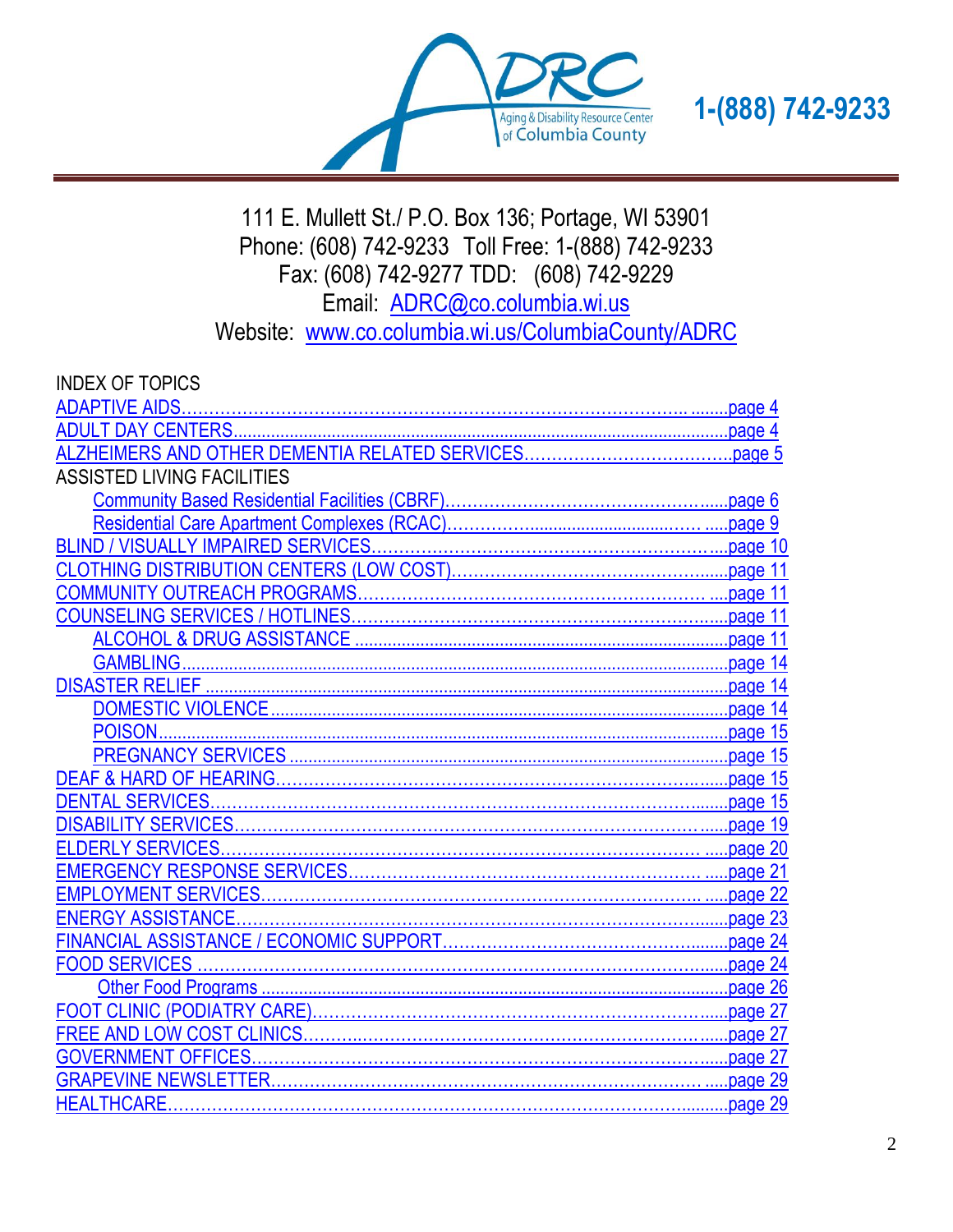ADRC Aging & Disability Resource Center of Columbia County

**1-(888) 742-9233**

111 E. Mullett St./ P.O. Box 136; Portage, WI 53901
Phone: (608) 742-9233 Toll Free: 1-(888) 742-9233
Fax: (608) 742-9277 TDD: (608) 742-9229
Email: ADRC@co.columbia.wi.us
Website: www.co.columbia.wi.us/ColumbiaCounty/ADRC

INDEX OF TOPICS

- ADAPTIVE AIDS........page 4
- ADULT DAY CENTERS........page 4
- ALZHEIMERS AND OTHER DEMENTIA RELATED SERVICES........page 5
- ASSISTED LIVING FACILITIES
  - Community Based Residential Facilities (CBRF)........page 6
  - Residential Care Apartment Complexes (RCAC)........page 9
- BLIND / VISUALLY IMPAIRED SERVICES........page 10
- CLOTHING DISTRIBUTION CENTERS (LOW COST)........page 11
- COMMUNITY OUTREACH PROGRAMS........page 11
- COUNSELING SERVICES / HOTLINES........page 11
  - ALCOHOL & DRUG ASSISTANCE........page 11
  - GAMBLING........page 14
- DISASTER RELIEF........page 14
  - DOMESTIC VIOLENCE........page 14
  - POISON........page 15
  - PREGNANCY SERVICES........page 15
- DEAF & HARD OF HEARING........page 15
- DENTAL SERVICES........page 15
- DISABILITY SERVICES........page 19
- ELDERLY SERVICES........page 20
- EMERGENCY RESPONSE SERVICES........page 21
- EMPLOYMENT SERVICES........page 22
- ENERGY ASSISTANCE........page 23
- FINANCIAL ASSISTANCE / ECONOMIC SUPPORT........page 24
- FOOD SERVICES........page 24
  - Other Food Programs........page 26
- FOOT CLINIC (PODIATRY CARE)........page 27
- FREE AND LOW COST CLINICS........page 27
- GOVERNMENT OFFICES........page 27
- GRAPEVINE NEWSLETTER........page 29
- HEALTHCARE........page 29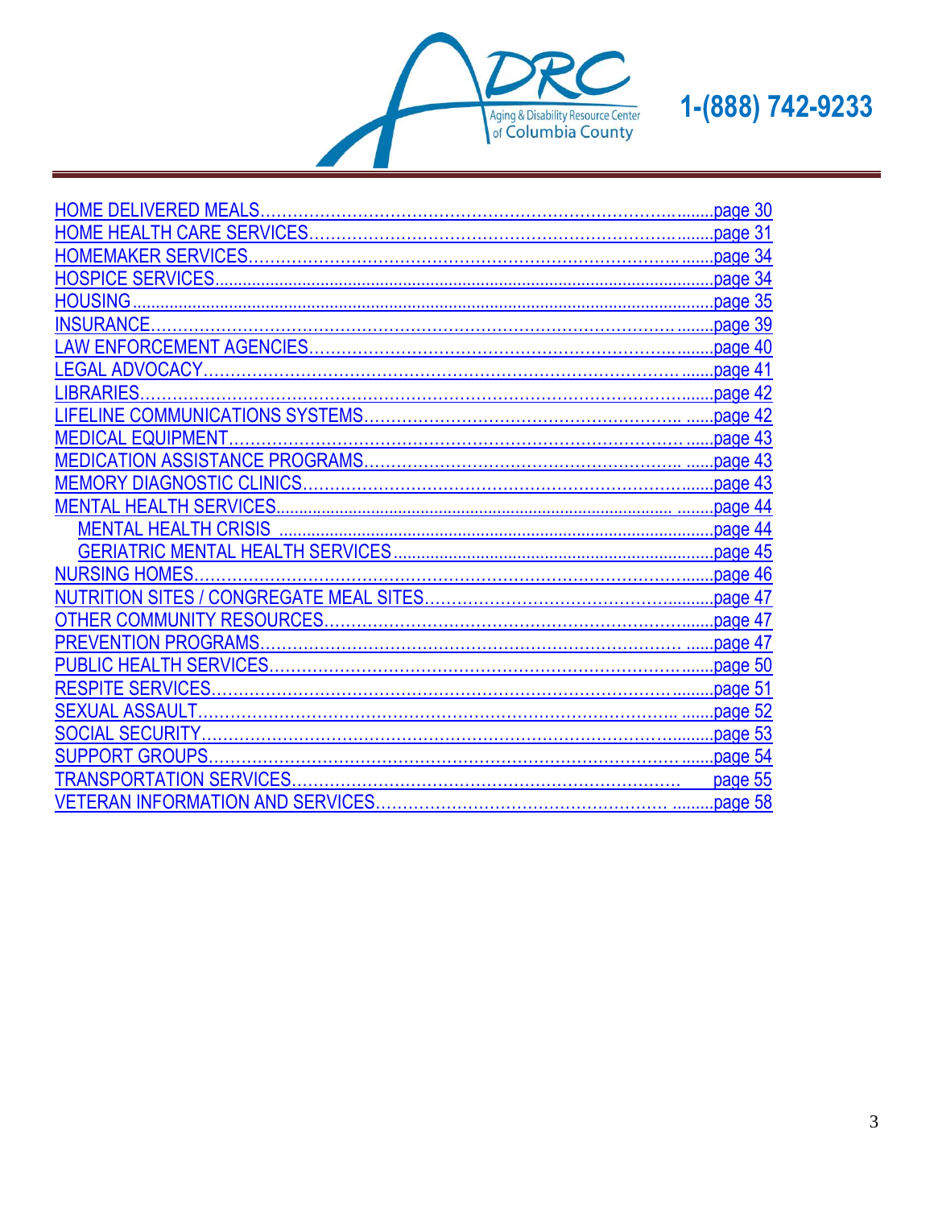ADRC Aging & Disability Resource Center of Columbia County

**1-(888) 742-9233**

HOME DELIVERED MEALS…………………………………………………………………………page 30
HOME HEALTH CARE SERVICES………………………………………………………………page 31
HOMEMAKER SERVICES………………………………………………………………………page 34
HOSPICE SERVICES……………………………………………………………………………page 34
HOUSING…………………………………………………………………………………………page 35
INSURANCE………………………………………………………………………………………page 39
LAW ENFORCEMENT AGENCIES………………………………………………………………page 40
LEGAL ADVOCACY………………………………………………………………………………page 41
LIBRARIES…………………………………………………………………………………………page 42
LIFELINE COMMUNICATIONS SYSTEMS………………………………………………………page 42
MEDICAL EQUIPMENT……………………………………………………………………………page 43
MEDICATION ASSISTANCE PROGRAMS………………………………………………………page 43
MEMORY DIAGNOSTIC CLINICS…………………………………………………………………page 43
MENTAL HEALTH SERVICES………………………………………………………………………page 44
- MENTAL HEALTH CRISIS…………………………………………………………………………page 44
- GERIATRIC MENTAL HEALTH SERVICES…………………………………………………………page 45

NURSING HOMES…………………………………………………………………………………page 46
NUTRITION SITES / CONGREGATE MEAL SITES………………………………………………page 47
OTHER COMMUNITY RESOURCES………………………………………………………………page 47
PREVENTION PROGRAMS…………………………………………………………………………page 47
PUBLIC HEALTH SERVICES………………………………………………………………………page 50
RESPITE SERVICES………………………………………………………………………………page 51
SEXUAL ASSAULT…………………………………………………………………………………page 52
SOCIAL SECURITY…………………………………………………………………………………page 53
SUPPORT GROUPS…………………………………………………………………………………page 54
TRANSPORTATION SERVICES……………………………………………………………………page 55
VETERAN INFORMATION AND SERVICES…………………………………………………………page 58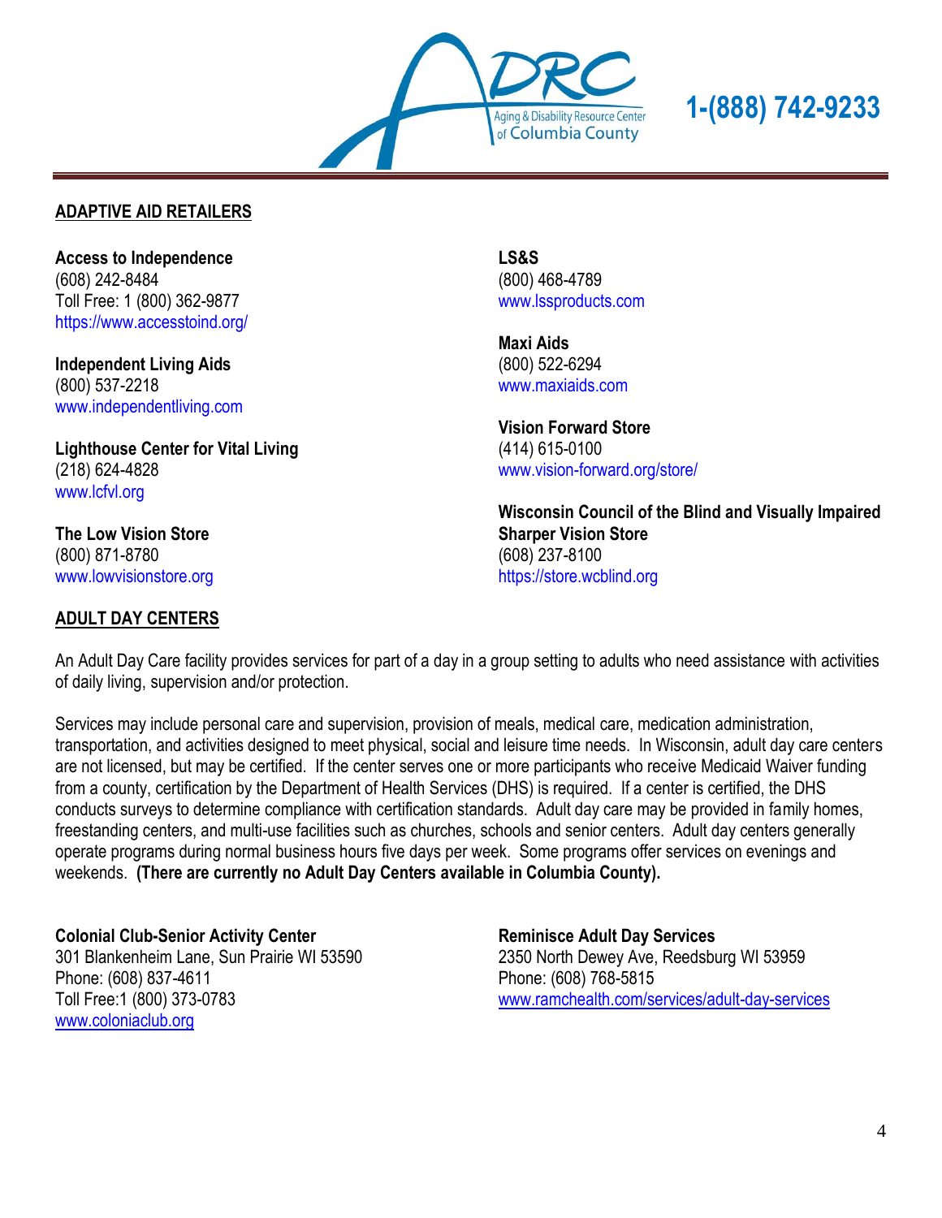## ADAPTIVE AID RETAILERS

**Access to Independence**
(608) 242-8484
Toll Free: 1 (800) 362-9877
https://www.accesstoind.org/

**Independent Living Aids**
(800) 537-2218
www.independentliving.com

**Lighthouse Center for Vital Living**
(218) 624-4828
www.lcfvl.org

**The Low Vision Store**
(800) 871-8780
www.lowvisionstore.org

**LS&S**
(800) 468-4789
www.lssproducts.com

**Maxi Aids**
(800) 522-6294
www.maxiaids.com

**Vision Forward Store**
(414) 615-0100
www.vision-forward.org/store/

**Wisconsin Council of the Blind and Visually Impaired Sharper Vision Store**
(608) 237-8100
https://store.wcblind.org

## ADULT DAY CENTERS

An Adult Day Care facility provides services for part of a day in a group setting to adults who need assistance with activities of daily living, supervision and/or protection.

Services may include personal care and supervision, provision of meals, medical care, medication administration, transportation, and activities designed to meet physical, social and leisure time needs. In Wisconsin, adult day care centers are not licensed, but may be certified. If the center serves one or more participants who receive Medicaid Waiver funding from a county, certification by the Department of Health Services (DHS) is required. If a center is certified, the DHS conducts surveys to determine compliance with certification standards. Adult day care may be provided in family homes, freestanding centers, and multi-use facilities such as churches, schools and senior centers. Adult day centers generally operate programs during normal business hours five days per week. Some programs offer services on evenings and weekends. **(There are currently no Adult Day Centers available in Columbia County).**

**Colonial Club-Senior Activity Center**
301 Blankenheim Lane, Sun Prairie WI 53590
Phone: (608) 837-4611
Toll Free:1 (800) 373-0783
www.coloniaclub.org

**Reminisce Adult Day Services**
2350 North Dewey Ave, Reedsburg WI 53959
Phone: (608) 768-5815
www.ramchealth.com/services/adult-day-services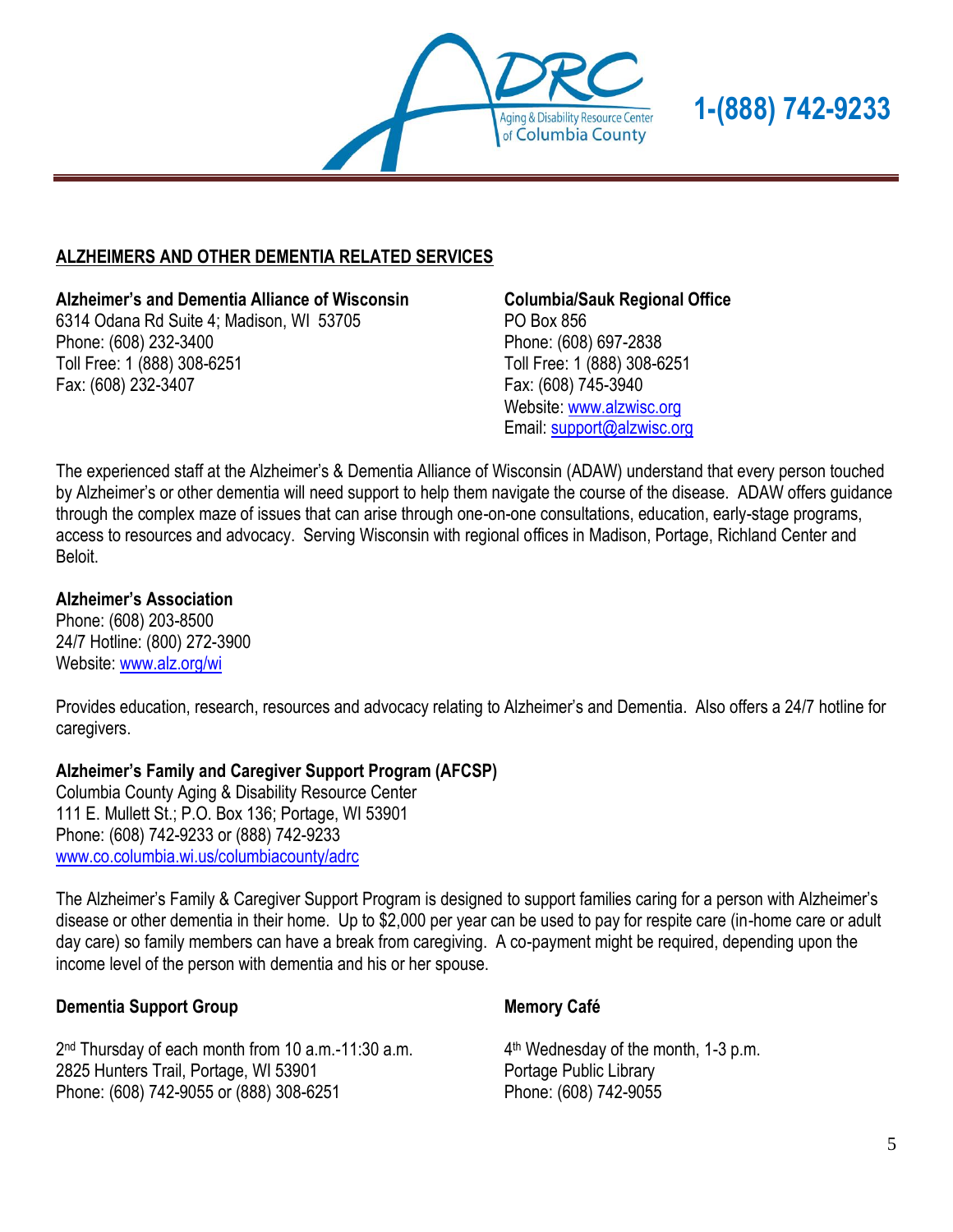## ALZHEIMERS AND OTHER DEMENTIA RELATED SERVICES

**Alzheimer's and Dementia Alliance of Wisconsin**
6314 Odana Rd Suite 4; Madison, WI 53705
Phone: (608) 232-3400
Toll Free: 1 (888) 308-6251
Fax: (608) 232-3407

**Columbia/Sauk Regional Office**
PO Box 856
Phone: (608) 697-2838
Toll Free: 1 (888) 308-6251
Fax: (608) 745-3940
Website: www.alzwisc.org
Email: support@alzwisc.org

The experienced staff at the Alzheimer's & Dementia Alliance of Wisconsin (ADAW) understand that every person touched by Alzheimer's or other dementia will need support to help them navigate the course of the disease. ADAW offers guidance through the complex maze of issues that can arise through one-on-one consultations, education, early-stage programs, access to resources and advocacy. Serving Wisconsin with regional offices in Madison, Portage, Richland Center and Beloit.

**Alzheimer's Association**
Phone: (608) 203-8500
24/7 Hotline: (800) 272-3900
Website: www.alz.org/wi

Provides education, research, resources and advocacy relating to Alzheimer's and Dementia. Also offers a 24/7 hotline for caregivers.

**Alzheimer's Family and Caregiver Support Program (AFCSP)**
Columbia County Aging & Disability Resource Center
111 E. Mullett St.; P.O. Box 136; Portage, WI 53901
Phone: (608) 742-9233 or (888) 742-9233
www.co.columbia.wi.us/columbiacounty/adrc

The Alzheimer's Family & Caregiver Support Program is designed to support families caring for a person with Alzheimer's disease or other dementia in their home. Up to $2,000 per year can be used to pay for respite care (in-home care or adult day care) so family members can have a break from caregiving. A co-payment might be required, depending upon the income level of the person with dementia and his or her spouse.

**Dementia Support Group**

2nd Thursday of each month from 10 a.m.-11:30 a.m.
2825 Hunters Trail, Portage, WI 53901
Phone: (608) 742-9055 or (888) 308-6251

**Memory Café**

4th Wednesday of the month, 1-3 p.m.
Portage Public Library
Phone: (608) 742-9055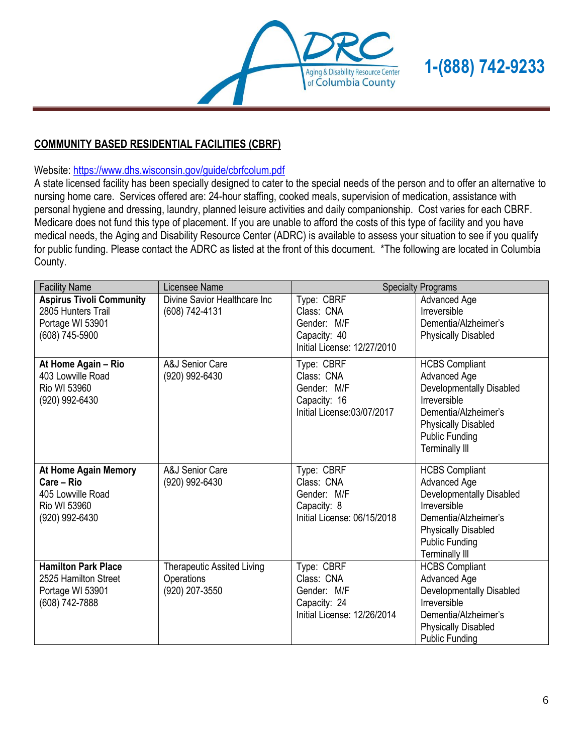1-(888) 742-9233

## COMMUNITY BASED RESIDENTIAL FACILITIES (CBRF)

Website: https://www.dhs.wisconsin.gov/guide/cbrfcolum.pdf

A state licensed facility has been specially designed to cater to the special needs of the person and to offer an alternative to nursing home care. Services offered are: 24-hour staffing, cooked meals, supervision of medication, assistance with personal hygiene and dressing, laundry, planned leisure activities and daily companionship. Cost varies for each CBRF. Medicare does not fund this type of placement. If you are unable to afford the costs of this type of facility and you have medical needs, the Aging and Disability Resource Center (ADRC) is available to assess your situation to see if you qualify for public funding. Please contact the ADRC as listed at the front of this document. *The following are located in Columbia County.

| Facility Name | Licensee Name | Specialty Programs | |
|---|---|---|---|
| **Aspirus Tivoli Community**<br>2805 Hunters Trail<br>Portage WI 53901<br>(608) 745-5900 | Divine Savior Healthcare Inc<br>(608) 742-4131 | Type: CBRF<br>Class: CNA<br>Gender: M/F<br>Capacity: 40<br>Initial License: 12/27/2010 | Advanced Age<br>Irreversible<br>Dementia/Alzheimer's<br>Physically Disabled |
| **At Home Again – Rio**<br>403 Lowville Road<br>Rio WI 53960<br>(920) 992-6430 | A&J Senior Care<br>(920) 992-6430 | Type: CBRF<br>Class: CNA<br>Gender: M/F<br>Capacity: 16<br>Initial License:03/07/2017 | HCBS Compliant<br>Advanced Age<br>Developmentally Disabled<br>Irreversible<br>Dementia/Alzheimer's<br>Physically Disabled<br>Public Funding<br>Terminally Ill |
| **At Home Again Memory Care – Rio**<br>405 Lowville Road<br>Rio WI 53960<br>(920) 992-6430 | A&J Senior Care<br>(920) 992-6430 | Type: CBRF<br>Class: CNA<br>Gender: M/F<br>Capacity: 8<br>Initial License: 06/15/2018 | HCBS Compliant<br>Advanced Age<br>Developmentally Disabled<br>Irreversible<br>Dementia/Alzheimer's<br>Physically Disabled<br>Public Funding<br>Terminally Ill |
| **Hamilton Park Place**<br>2525 Hamilton Street<br>Portage WI 53901<br>(608) 742-7888 | Therapeutic Assited Living Operations<br>(920) 207-3550 | Type: CBRF<br>Class: CNA<br>Gender: M/F<br>Capacity: 24<br>Initial License: 12/26/2014 | HCBS Compliant<br>Advanced Age<br>Developmentally Disabled<br>Irreversible<br>Dementia/Alzheimer's<br>Physically Disabled<br>Public Funding |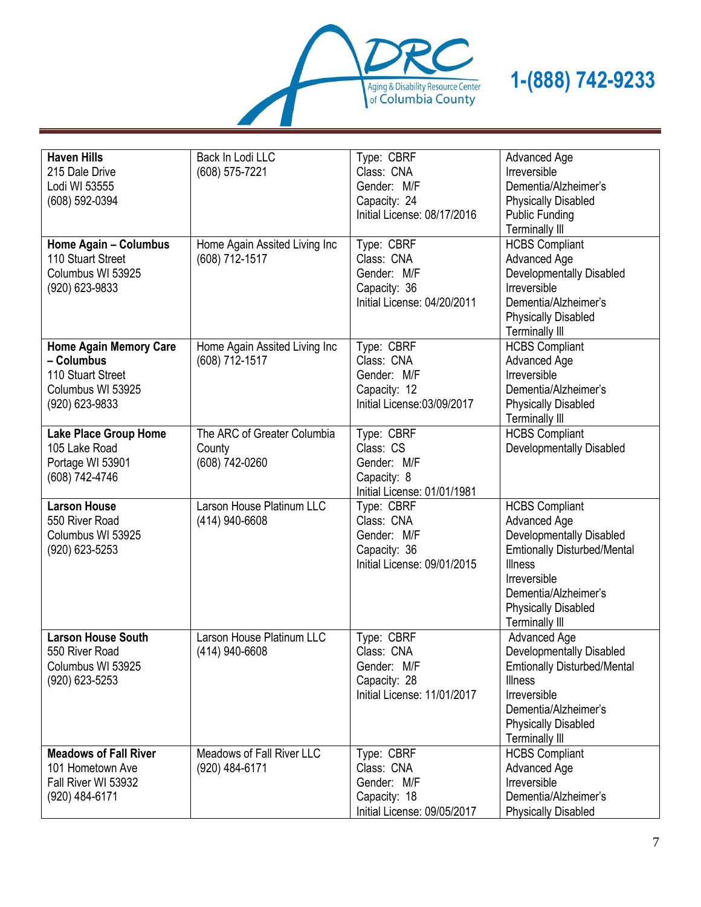| | | | |
|---|---|---|---|
| **Haven Hills**<br>215 Dale Drive<br>Lodi WI 53555<br>(608) 592-0394 | Back In Lodi LLC<br>(608) 575-7221 | Type: CBRF<br>Class: CNA<br>Gender: M/F<br>Capacity: 24<br>Initial License: 08/17/2016 | Advanced Age<br>Irreversible<br>Dementia/Alzheimer's<br>Physically Disabled<br>Public Funding<br>Terminally Ill |
| **Home Again – Columbus**<br>110 Stuart Street<br>Columbus WI 53925<br>(920) 623-9833 | Home Again Assited Living Inc<br>(608) 712-1517 | Type: CBRF<br>Class: CNA<br>Gender: M/F<br>Capacity: 36<br>Initial License: 04/20/2011 | HCBS Compliant<br>Advanced Age<br>Developmentally Disabled<br>Irreversible<br>Dementia/Alzheimer's<br>Physically Disabled<br>Terminally Ill |
| **Home Again Memory Care – Columbus**<br>110 Stuart Street<br>Columbus WI 53925<br>(920) 623-9833 | Home Again Assited Living Inc<br>(608) 712-1517 | Type: CBRF<br>Class: CNA<br>Gender: M/F<br>Capacity: 12<br>Initial License:03/09/2017 | HCBS Compliant<br>Advanced Age<br>Irreversible<br>Dementia/Alzheimer's<br>Physically Disabled<br>Terminally Ill |
| **Lake Place Group Home**<br>105 Lake Road<br>Portage WI 53901<br>(608) 742-4746 | The ARC of Greater Columbia County<br>(608) 742-0260 | Type: CBRF<br>Class: CS<br>Gender: M/F<br>Capacity: 8<br>Initial License: 01/01/1981 | HCBS Compliant<br>Developmentally Disabled |
| **Larson House**<br>550 River Road<br>Columbus WI 53925<br>(920) 623-5253 | Larson House Platinum LLC<br>(414) 940-6608 | Type: CBRF<br>Class: CNA<br>Gender: M/F<br>Capacity: 36<br>Initial License: 09/01/2015 | HCBS Compliant<br>Advanced Age<br>Developmentally Disabled<br>Emtionally Disturbed/Mental Illness<br>Irreversible<br>Dementia/Alzheimer's<br>Physically Disabled<br>Terminally Ill |
| **Larson House South**<br>550 River Road<br>Columbus WI 53925<br>(920) 623-5253 | Larson House Platinum LLC<br>(414) 940-6608 | Type: CBRF<br>Class: CNA<br>Gender: M/F<br>Capacity: 28<br>Initial License: 11/01/2017 | Advanced Age<br>Developmentally Disabled<br>Emtionally Disturbed/Mental Illness<br>Irreversible<br>Dementia/Alzheimer's<br>Physically Disabled<br>Terminally Ill |
| **Meadows of Fall River**<br>101 Hometown Ave<br>Fall River WI 53932<br>(920) 484-6171 | Meadows of Fall River LLC<br>(920) 484-6171 | Type: CBRF<br>Class: CNA<br>Gender: M/F<br>Capacity: 18<br>Initial License: 09/05/2017 | HCBS Compliant<br>Advanced Age<br>Irreversible<br>Dementia/Alzheimer's<br>Physically Disabled |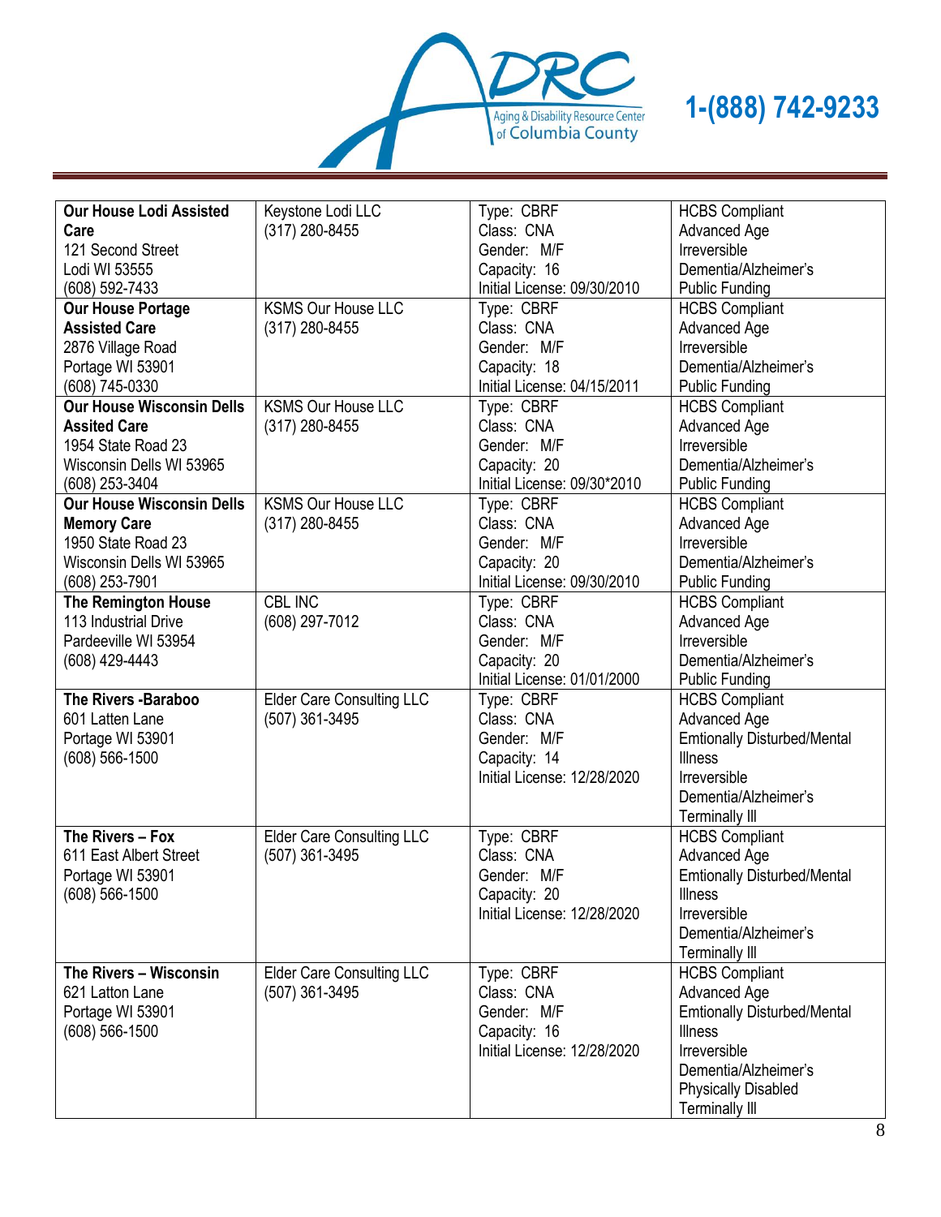| **Our House Lodi Assisted Care**<br>121 Second Street<br>Lodi WI 53555<br>(608) 592-7433 | Keystone Lodi LLC<br>(317) 280-8455 | Type: CBRF<br>Class: CNA<br>Gender: M/F<br>Capacity: 16<br>Initial License: 09/30/2010 | HCBS Compliant<br>Advanced Age<br>Irreversible<br>Dementia/Alzheimer's<br>Public Funding |
|---|---|---|---|
| **Our House Portage Assisted Care**<br>2876 Village Road<br>Portage WI 53901<br>(608) 745-0330 | KSMS Our House LLC<br>(317) 280-8455 | Type: CBRF<br>Class: CNA<br>Gender: M/F<br>Capacity: 18<br>Initial License: 04/15/2011 | HCBS Compliant<br>Advanced Age<br>Irreversible<br>Dementia/Alzheimer's<br>Public Funding |
| **Our House Wisconsin Dells Assited Care**<br>1954 State Road 23<br>Wisconsin Dells WI 53965<br>(608) 253-3404 | KSMS Our House LLC<br>(317) 280-8455 | Type: CBRF<br>Class: CNA<br>Gender: M/F<br>Capacity: 20<br>Initial License: 09/30*2010 | HCBS Compliant<br>Advanced Age<br>Irreversible<br>Dementia/Alzheimer's<br>Public Funding |
| **Our House Wisconsin Dells Memory Care**<br>1950 State Road 23<br>Wisconsin Dells WI 53965<br>(608) 253-7901 | KSMS Our House LLC<br>(317) 280-8455 | Type: CBRF<br>Class: CNA<br>Gender: M/F<br>Capacity: 20<br>Initial License: 09/30/2010 | HCBS Compliant<br>Advanced Age<br>Irreversible<br>Dementia/Alzheimer's<br>Public Funding |
| **The Remington House**<br>113 Industrial Drive<br>Pardeeville WI 53954<br>(608) 429-4443 | CBL INC<br>(608) 297-7012 | Type: CBRF<br>Class: CNA<br>Gender: M/F<br>Capacity: 20<br>Initial License: 01/01/2000 | HCBS Compliant<br>Advanced Age<br>Irreversible<br>Dementia/Alzheimer's<br>Public Funding |
| **The Rivers -Baraboo**<br>601 Latten Lane<br>Portage WI 53901<br>(608) 566-1500 | Elder Care Consulting LLC<br>(507) 361-3495 | Type: CBRF<br>Class: CNA<br>Gender: M/F<br>Capacity: 14<br>Initial License: 12/28/2020 | HCBS Compliant<br>Advanced Age<br>Emtionally Disturbed/Mental Illness<br>Irreversible<br>Dementia/Alzheimer's<br>Terminally Ill |
| **The Rivers – Fox**<br>611 East Albert Street<br>Portage WI 53901<br>(608) 566-1500 | Elder Care Consulting LLC<br>(507) 361-3495 | Type: CBRF<br>Class: CNA<br>Gender: M/F<br>Capacity: 20<br>Initial License: 12/28/2020 | HCBS Compliant<br>Advanced Age<br>Emtionally Disturbed/Mental Illness<br>Irreversible<br>Dementia/Alzheimer's<br>Terminally Ill |
| **The Rivers – Wisconsin**<br>621 Latton Lane<br>Portage WI 53901<br>(608) 566-1500 | Elder Care Consulting LLC<br>(507) 361-3495 | Type: CBRF<br>Class: CNA<br>Gender: M/F<br>Capacity: 16<br>Initial License: 12/28/2020 | HCBS Compliant<br>Advanced Age<br>Emtionally Disturbed/Mental Illness<br>Irreversible<br>Dementia/Alzheimer's<br>Physically Disabled<br>Terminally Ill |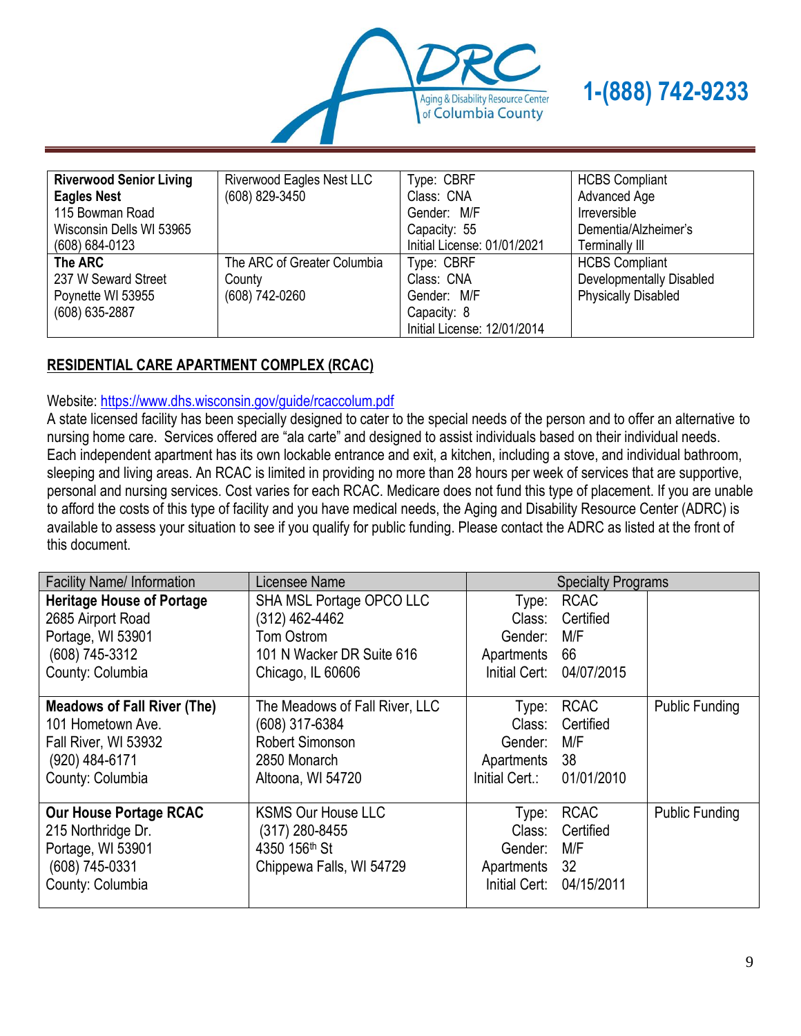| Riverwood Senior Living Eagles Nest<br>115 Bowman Road<br>Wisconsin Dells WI 53965<br>(608) 684-0123 | Riverwood Eagles Nest LLC<br>(608) 829-3450 | Type: CBRF<br>Class: CNA<br>Gender: M/F<br>Capacity: 55<br>Initial License: 01/01/2021 | HCBS Compliant<br>Advanced Age<br>Irreversible Dementia/Alzheimer's<br>Terminally Ill |
|---|---|---|---|
| **The ARC**<br>237 W Seward Street<br>Poynette WI 53955<br>(608) 635-2887 | The ARC of Greater Columbia County<br>(608) 742-0260 | Type: CBRF<br>Class: CNA<br>Gender: M/F<br>Capacity: 8<br>Initial License: 12/01/2014 | HCBS Compliant<br>Developmentally Disabled<br>Physically Disabled |

## RESIDENTIAL CARE APARTMENT COMPLEX (RCAC)

Website: https://www.dhs.wisconsin.gov/guide/rcaccolum.pdf

A state licensed facility has been specially designed to cater to the special needs of the person and to offer an alternative to nursing home care. Services offered are "ala carte" and designed to assist individuals based on their individual needs. Each independent apartment has its own lockable entrance and exit, a kitchen, including a stove, and individual bathroom, sleeping and living areas. An RCAC is limited in providing no more than 28 hours per week of services that are supportive, personal and nursing services. Cost varies for each RCAC. Medicare does not fund this type of placement. If you are unable to afford the costs of this type of facility and you have medical needs, the Aging and Disability Resource Center (ADRC) is available to assess your situation to see if you qualify for public funding. Please contact the ADRC as listed at the front of this document.

| Facility Name/ Information | Licensee Name | Specialty Programs | |
|---|---|---|---|
| **Heritage House of Portage**<br>2685 Airport Road<br>Portage, WI 53901<br>(608) 745-3312<br>County: Columbia | SHA MSL Portage OPCO LLC<br>(312) 462-4462<br>Tom Ostrom<br>101 N Wacker DR Suite 616<br>Chicago, IL 60606 | Type: RCAC<br>Class: Certified<br>Gender: M/F<br>Apartments 66<br>Initial Cert: 04/07/2015 | |
| **Meadows of Fall River (The)**<br>101 Hometown Ave.<br>Fall River, WI 53932<br>(920) 484-6171<br>County: Columbia | The Meadows of Fall River, LLC<br>(608) 317-6384<br>Robert Simonson<br>2850 Monarch<br>Altoona, WI 54720 | Type: RCAC<br>Class: Certified<br>Gender: M/F<br>Apartments 38<br>Initial Cert.: 01/01/2010 | Public Funding |
| **Our House Portage RCAC**<br>215 Northridge Dr.<br>Portage, WI 53901<br>(608) 745-0331<br>County: Columbia | KSMS Our House LLC<br>(317) 280-8455<br>4350 156th St<br>Chippewa Falls, WI 54729 | Type: RCAC<br>Class: Certified<br>Gender: M/F<br>Apartments 32<br>Initial Cert: 04/15/2011 | Public Funding |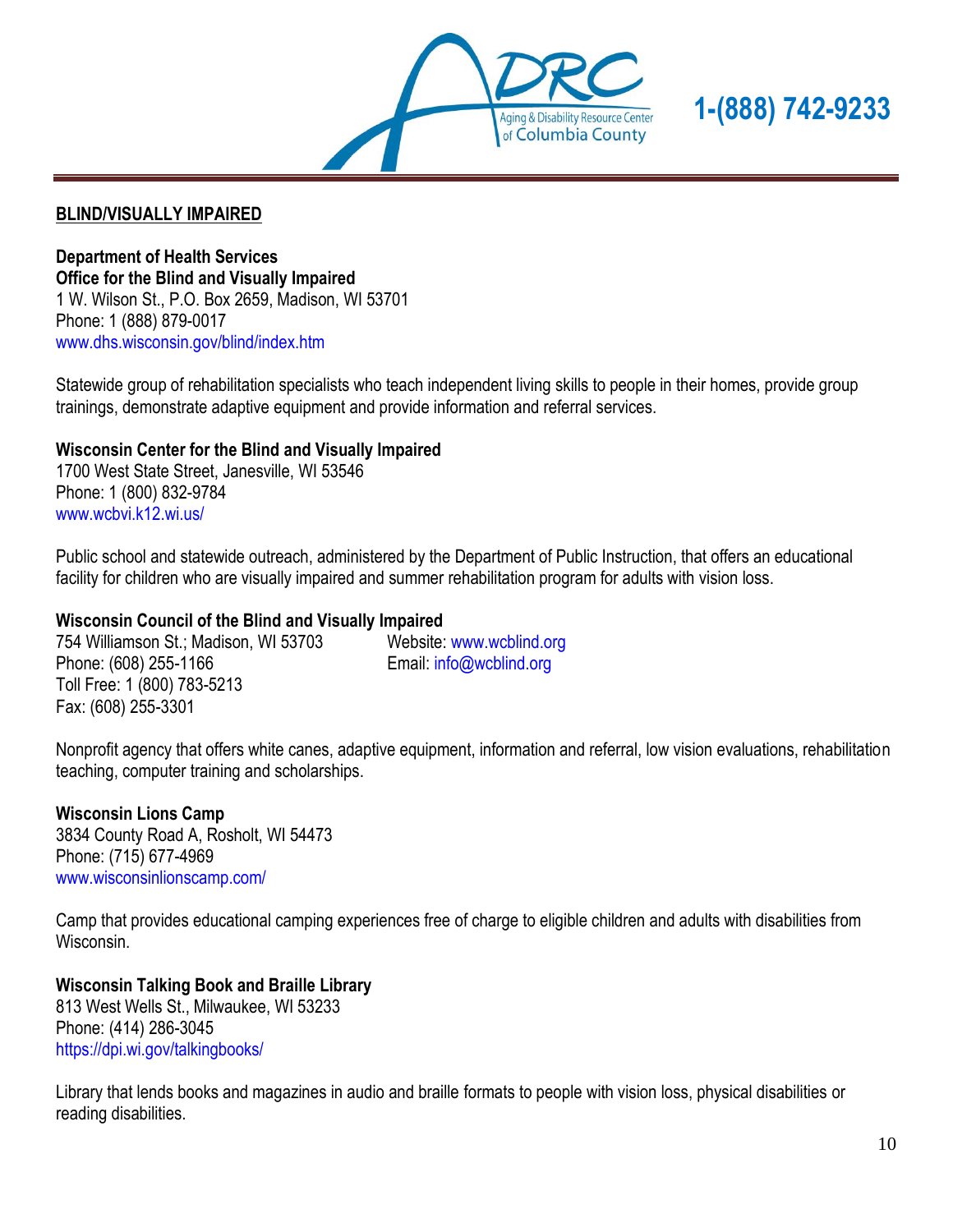## BLIND/VISUALLY IMPAIRED

**Department of Health Services**
**Office for the Blind and Visually Impaired**
1 W. Wilson St., P.O. Box 2659, Madison, WI 53701
Phone: 1 (888) 879-0017
www.dhs.wisconsin.gov/blind/index.htm

Statewide group of rehabilitation specialists who teach independent living skills to people in their homes, provide group trainings, demonstrate adaptive equipment and provide information and referral services.

**Wisconsin Center for the Blind and Visually Impaired**
1700 West State Street, Janesville, WI 53546
Phone: 1 (800) 832-9784
www.wcbvi.k12.wi.us/

Public school and statewide outreach, administered by the Department of Public Instruction, that offers an educational facility for children who are visually impaired and summer rehabilitation program for adults with vision loss.

**Wisconsin Council of the Blind and Visually Impaired**
754 Williamson St.; Madison, WI 53703
Phone: (608) 255-1166
Toll Free: 1 (800) 783-5213
Fax: (608) 255-3301
Website: www.wcblind.org
Email: info@wcblind.org

Nonprofit agency that offers white canes, adaptive equipment, information and referral, low vision evaluations, rehabilitation teaching, computer training and scholarships.

**Wisconsin Lions Camp**
3834 County Road A, Rosholt, WI 54473
Phone: (715) 677-4969
www.wisconsinlionscamp.com/

Camp that provides educational camping experiences free of charge to eligible children and adults with disabilities from Wisconsin.

**Wisconsin Talking Book and Braille Library**
813 West Wells St., Milwaukee, WI 53233
Phone: (414) 286-3045
https://dpi.wi.gov/talkingbooks/

Library that lends books and magazines in audio and braille formats to people with vision loss, physical disabilities or reading disabilities.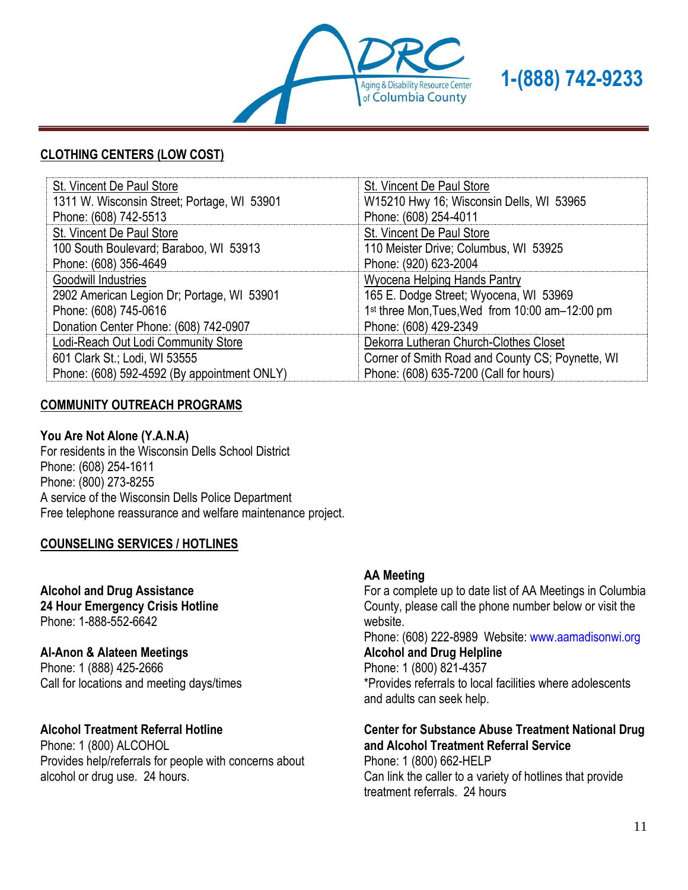## CLOTHING CENTERS (LOW COST)

| | |
|---|---|
| St. Vincent De Paul Store<br>1311 W. Wisconsin Street; Portage, WI 53901<br>Phone: (608) 742-5513 | St. Vincent De Paul Store<br>W15210 Hwy 16; Wisconsin Dells, WI 53965<br>Phone: (608) 254-4011 |
| St. Vincent De Paul Store<br>100 South Boulevard; Baraboo, WI 53913<br>Phone: (608) 356-4649 | St. Vincent De Paul Store<br>110 Meister Drive; Columbus, WI 53925<br>Phone: (920) 623-2004 |
| Goodwill Industries<br>2902 American Legion Dr; Portage, WI 53901<br>Phone: (608) 745-0616<br>Donation Center Phone: (608) 742-0907 | Wyocena Helping Hands Pantry<br>165 E. Dodge Street; Wyocena, WI 53969<br>1st three Mon,Tues,Wed from 10:00 am–12:00 pm<br>Phone: (608) 429-2349 |
| Lodi-Reach Out Lodi Community Store<br>601 Clark St.; Lodi, WI 53555<br>Phone: (608) 592-4592 (By appointment ONLY) | Dekorra Lutheran Church-Clothes Closet<br>Corner of Smith Road and County CS; Poynette, WI<br>Phone: (608) 635-7200 (Call for hours) |

## COMMUNITY OUTREACH PROGRAMS

**You Are Not Alone (Y.A.N.A)**
For residents in the Wisconsin Dells School District
Phone: (608) 254-1611
Phone: (800) 273-8255
A service of the Wisconsin Dells Police Department
Free telephone reassurance and welfare maintenance project.

## COUNSELING SERVICES / HOTLINES

**Alcohol and Drug Assistance**
**24 Hour Emergency Crisis Hotline**
Phone: 1-888-552-6642

**Al-Anon & Alateen Meetings**
Phone: 1 (888) 425-2666
Call for locations and meeting days/times

**Alcohol Treatment Referral Hotline**
Phone: 1 (800) ALCOHOL
Provides help/referrals for people with concerns about alcohol or drug use. 24 hours.

**AA Meeting**
For a complete up to date list of AA Meetings in Columbia County, please call the phone number below or visit the website.
Phone: (608) 222-8989 Website: www.aamadisonwi.org

**Alcohol and Drug Helpline**
Phone: 1 (800) 821-4357
*Provides referrals to local facilities where adolescents and adults can seek help.

**Center for Substance Abuse Treatment National Drug and Alcohol Treatment Referral Service**
Phone: 1 (800) 662-HELP
Can link the caller to a variety of hotlines that provide treatment referrals. 24 hours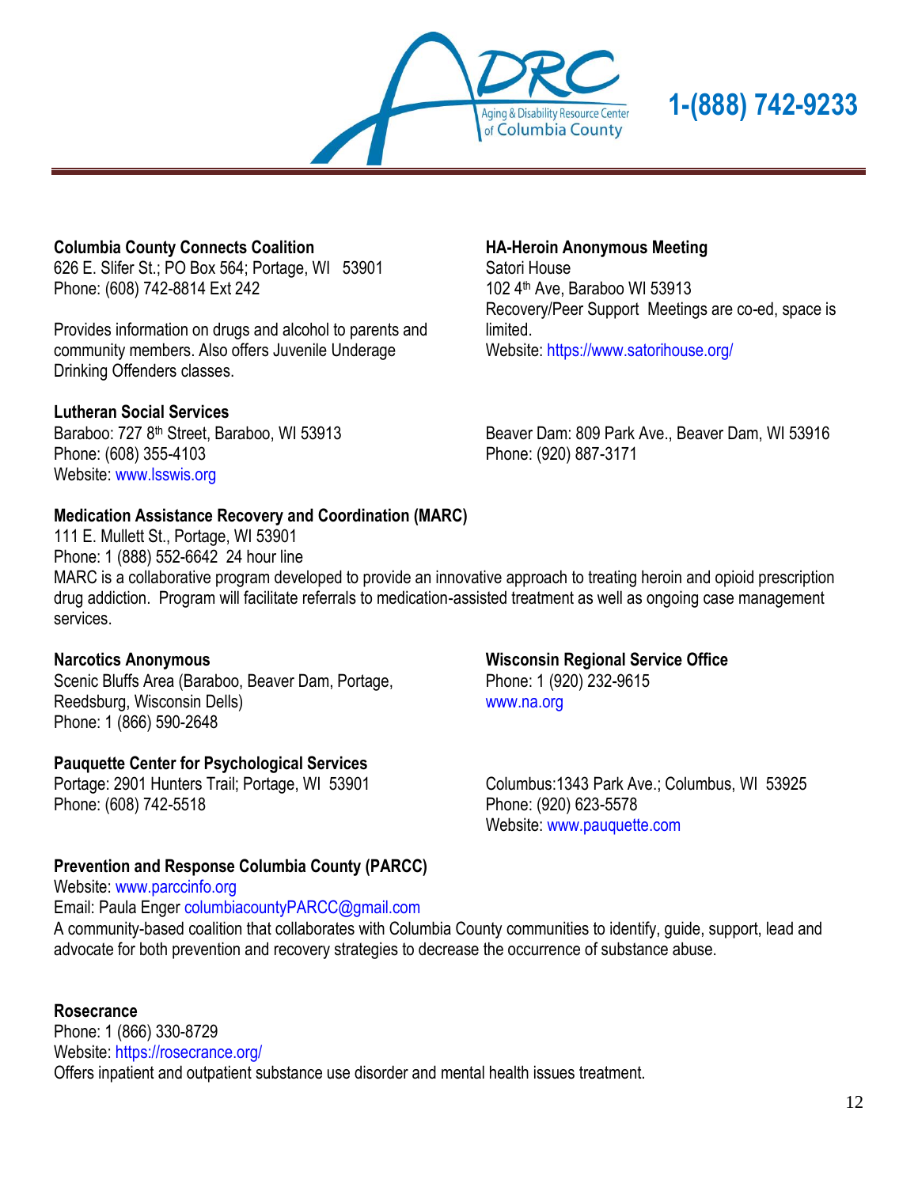**Columbia County Connects Coalition**
626 E. Slifer St.; PO Box 564; Portage, WI 53901
Phone: (608) 742-8814 Ext 242

Provides information on drugs and alcohol to parents and community members. Also offers Juvenile Underage Drinking Offenders classes.

**HA-Heroin Anonymous Meeting**
Satori House
102 4th Ave, Baraboo WI 53913
Recovery/Peer Support Meetings are co-ed, space is limited.
Website: https://www.satorihouse.org/

**Lutheran Social Services**
Baraboo: 727 8th Street, Baraboo, WI 53913
Phone: (608) 355-4103
Website: www.lsswis.org

Beaver Dam: 809 Park Ave., Beaver Dam, WI 53916
Phone: (920) 887-3171

**Medication Assistance Recovery and Coordination (MARC)**
111 E. Mullett St., Portage, WI 53901
Phone: 1 (888) 552-6642 24 hour line
MARC is a collaborative program developed to provide an innovative approach to treating heroin and opioid prescription drug addiction. Program will facilitate referrals to medication-assisted treatment as well as ongoing case management services.

**Narcotics Anonymous**
Scenic Bluffs Area (Baraboo, Beaver Dam, Portage, Reedsburg, Wisconsin Dells)
Phone: 1 (866) 590-2648

**Wisconsin Regional Service Office**
Phone: 1 (920) 232-9615
www.na.org

**Pauquette Center for Psychological Services**
Portage: 2901 Hunters Trail; Portage, WI 53901
Phone: (608) 742-5518

Columbus: 1343 Park Ave.; Columbus, WI 53925
Phone: (920) 623-5578
Website: www.pauquette.com

**Prevention and Response Columbia County (PARCC)**
Website: www.parccinfo.org
Email: Paula Enger columbiacountyPARCC@gmail.com
A community-based coalition that collaborates with Columbia County communities to identify, guide, support, lead and advocate for both prevention and recovery strategies to decrease the occurrence of substance abuse.

**Rosecrance**
Phone: 1 (866) 330-8729
Website: https://rosecrance.org/
Offers inpatient and outpatient substance use disorder and mental health issues treatment.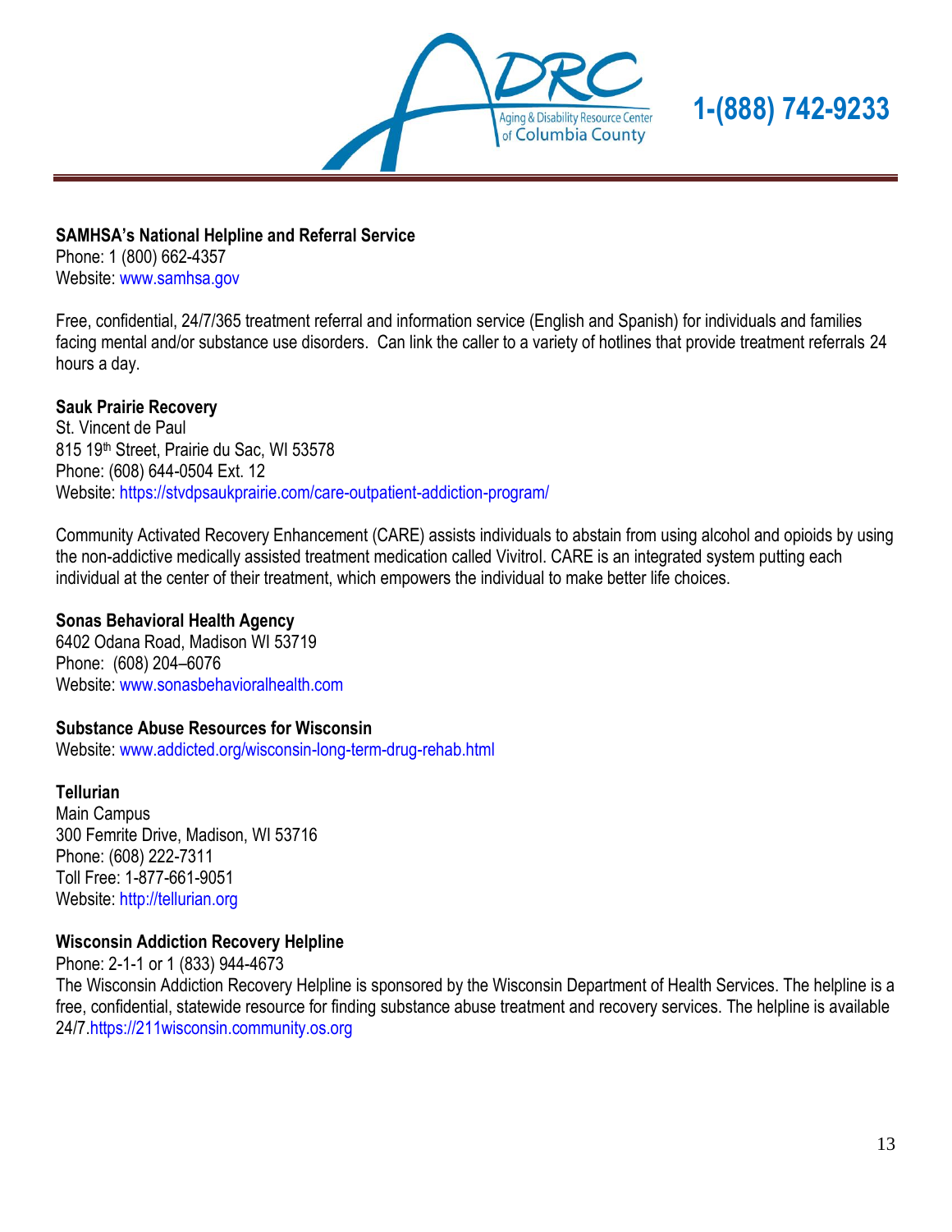**SAMHSA's National Helpline and Referral Service**
Phone: 1 (800) 662-4357
Website: www.samhsa.gov

Free, confidential, 24/7/365 treatment referral and information service (English and Spanish) for individuals and families facing mental and/or substance use disorders. Can link the caller to a variety of hotlines that provide treatment referrals 24 hours a day.

**Sauk Prairie Recovery**
St. Vincent de Paul
815 19th Street, Prairie du Sac, WI 53578
Phone: (608) 644-0504 Ext. 12
Website: https://stvdpsaukprairie.com/care-outpatient-addiction-program/

Community Activated Recovery Enhancement (CARE) assists individuals to abstain from using alcohol and opioids by using the non-addictive medically assisted treatment medication called Vivitrol. CARE is an integrated system putting each individual at the center of their treatment, which empowers the individual to make better life choices.

**Sonas Behavioral Health Agency**
6402 Odana Road, Madison WI 53719
Phone: (608) 204–6076
Website: www.sonasbehavioralhealth.com

**Substance Abuse Resources for Wisconsin**
Website: www.addicted.org/wisconsin-long-term-drug-rehab.html

**Tellurian**
Main Campus
300 Femrite Drive, Madison, WI 53716
Phone: (608) 222-7311
Toll Free: 1-877-661-9051
Website: http://tellurian.org

**Wisconsin Addiction Recovery Helpline**
Phone: 2-1-1 or 1 (833) 944-4673
The Wisconsin Addiction Recovery Helpline is sponsored by the Wisconsin Department of Health Services. The helpline is a free, confidential, statewide resource for finding substance abuse treatment and recovery services. The helpline is available 24/7.https://211wisconsin.community.os.org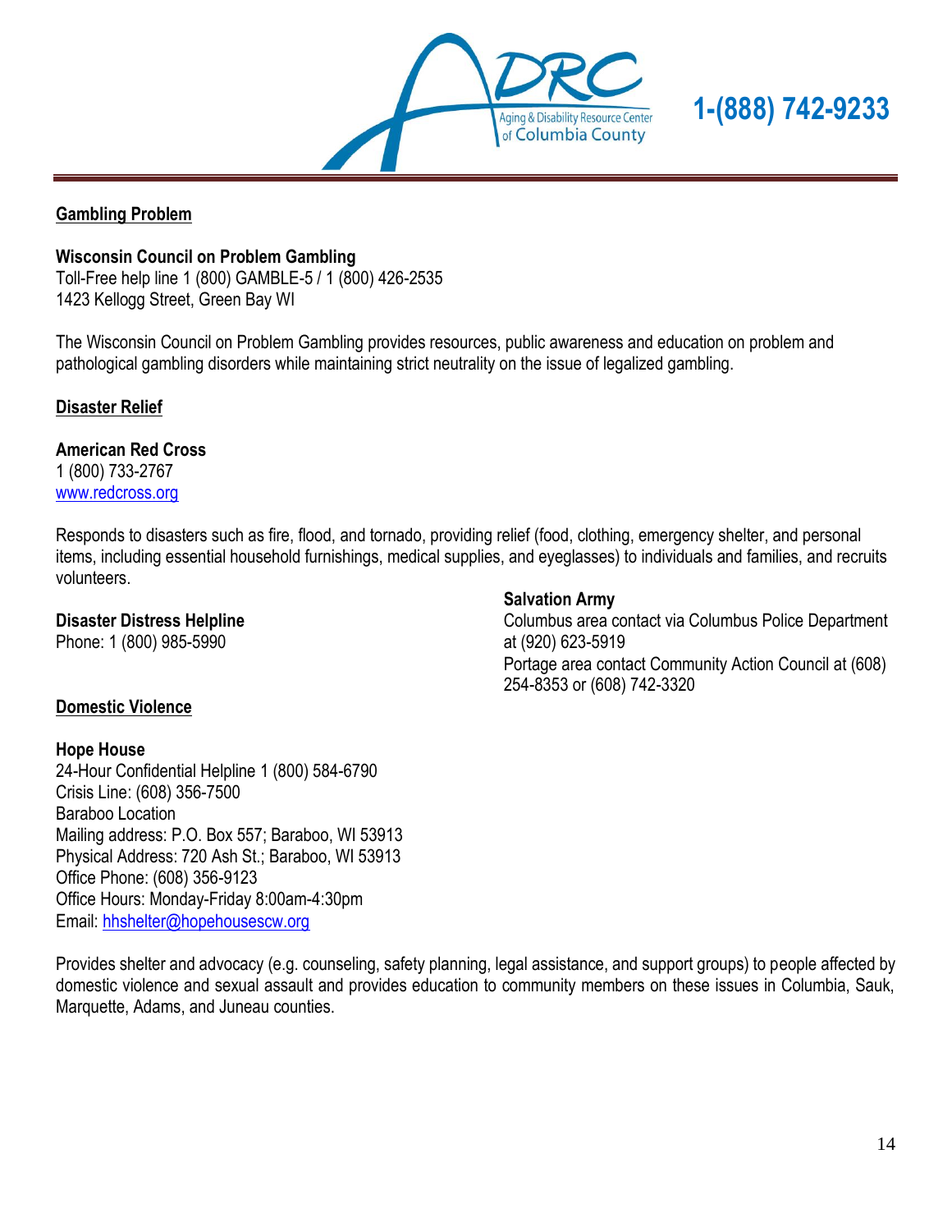## Gambling Problem

**Wisconsin Council on Problem Gambling**
Toll-Free help line 1 (800) GAMBLE-5 / 1 (800) 426-2535
1423 Kellogg Street, Green Bay WI

The Wisconsin Council on Problem Gambling provides resources, public awareness and education on problem and pathological gambling disorders while maintaining strict neutrality on the issue of legalized gambling.

## Disaster Relief

**American Red Cross**
1 (800) 733-2767
www.redcross.org

Responds to disasters such as fire, flood, and tornado, providing relief (food, clothing, emergency shelter, and personal items, including essential household furnishings, medical supplies, and eyeglasses) to individuals and families, and recruits volunteers.

**Disaster Distress Helpline**
Phone: 1 (800) 985-5990

**Salvation Army**
Columbus area contact via Columbus Police Department at (920) 623-5919
Portage area contact Community Action Council at (608) 254-8353 or (608) 742-3320

## Domestic Violence

**Hope House**
24-Hour Confidential Helpline 1 (800) 584-6790
Crisis Line: (608) 356-7500
Baraboo Location
Mailing address: P.O. Box 557; Baraboo, WI 53913
Physical Address: 720 Ash St.; Baraboo, WI 53913
Office Phone: (608) 356-9123
Office Hours: Monday-Friday 8:00am-4:30pm
Email: hhshelter@hopehousescw.org

Provides shelter and advocacy (e.g. counseling, safety planning, legal assistance, and support groups) to people affected by domestic violence and sexual assault and provides education to community members on these issues in Columbia, Sauk, Marquette, Adams, and Juneau counties.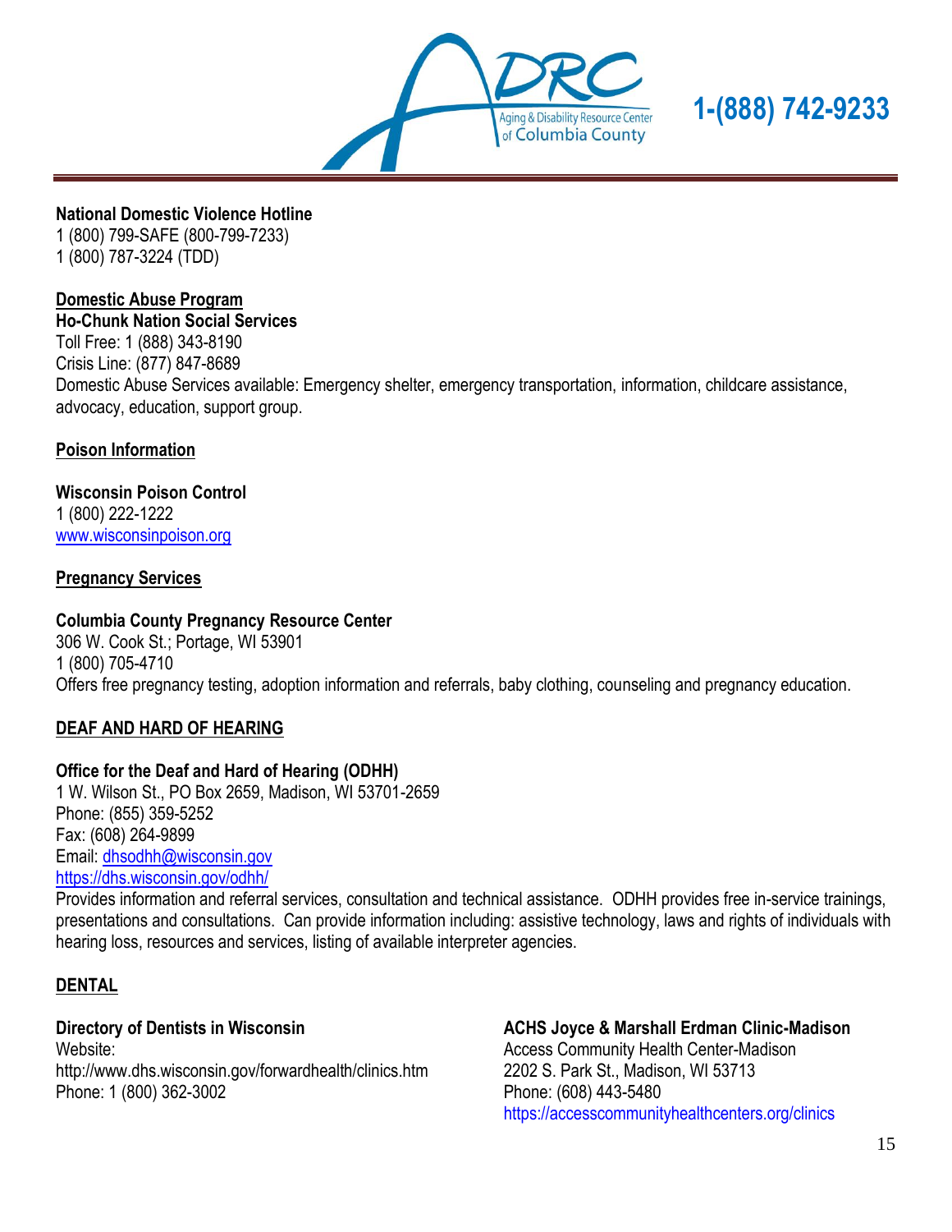**National Domestic Violence Hotline**
1 (800) 799-SAFE (800-799-7233)
1 (800) 787-3224 (TDD)

**Domestic Abuse Program**

**Ho-Chunk Nation Social Services**
Toll Free: 1 (888) 343-8190
Crisis Line: (877) 847-8689
Domestic Abuse Services available: Emergency shelter, emergency transportation, information, childcare assistance, advocacy, education, support group.

**Poison Information**

**Wisconsin Poison Control**
1 (800) 222-1222
www.wisconsinpoison.org

**Pregnancy Services**

**Columbia County Pregnancy Resource Center**
306 W. Cook St.; Portage, WI 53901
1 (800) 705-4710
Offers free pregnancy testing, adoption information and referrals, baby clothing, counseling and pregnancy education.

## DEAF AND HARD OF HEARING

**Office for the Deaf and Hard of Hearing (ODHH)**
1 W. Wilson St., PO Box 2659, Madison, WI 53701-2659
Phone: (855) 359-5252
Fax: (608) 264-9899
Email: dhsodhh@wisconsin.gov
https://dhs.wisconsin.gov/odhh/
Provides information and referral services, consultation and technical assistance. ODHH provides free in-service trainings, presentations and consultations. Can provide information including: assistive technology, laws and rights of individuals with hearing loss, resources and services, listing of available interpreter agencies.

## DENTAL

**Directory of Dentists in Wisconsin**
Website:
http://www.dhs.wisconsin.gov/forwardhealth/clinics.htm
Phone: 1 (800) 362-3002

**ACHS Joyce & Marshall Erdman Clinic-Madison**
Access Community Health Center-Madison
2202 S. Park St., Madison, WI 53713
Phone: (608) 443-5480
https://accesscommunityhealthcenters.org/clinics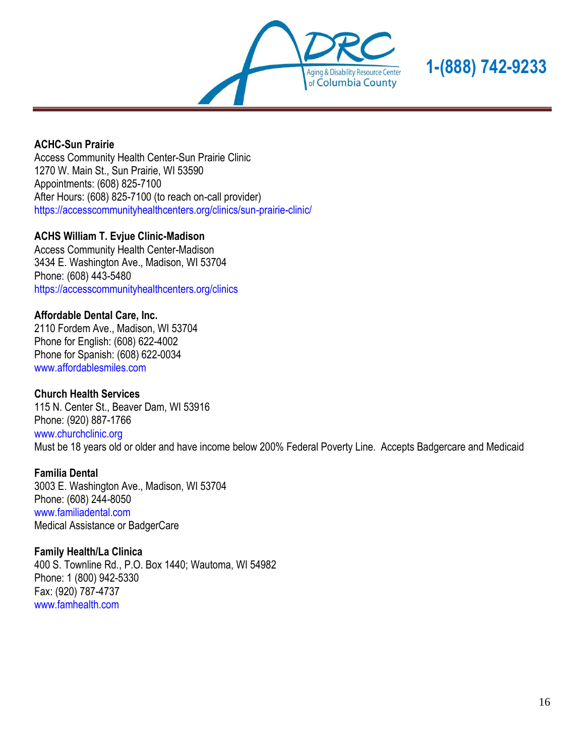**ACHC-Sun Prairie**
Access Community Health Center-Sun Prairie Clinic
1270 W. Main St., Sun Prairie, WI 53590
Appointments: (608) 825-7100
After Hours: (608) 825-7100 (to reach on-call provider)
https://accesscommunityhealthcenters.org/clinics/sun-prairie-clinic/

**ACHS William T. Evjue Clinic-Madison**
Access Community Health Center-Madison
3434 E. Washington Ave., Madison, WI 53704
Phone: (608) 443-5480
https://accesscommunityhealthcenters.org/clinics

**Affordable Dental Care, Inc.**
2110 Fordem Ave., Madison, WI 53704
Phone for English: (608) 622-4002
Phone for Spanish: (608) 622-0034
www.affordablesmiles.com

**Church Health Services**
115 N. Center St., Beaver Dam, WI 53916
Phone: (920) 887-1766
www.churchclinic.org
Must be 18 years old or older and have income below 200% Federal Poverty Line. Accepts Badgercare and Medicaid

**Familia Dental**
3003 E. Washington Ave., Madison, WI 53704
Phone: (608) 244-8050
www.familiadental.com
Medical Assistance or BadgerCare

**Family Health/La Clinica**
400 S. Townline Rd., P.O. Box 1440; Wautoma, WI 54982
Phone: 1 (800) 942-5330
Fax: (920) 787-4737
www.famhealth.com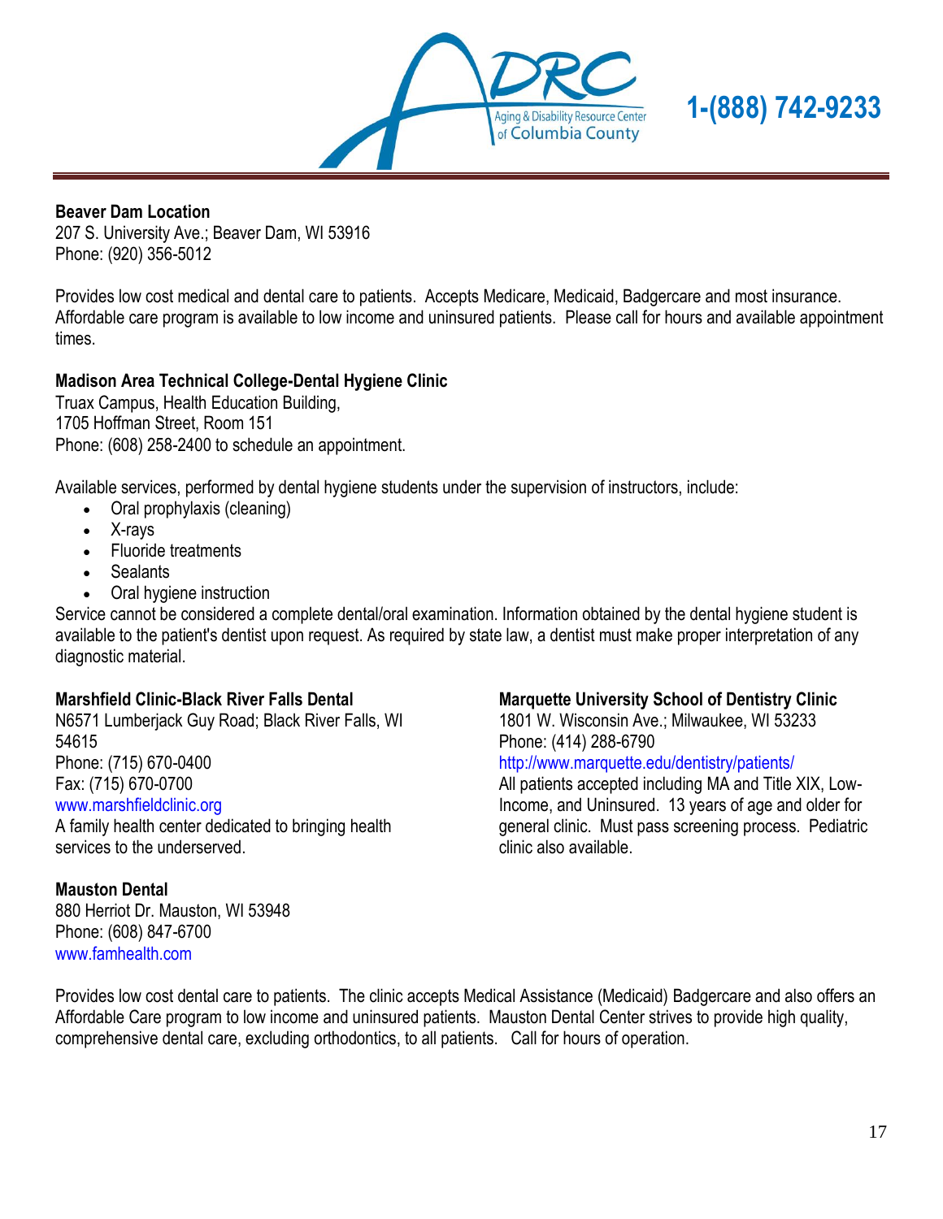**Beaver Dam Location**
207 S. University Ave.; Beaver Dam, WI 53916
Phone: (920) 356-5012

Provides low cost medical and dental care to patients. Accepts Medicare, Medicaid, Badgercare and most insurance. Affordable care program is available to low income and uninsured patients. Please call for hours and available appointment times.

**Madison Area Technical College-Dental Hygiene Clinic**
Truax Campus, Health Education Building,
1705 Hoffman Street, Room 151
Phone: (608) 258-2400 to schedule an appointment.

Available services, performed by dental hygiene students under the supervision of instructors, include:

- Oral prophylaxis (cleaning)
- X-rays
- Fluoride treatments
- Sealants
- Oral hygiene instruction

Service cannot be considered a complete dental/oral examination. Information obtained by the dental hygiene student is available to the patient's dentist upon request. As required by state law, a dentist must make proper interpretation of any diagnostic material.

**Marshfield Clinic-Black River Falls Dental**
N6571 Lumberjack Guy Road; Black River Falls, WI 54615
Phone: (715) 670-0400
Fax: (715) 670-0700
www.marshfieldclinic.org
A family health center dedicated to bringing health services to the underserved.

**Marquette University School of Dentistry Clinic**
1801 W. Wisconsin Ave.; Milwaukee, WI 53233
Phone: (414) 288-6790
http://www.marquette.edu/dentistry/patients/
All patients accepted including MA and Title XIX, Low-Income, and Uninsured. 13 years of age and older for general clinic. Must pass screening process. Pediatric clinic also available.

**Mauston Dental**
880 Herriot Dr. Mauston, WI 53948
Phone: (608) 847-6700
www.famhealth.com

Provides low cost dental care to patients. The clinic accepts Medical Assistance (Medicaid) Badgercare and also offers an Affordable Care program to low income and uninsured patients. Mauston Dental Center strives to provide high quality, comprehensive dental care, excluding orthodontics, to all patients. Call for hours of operation.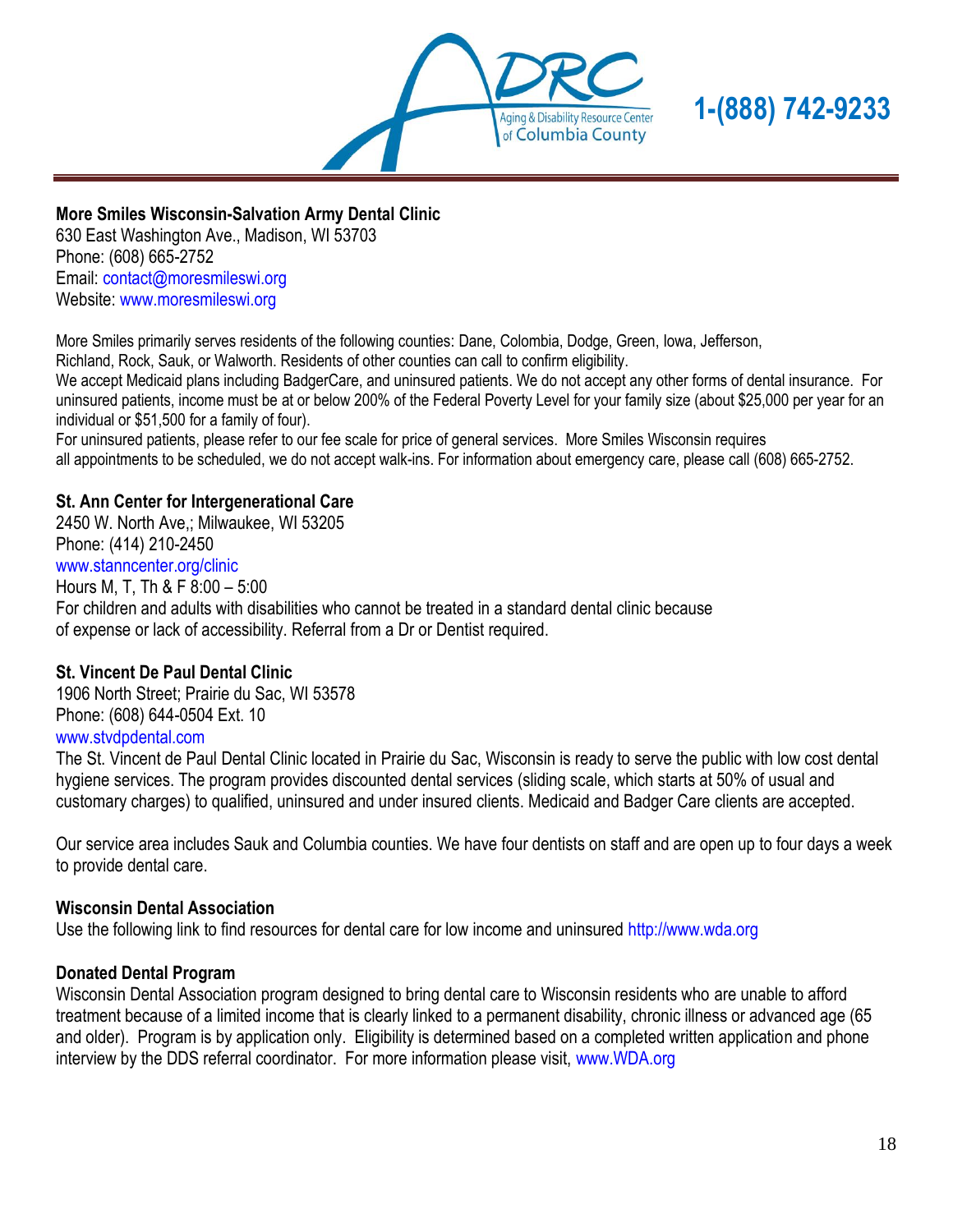**More Smiles Wisconsin-Salvation Army Dental Clinic**
630 East Washington Ave., Madison, WI 53703
Phone: (608) 665-2752
Email: contact@moresmileswi.org
Website: www.moresmileswi.org

More Smiles primarily serves residents of the following counties: Dane, Colombia, Dodge, Green, Iowa, Jefferson, Richland, Rock, Sauk, or Walworth. Residents of other counties can call to confirm eligibility.
We accept Medicaid plans including BadgerCare, and uninsured patients. We do not accept any other forms of dental insurance. For uninsured patients, income must be at or below 200% of the Federal Poverty Level for your family size (about $25,000 per year for an individual or $51,500 for a family of four).
For uninsured patients, please refer to our fee scale for price of general services. More Smiles Wisconsin requires all appointments to be scheduled, we do not accept walk-ins. For information about emergency care, please call (608) 665-2752.

**St. Ann Center for Intergenerational Care**
2450 W. North Ave,; Milwaukee, WI 53205
Phone: (414) 210-2450
www.stanncenter.org/clinic
Hours M, T, Th & F 8:00 – 5:00
For children and adults with disabilities who cannot be treated in a standard dental clinic because of expense or lack of accessibility. Referral from a Dr or Dentist required.

**St. Vincent De Paul Dental Clinic**
1906 North Street; Prairie du Sac, WI 53578
Phone: (608) 644-0504 Ext. 10
www.stvdpdental.com
The St. Vincent de Paul Dental Clinic located in Prairie du Sac, Wisconsin is ready to serve the public with low cost dental hygiene services. The program provides discounted dental services (sliding scale, which starts at 50% of usual and customary charges) to qualified, uninsured and under insured clients. Medicaid and Badger Care clients are accepted.

Our service area includes Sauk and Columbia counties. We have four dentists on staff and are open up to four days a week to provide dental care.

**Wisconsin Dental Association**
Use the following link to find resources for dental care for low income and uninsured http://www.wda.org

**Donated Dental Program**
Wisconsin Dental Association program designed to bring dental care to Wisconsin residents who are unable to afford treatment because of a limited income that is clearly linked to a permanent disability, chronic illness or advanced age (65 and older). Program is by application only. Eligibility is determined based on a completed written application and phone interview by the DDS referral coordinator. For more information please visit, www.WDA.org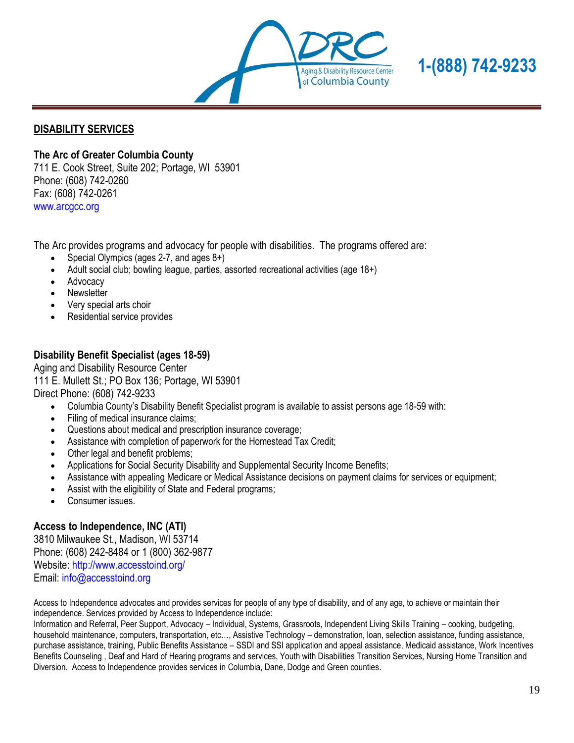## DISABILITY SERVICES

**The Arc of Greater Columbia County**
711 E. Cook Street, Suite 202; Portage, WI 53901
Phone: (608) 742-0260
Fax: (608) 742-0261
www.arcgcc.org

The Arc provides programs and advocacy for people with disabilities. The programs offered are:

- Special Olympics (ages 2-7, and ages 8+)
- Adult social club; bowling league, parties, assorted recreational activities (age 18+)
- Advocacy
- Newsletter
- Very special arts choir
- Residential service provides

**Disability Benefit Specialist (ages 18-59)**
Aging and Disability Resource Center
111 E. Mullett St.; PO Box 136; Portage, WI 53901
Direct Phone: (608) 742-9233

- Columbia County's Disability Benefit Specialist program is available to assist persons age 18-59 with:
- Filing of medical insurance claims;
- Questions about medical and prescription insurance coverage;
- Assistance with completion of paperwork for the Homestead Tax Credit;
- Other legal and benefit problems;
- Applications for Social Security Disability and Supplemental Security Income Benefits;
- Assistance with appealing Medicare or Medical Assistance decisions on payment claims for services or equipment;
- Assist with the eligibility of State and Federal programs;
- Consumer issues.

**Access to Independence, INC (ATI)**
3810 Milwaukee St., Madison, WI 53714
Phone: (608) 242-8484 or 1 (800) 362-9877
Website: http://www.accesstoind.org/
Email: info@accesstoind.org

Access to Independence advocates and provides services for people of any type of disability, and of any age, to achieve or maintain their independence. Services provided by Access to Independence include:
Information and Referral, Peer Support, Advocacy – Individual, Systems, Grassroots, Independent Living Skills Training – cooking, budgeting, household maintenance, computers, transportation, etc…, Assistive Technology – demonstration, loan, selection assistance, funding assistance, purchase assistance, training, Public Benefits Assistance – SSDI and SSI application and appeal assistance, Medicaid assistance, Work Incentives Benefits Counseling , Deaf and Hard of Hearing programs and services, Youth with Disabilities Transition Services, Nursing Home Transition and Diversion. Access to Independence provides services in Columbia, Dane, Dodge and Green counties.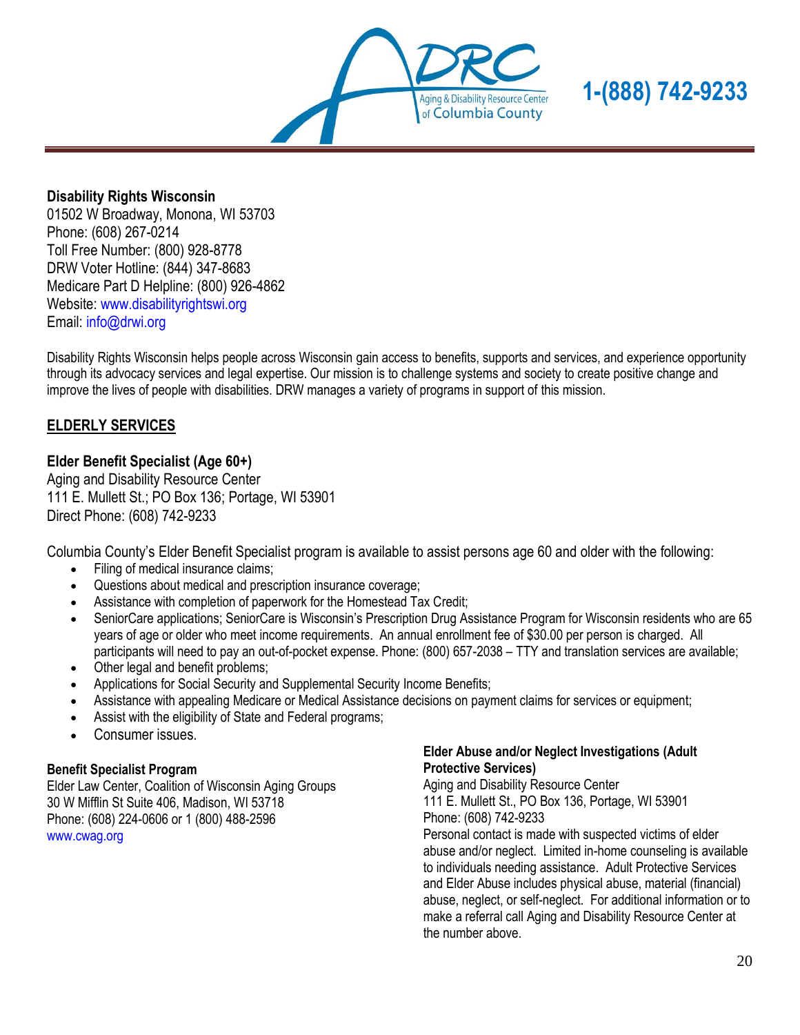**Disability Rights Wisconsin**
01502 W Broadway, Monona, WI 53703
Phone: (608) 267-0214
Toll Free Number: (800) 928-8778
DRW Voter Hotline: (844) 347-8683
Medicare Part D Helpline: (800) 926-4862
Website: www.disabilityrightswi.org
Email: info@drwi.org

Disability Rights Wisconsin helps people across Wisconsin gain access to benefits, supports and services, and experience opportunity through its advocacy services and legal expertise. Our mission is to challenge systems and society to create positive change and improve the lives of people with disabilities. DRW manages a variety of programs in support of this mission.

## ELDERLY SERVICES

**Elder Benefit Specialist (Age 60+)**
Aging and Disability Resource Center
111 E. Mullett St.; PO Box 136; Portage, WI 53901
Direct Phone: (608) 742-9233

Columbia County's Elder Benefit Specialist program is available to assist persons age 60 and older with the following:

- Filing of medical insurance claims;
- Questions about medical and prescription insurance coverage;
- Assistance with completion of paperwork for the Homestead Tax Credit;
- SeniorCare applications; SeniorCare is Wisconsin's Prescription Drug Assistance Program for Wisconsin residents who are 65 years of age or older who meet income requirements. An annual enrollment fee of $30.00 per person is charged. All participants will need to pay an out-of-pocket expense. Phone: (800) 657-2038 – TTY and translation services are available;
- Other legal and benefit problems;
- Applications for Social Security and Supplemental Security Income Benefits;
- Assistance with appealing Medicare or Medical Assistance decisions on payment claims for services or equipment;
- Assist with the eligibility of State and Federal programs;
- Consumer issues.

**Benefit Specialist Program**
Elder Law Center, Coalition of Wisconsin Aging Groups
30 W Mifflin St Suite 406, Madison, WI 53718
Phone: (608) 224-0606 or 1 (800) 488-2596
www.cwag.org

**Elder Abuse and/or Neglect Investigations (Adult Protective Services)**
Aging and Disability Resource Center
111 E. Mullett St., PO Box 136, Portage, WI 53901
Phone: (608) 742-9233
Personal contact is made with suspected victims of elder abuse and/or neglect. Limited in-home counseling is available to individuals needing assistance. Adult Protective Services and Elder Abuse includes physical abuse, material (financial) abuse, neglect, or self-neglect. For additional information or to make a referral call Aging and Disability Resource Center at the number above.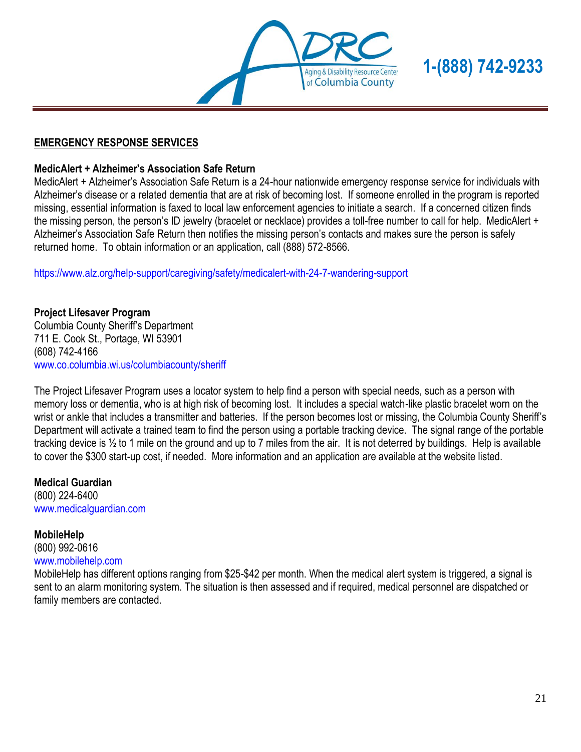## EMERGENCY RESPONSE SERVICES

**MedicAlert + Alzheimer's Association Safe Return**

MedicAlert + Alzheimer's Association Safe Return is a 24-hour nationwide emergency response service for individuals with Alzheimer's disease or a related dementia that are at risk of becoming lost. If someone enrolled in the program is reported missing, essential information is faxed to local law enforcement agencies to initiate a search. If a concerned citizen finds the missing person, the person's ID jewelry (bracelet or necklace) provides a toll-free number to call for help. MedicAlert + Alzheimer's Association Safe Return then notifies the missing person's contacts and makes sure the person is safely returned home. To obtain information or an application, call (888) 572-8566.

https://www.alz.org/help-support/caregiving/safety/medicalert-with-24-7-wandering-support

**Project Lifesaver Program**
Columbia County Sheriff's Department
711 E. Cook St., Portage, WI 53901
(608) 742-4166
www.co.columbia.wi.us/columbiacounty/sheriff

The Project Lifesaver Program uses a locator system to help find a person with special needs, such as a person with memory loss or dementia, who is at high risk of becoming lost. It includes a special watch-like plastic bracelet worn on the wrist or ankle that includes a transmitter and batteries. If the person becomes lost or missing, the Columbia County Sheriff's Department will activate a trained team to find the person using a portable tracking device. The signal range of the portable tracking device is ½ to 1 mile on the ground and up to 7 miles from the air. It is not deterred by buildings. Help is available to cover the $300 start-up cost, if needed. More information and an application are available at the website listed.

**Medical Guardian**
(800) 224-6400
www.medicalguardian.com

**MobileHelp**
(800) 992-0616
www.mobilehelp.com
MobileHelp has different options ranging from $25-$42 per month. When the medical alert system is triggered, a signal is sent to an alarm monitoring system. The situation is then assessed and if required, medical personnel are dispatched or family members are contacted.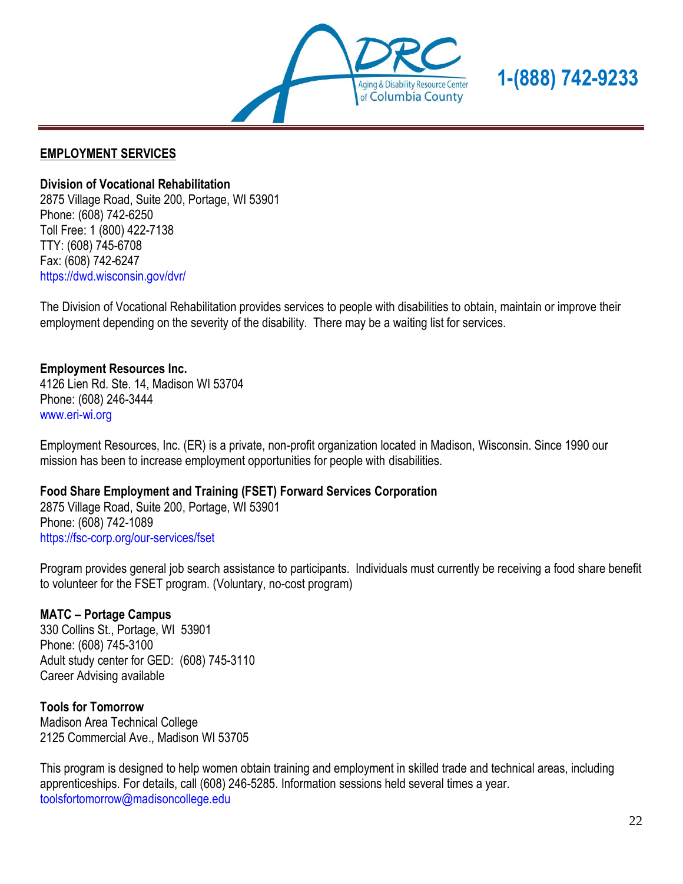## EMPLOYMENT SERVICES

**Division of Vocational Rehabilitation**
2875 Village Road, Suite 200, Portage, WI 53901
Phone: (608) 742-6250
Toll Free: 1 (800) 422-7138
TTY: (608) 745-6708
Fax: (608) 742-6247
https://dwd.wisconsin.gov/dvr/

The Division of Vocational Rehabilitation provides services to people with disabilities to obtain, maintain or improve their employment depending on the severity of the disability. There may be a waiting list for services.

**Employment Resources Inc.**
4126 Lien Rd. Ste. 14, Madison WI 53704
Phone: (608) 246-3444
www.eri-wi.org

Employment Resources, Inc. (ER) is a private, non-profit organization located in Madison, Wisconsin. Since 1990 our mission has been to increase employment opportunities for people with disabilities.

**Food Share Employment and Training (FSET) Forward Services Corporation**
2875 Village Road, Suite 200, Portage, WI 53901
Phone: (608) 742-1089
https://fsc-corp.org/our-services/fset

Program provides general job search assistance to participants. Individuals must currently be receiving a food share benefit to volunteer for the FSET program. (Voluntary, no-cost program)

**MATC – Portage Campus**
330 Collins St., Portage, WI 53901
Phone: (608) 745-3100
Adult study center for GED: (608) 745-3110
Career Advising available

**Tools for Tomorrow**
Madison Area Technical College
2125 Commercial Ave., Madison WI 53705

This program is designed to help women obtain training and employment in skilled trade and technical areas, including apprenticeships. For details, call (608) 246-5285. Information sessions held several times a year.
toolsfortomorrow@madisoncollege.edu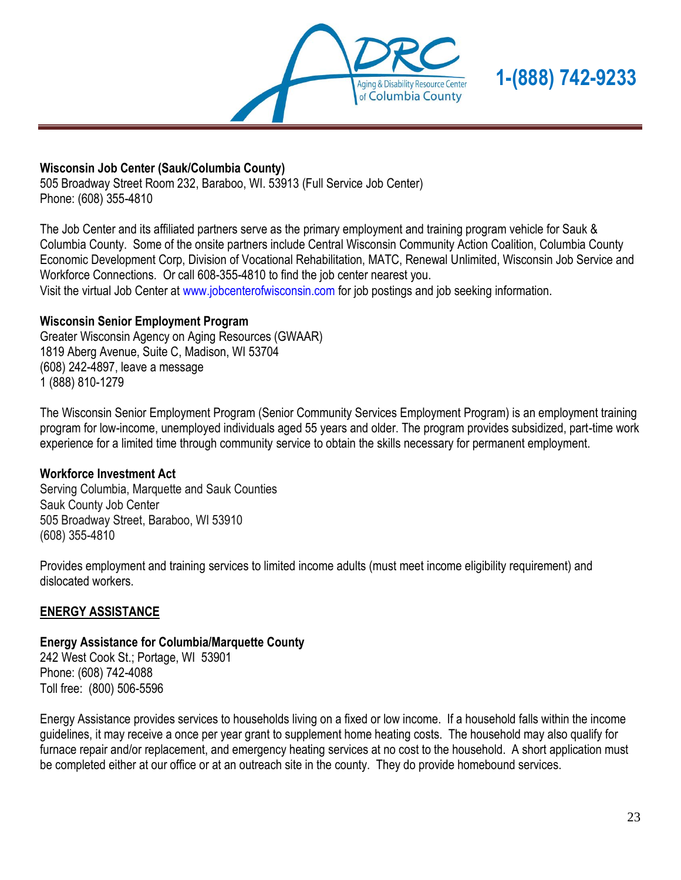**Wisconsin Job Center (Sauk/Columbia County)**
505 Broadway Street Room 232, Baraboo, WI. 53913 (Full Service Job Center)
Phone: (608) 355-4810

The Job Center and its affiliated partners serve as the primary employment and training program vehicle for Sauk & Columbia County. Some of the onsite partners include Central Wisconsin Community Action Coalition, Columbia County Economic Development Corp, Division of Vocational Rehabilitation, MATC, Renewal Unlimited, Wisconsin Job Service and Workforce Connections. Or call 608-355-4810 to find the job center nearest you.
Visit the virtual Job Center at www.jobcenterofwisconsin.com for job postings and job seeking information.

**Wisconsin Senior Employment Program**
Greater Wisconsin Agency on Aging Resources (GWAAR)
1819 Aberg Avenue, Suite C, Madison, WI 53704
(608) 242-4897, leave a message
1 (888) 810-1279

The Wisconsin Senior Employment Program (Senior Community Services Employment Program) is an employment training program for low-income, unemployed individuals aged 55 years and older. The program provides subsidized, part-time work experience for a limited time through community service to obtain the skills necessary for permanent employment.

**Workforce Investment Act**
Serving Columbia, Marquette and Sauk Counties
Sauk County Job Center
505 Broadway Street, Baraboo, WI 53910
(608) 355-4810

Provides employment and training services to limited income adults (must meet income eligibility requirement) and dislocated workers.

## ENERGY ASSISTANCE

**Energy Assistance for Columbia/Marquette County**
242 West Cook St.; Portage, WI 53901
Phone: (608) 742-4088
Toll free: (800) 506-5596

Energy Assistance provides services to households living on a fixed or low income. If a household falls within the income guidelines, it may receive a once per year grant to supplement home heating costs. The household may also qualify for furnace repair and/or replacement, and emergency heating services at no cost to the household. A short application must be completed either at our office or at an outreach site in the county. They do provide homebound services.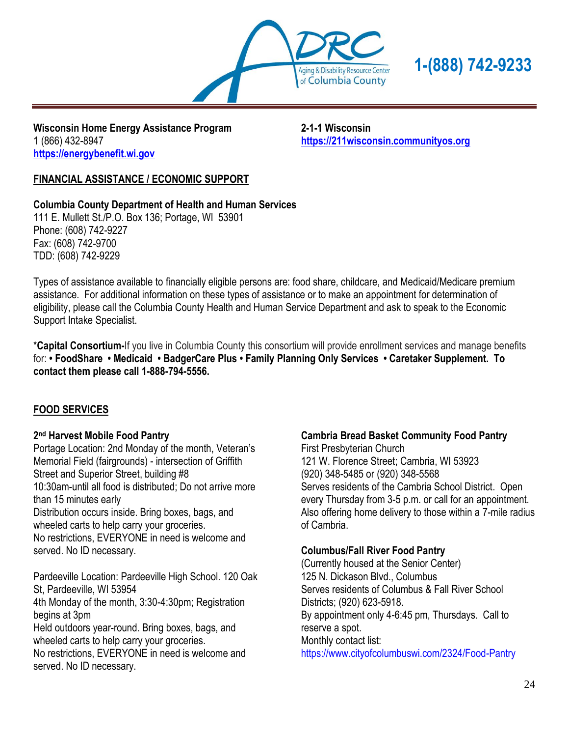**Wisconsin Home Energy Assistance Program**
1 (866) 432-8947
https://energybenefit.wi.gov

**2-1-1 Wisconsin**
https://211wisconsin.communityos.org

## FINANCIAL ASSISTANCE / ECONOMIC SUPPORT

**Columbia County Department of Health and Human Services**
111 E. Mullett St./P.O. Box 136; Portage, WI 53901
Phone: (608) 742-9227
Fax: (608) 742-9700
TDD: (608) 742-9229

Types of assistance available to financially eligible persons are: food share, childcare, and Medicaid/Medicare premium assistance. For additional information on these types of assistance or to make an appointment for determination of eligibility, please call the Columbia County Health and Human Service Department and ask to speak to the Economic Support Intake Specialist.

*__Capital Consortium-__If you live in Columbia County this consortium will provide enrollment services and manage benefits for: **• FoodShare • Medicaid • BadgerCare Plus • Family Planning Only Services • Caretaker Supplement. To contact them please call 1-888-794-5556.**

## FOOD SERVICES

**2nd Harvest Mobile Food Pantry**
Portage Location: 2nd Monday of the month, Veteran's Memorial Field (fairgrounds) - intersection of Griffith Street and Superior Street, building #8
10:30am-until all food is distributed; Do not arrive more than 15 minutes early
Distribution occurs inside. Bring boxes, bags, and wheeled carts to help carry your groceries.
No restrictions, EVERYONE in need is welcome and served. No ID necessary.

Pardeeville Location: Pardeeville High School. 120 Oak St, Pardeeville, WI 53954
4th Monday of the month, 3:30-4:30pm; Registration begins at 3pm
Held outdoors year-round. Bring boxes, bags, and wheeled carts to help carry your groceries.
No restrictions, EVERYONE in need is welcome and served. No ID necessary.

**Cambria Bread Basket Community Food Pantry**
First Presbyterian Church
121 W. Florence Street; Cambria, WI 53923
(920) 348-5485 or (920) 348-5568
Serves residents of the Cambria School District. Open every Thursday from 3-5 p.m. or call for an appointment. Also offering home delivery to those within a 7-mile radius of Cambria.

**Columbus/Fall River Food Pantry**
(Currently housed at the Senior Center)
125 N. Dickason Blvd., Columbus
Serves residents of Columbus & Fall River School Districts; (920) 623-5918.
By appointment only 4-6:45 pm, Thursdays. Call to reserve a spot.
Monthly contact list:
https://www.cityofcolumbuswi.com/2324/Food-Pantry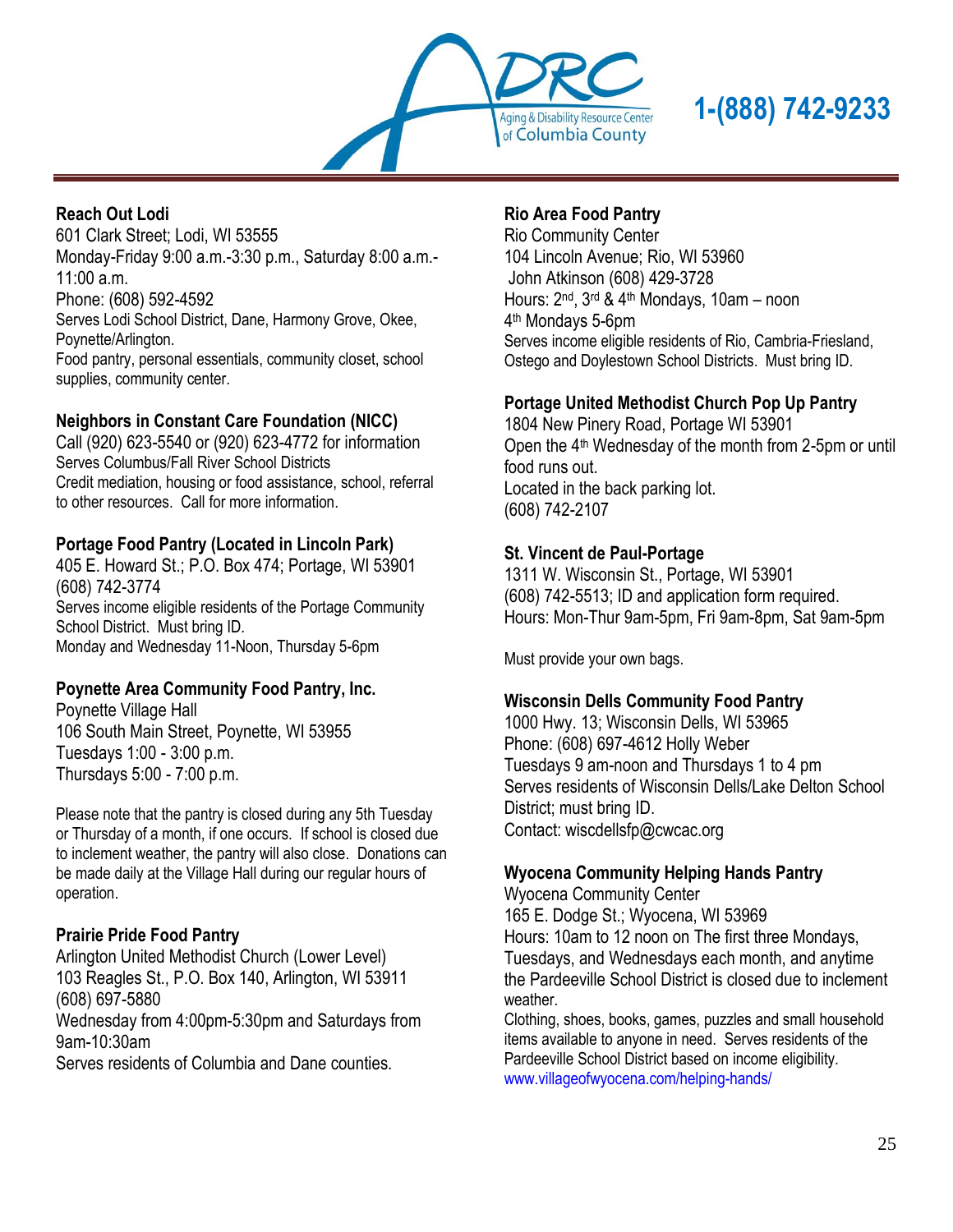**Reach Out Lodi**
601 Clark Street; Lodi, WI 53555
Monday-Friday 9:00 a.m.-3:30 p.m., Saturday 8:00 a.m.-11:00 a.m.
Phone: (608) 592-4592
Serves Lodi School District, Dane, Harmony Grove, Okee, Poynette/Arlington.
Food pantry, personal essentials, community closet, school supplies, community center.

**Neighbors in Constant Care Foundation (NICC)**
Call (920) 623-5540 or (920) 623-4772 for information
Serves Columbus/Fall River School Districts
Credit mediation, housing or food assistance, school, referral to other resources. Call for more information.

**Portage Food Pantry (Located in Lincoln Park)**
405 E. Howard St.; P.O. Box 474; Portage, WI 53901
(608) 742-3774
Serves income eligible residents of the Portage Community School District. Must bring ID.
Monday and Wednesday 11-Noon, Thursday 5-6pm

**Poynette Area Community Food Pantry, Inc.**
Poynette Village Hall
106 South Main Street, Poynette, WI 53955
Tuesdays 1:00 - 3:00 p.m.
Thursdays 5:00 - 7:00 p.m.

Please note that the pantry is closed during any 5th Tuesday or Thursday of a month, if one occurs. If school is closed due to inclement weather, the pantry will also close. Donations can be made daily at the Village Hall during our regular hours of operation.

**Prairie Pride Food Pantry**
Arlington United Methodist Church (Lower Level)
103 Reagles St., P.O. Box 140, Arlington, WI 53911
(608) 697-5880
Wednesday from 4:00pm-5:30pm and Saturdays from 9am-10:30am
Serves residents of Columbia and Dane counties.

**Rio Area Food Pantry**
Rio Community Center
104 Lincoln Avenue; Rio, WI 53960
John Atkinson (608) 429-3728
Hours: 2nd, 3rd & 4th Mondays, 10am – noon
4th Mondays 5-6pm
Serves income eligible residents of Rio, Cambria-Friesland, Ostego and Doylestown School Districts. Must bring ID.

**Portage United Methodist Church Pop Up Pantry**
1804 New Pinery Road, Portage WI 53901
Open the 4th Wednesday of the month from 2-5pm or until food runs out.
Located in the back parking lot.
(608) 742-2107

**St. Vincent de Paul-Portage**
1311 W. Wisconsin St., Portage, WI 53901
(608) 742-5513; ID and application form required.
Hours: Mon-Thur 9am-5pm, Fri 9am-8pm, Sat 9am-5pm

Must provide your own bags.

**Wisconsin Dells Community Food Pantry**
1000 Hwy. 13; Wisconsin Dells, WI 53965
Phone: (608) 697-4612 Holly Weber
Tuesdays 9 am-noon and Thursdays 1 to 4 pm
Serves residents of Wisconsin Dells/Lake Delton School District; must bring ID.
Contact: wiscdellsfp@cwcac.org

**Wyocena Community Helping Hands Pantry**
Wyocena Community Center
165 E. Dodge St.; Wyocena, WI 53969
Hours: 10am to 12 noon on The first three Mondays, Tuesdays, and Wednesdays each month, and anytime the Pardeeville School District is closed due to inclement weather.
Clothing, shoes, books, games, puzzles and small household items available to anyone in need. Serves residents of the Pardeeville School District based on income eligibility.
www.villageofwyocena.com/helping-hands/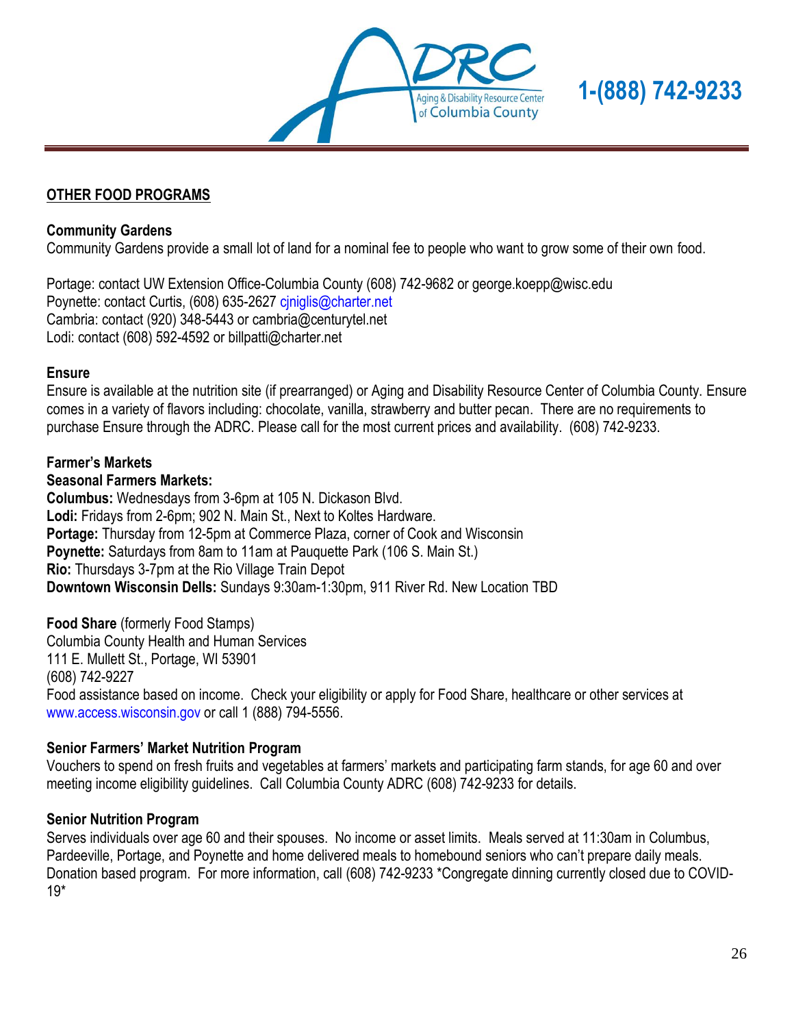## OTHER FOOD PROGRAMS

### Community Gardens

Community Gardens provide a small lot of land for a nominal fee to people who want to grow some of their own food.

Portage: contact UW Extension Office-Columbia County (608) 742-9682 or george.koepp@wisc.edu
Poynette: contact Curtis, (608) 635-2627 cjniglis@charter.net
Cambria: contact (920) 348-5443 or cambria@centurytel.net
Lodi: contact (608) 592-4592 or billpatti@charter.net

### Ensure

Ensure is available at the nutrition site (if prearranged) or Aging and Disability Resource Center of Columbia County. Ensure comes in a variety of flavors including: chocolate, vanilla, strawberry and butter pecan. There are no requirements to purchase Ensure through the ADRC. Please call for the most current prices and availability. (608) 742-9233.

### Farmer's Markets

**Seasonal Farmers Markets:**
**Columbus:** Wednesdays from 3-6pm at 105 N. Dickason Blvd.
**Lodi:** Fridays from 2-6pm; 902 N. Main St., Next to Koltes Hardware.
**Portage:** Thursday from 12-5pm at Commerce Plaza, corner of Cook and Wisconsin
**Poynette:** Saturdays from 8am to 11am at Pauquette Park (106 S. Main St.)
**Rio:** Thursdays 3-7pm at the Rio Village Train Depot
**Downtown Wisconsin Dells:** Sundays 9:30am-1:30pm, 911 River Rd. New Location TBD

**Food Share** (formerly Food Stamps)
Columbia County Health and Human Services
111 E. Mullett St., Portage, WI 53901
(608) 742-9227
Food assistance based on income. Check your eligibility or apply for Food Share, healthcare or other services at www.access.wisconsin.gov or call 1 (888) 794-5556.

### Senior Farmers' Market Nutrition Program

Vouchers to spend on fresh fruits and vegetables at farmers' markets and participating farm stands, for age 60 and over meeting income eligibility guidelines. Call Columbia County ADRC (608) 742-9233 for details.

### Senior Nutrition Program

Serves individuals over age 60 and their spouses. No income or asset limits. Meals served at 11:30am in Columbus, Pardeeville, Portage, and Poynette and home delivered meals to homebound seniors who can't prepare daily meals. Donation based program. For more information, call (608) 742-9233 *Congregate dinning currently closed due to COVID-19*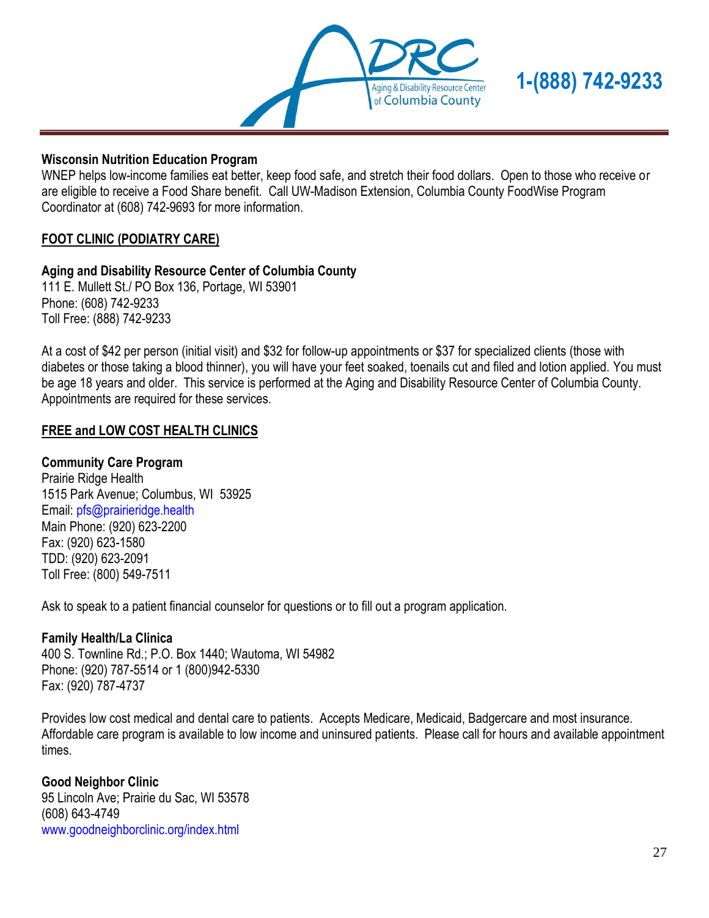**Wisconsin Nutrition Education Program**
WNEP helps low-income families eat better, keep food safe, and stretch their food dollars. Open to those who receive or are eligible to receive a Food Share benefit. Call UW-Madison Extension, Columbia County FoodWise Program Coordinator at (608) 742-9693 for more information.

## FOOT CLINIC (PODIATRY CARE)

**Aging and Disability Resource Center of Columbia County**
111 E. Mullett St./ PO Box 136, Portage, WI 53901
Phone: (608) 742-9233
Toll Free: (888) 742-9233

At a cost of $42 per person (initial visit) and $32 for follow-up appointments or $37 for specialized clients (those with diabetes or those taking a blood thinner), you will have your feet soaked, toenails cut and filed and lotion applied. You must be age 18 years and older. This service is performed at the Aging and Disability Resource Center of Columbia County. Appointments are required for these services.

## FREE and LOW COST HEALTH CLINICS

**Community Care Program**
Prairie Ridge Health
1515 Park Avenue; Columbus, WI 53925
Email: pfs@prairieridge.health
Main Phone: (920) 623-2200
Fax: (920) 623-1580
TDD: (920) 623-2091
Toll Free: (800) 549-7511

Ask to speak to a patient financial counselor for questions or to fill out a program application.

**Family Health/La Clinica**
400 S. Townline Rd.; P.O. Box 1440; Wautoma, WI 54982
Phone: (920) 787-5514 or 1 (800)942-5330
Fax: (920) 787-4737

Provides low cost medical and dental care to patients. Accepts Medicare, Medicaid, Badgercare and most insurance. Affordable care program is available to low income and uninsured patients. Please call for hours and available appointment times.

**Good Neighbor Clinic**
95 Lincoln Ave; Prairie du Sac, WI 53578
(608) 643-4749
www.goodneighborclinic.org/index.html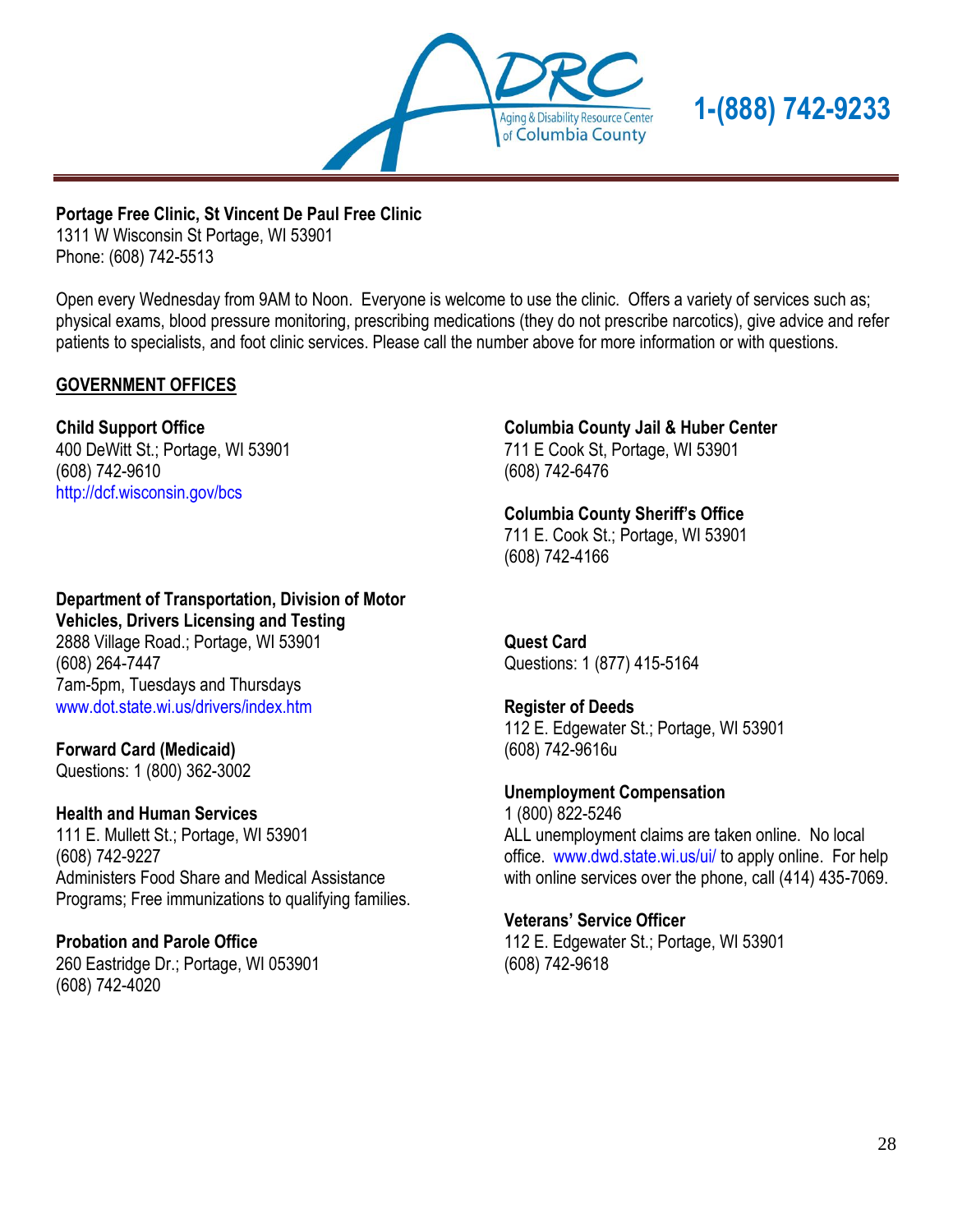**Portage Free Clinic, St Vincent De Paul Free Clinic**
1311 W Wisconsin St Portage, WI 53901
Phone: (608) 742-5513

Open every Wednesday from 9AM to Noon. Everyone is welcome to use the clinic. Offers a variety of services such as; physical exams, blood pressure monitoring, prescribing medications (they do not prescribe narcotics), give advice and refer patients to specialists, and foot clinic services. Please call the number above for more information or with questions.

## GOVERNMENT OFFICES

**Child Support Office**
400 DeWitt St.; Portage, WI 53901
(608) 742-9610
http://dcf.wisconsin.gov/bcs

**Department of Transportation, Division of Motor Vehicles, Drivers Licensing and Testing**
2888 Village Road.; Portage, WI 53901
(608) 264-7447
7am-5pm, Tuesdays and Thursdays
www.dot.state.wi.us/drivers/index.htm

**Forward Card (Medicaid)**
Questions: 1 (800) 362-3002

**Health and Human Services**
111 E. Mullett St.; Portage, WI 53901
(608) 742-9227
Administers Food Share and Medical Assistance Programs; Free immunizations to qualifying families.

**Probation and Parole Office**
260 Eastridge Dr.; Portage, WI 053901
(608) 742-4020

**Columbia County Jail & Huber Center**
711 E Cook St, Portage, WI 53901
(608) 742-6476

**Columbia County Sheriff's Office**
711 E. Cook St.; Portage, WI 53901
(608) 742-4166

**Quest Card**
Questions: 1 (877) 415-5164

**Register of Deeds**
112 E. Edgewater St.; Portage, WI 53901
(608) 742-9616u

**Unemployment Compensation**
1 (800) 822-5246
ALL unemployment claims are taken online. No local office. www.dwd.state.wi.us/ui/ to apply online. For help with online services over the phone, call (414) 435-7069.

**Veterans' Service Officer**
112 E. Edgewater St.; Portage, WI 53901
(608) 742-9618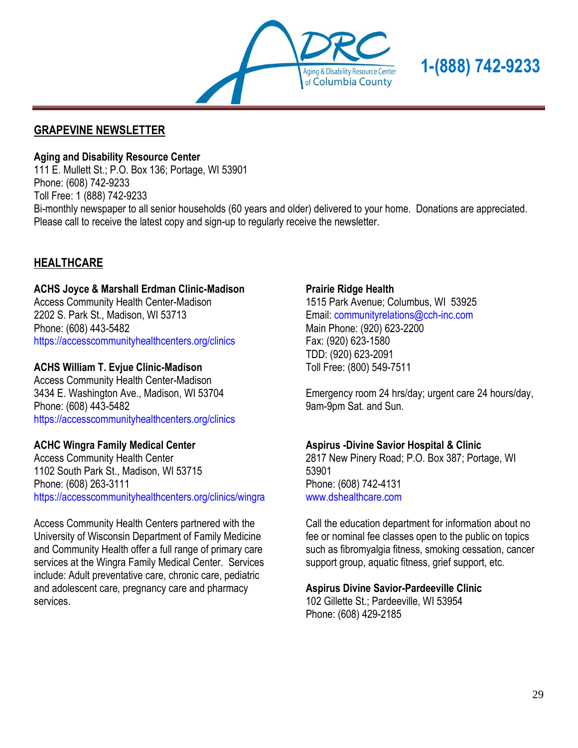## GRAPEVINE NEWSLETTER

**Aging and Disability Resource Center**
111 E. Mullett St.; P.O. Box 136; Portage, WI 53901
Phone: (608) 742-9233
Toll Free: 1 (888) 742-9233
Bi-monthly newspaper to all senior households (60 years and older) delivered to your home. Donations are appreciated. Please call to receive the latest copy and sign-up to regularly receive the newsletter.

## HEALTHCARE

**ACHS Joyce & Marshall Erdman Clinic-Madison**
Access Community Health Center-Madison
2202 S. Park St., Madison, WI 53713
Phone: (608) 443-5482
https://accesscommunityhealthcenters.org/clinics

**ACHS William T. Evjue Clinic-Madison**
Access Community Health Center-Madison
3434 E. Washington Ave., Madison, WI 53704
Phone: (608) 443-5482
https://accesscommunityhealthcenters.org/clinics

**ACHC Wingra Family Medical Center**
Access Community Health Center
1102 South Park St., Madison, WI 53715
Phone: (608) 263-3111
https://accesscommunityhealthcenters.org/clinics/wingra

Access Community Health Centers partnered with the University of Wisconsin Department of Family Medicine and Community Health offer a full range of primary care services at the Wingra Family Medical Center. Services include: Adult preventative care, chronic care, pediatric and adolescent care, pregnancy care and pharmacy services.

**Prairie Ridge Health**
1515 Park Avenue; Columbus, WI 53925
Email: communityrelations@cch-inc.com
Main Phone: (920) 623-2200
Fax: (920) 623-1580
TDD: (920) 623-2091
Toll Free: (800) 549-7511

Emergency room 24 hrs/day; urgent care 24 hours/day, 9am-9pm Sat. and Sun.

**Aspirus -Divine Savior Hospital & Clinic**
2817 New Pinery Road; P.O. Box 387; Portage, WI 53901
Phone: (608) 742-4131
www.dshealthcare.com

Call the education department for information about no fee or nominal fee classes open to the public on topics such as fibromyalgia fitness, smoking cessation, cancer support group, aquatic fitness, grief support, etc.

**Aspirus Divine Savior-Pardeeville Clinic**
102 Gillette St.; Pardeeville, WI 53954
Phone: (608) 429-2185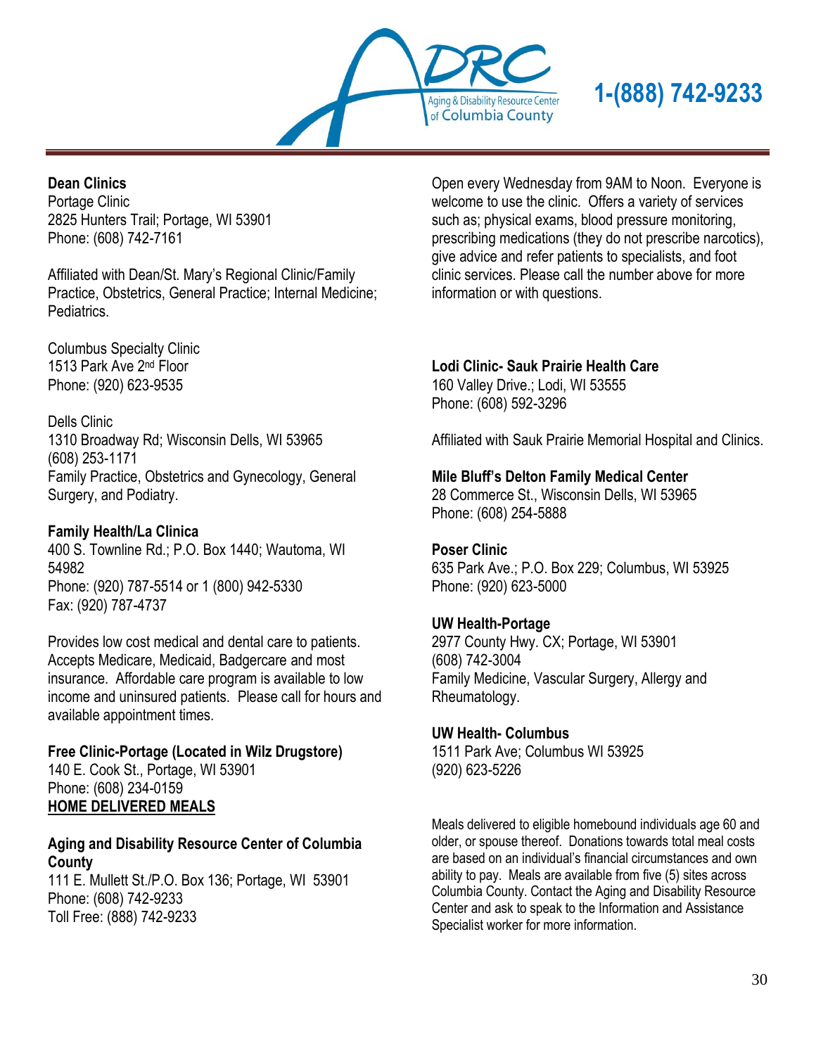**Dean Clinics**
Portage Clinic
2825 Hunters Trail; Portage, WI 53901
Phone: (608) 742-7161

Affiliated with Dean/St. Mary's Regional Clinic/Family Practice, Obstetrics, General Practice; Internal Medicine; Pediatrics.

Columbus Specialty Clinic
1513 Park Ave 2nd Floor
Phone: (920) 623-9535

Dells Clinic
1310 Broadway Rd; Wisconsin Dells, WI 53965
(608) 253-1171
Family Practice, Obstetrics and Gynecology, General Surgery, and Podiatry.

**Family Health/La Clinica**
400 S. Townline Rd.; P.O. Box 1440; Wautoma, WI 54982
Phone: (920) 787-5514 or 1 (800) 942-5330
Fax: (920) 787-4737

Provides low cost medical and dental care to patients. Accepts Medicare, Medicaid, Badgercare and most insurance. Affordable care program is available to low income and uninsured patients. Please call for hours and available appointment times.

**Free Clinic-Portage (Located in Wilz Drugstore)**
140 E. Cook St., Portage, WI 53901
Phone: (608) 234-0159

Open every Wednesday from 9AM to Noon. Everyone is welcome to use the clinic. Offers a variety of services such as; physical exams, blood pressure monitoring, prescribing medications (they do not prescribe narcotics), give advice and refer patients to specialists, and foot clinic services. Please call the number above for more information or with questions.

**Lodi Clinic- Sauk Prairie Health Care**
160 Valley Drive.; Lodi, WI 53555
Phone: (608) 592-3296

Affiliated with Sauk Prairie Memorial Hospital and Clinics.

**Mile Bluff's Delton Family Medical Center**
28 Commerce St., Wisconsin Dells, WI 53965
Phone: (608) 254-5888

**Poser Clinic**
635 Park Ave.; P.O. Box 229; Columbus, WI 53925
Phone: (920) 623-5000

**UW Health-Portage**
2977 County Hwy. CX; Portage, WI 53901
(608) 742-3004
Family Medicine, Vascular Surgery, Allergy and Rheumatology.

**UW Health- Columbus**
1511 Park Ave; Columbus WI 53925
(920) 623-5226

## HOME DELIVERED MEALS

**Aging and Disability Resource Center of Columbia County**
111 E. Mullett St./P.O. Box 136; Portage, WI 53901
Phone: (608) 742-9233
Toll Free: (888) 742-9233

Meals delivered to eligible homebound individuals age 60 and older, or spouse thereof. Donations towards total meal costs are based on an individual's financial circumstances and own ability to pay. Meals are available from five (5) sites across Columbia County. Contact the Aging and Disability Resource Center and ask to speak to the Information and Assistance Specialist worker for more information.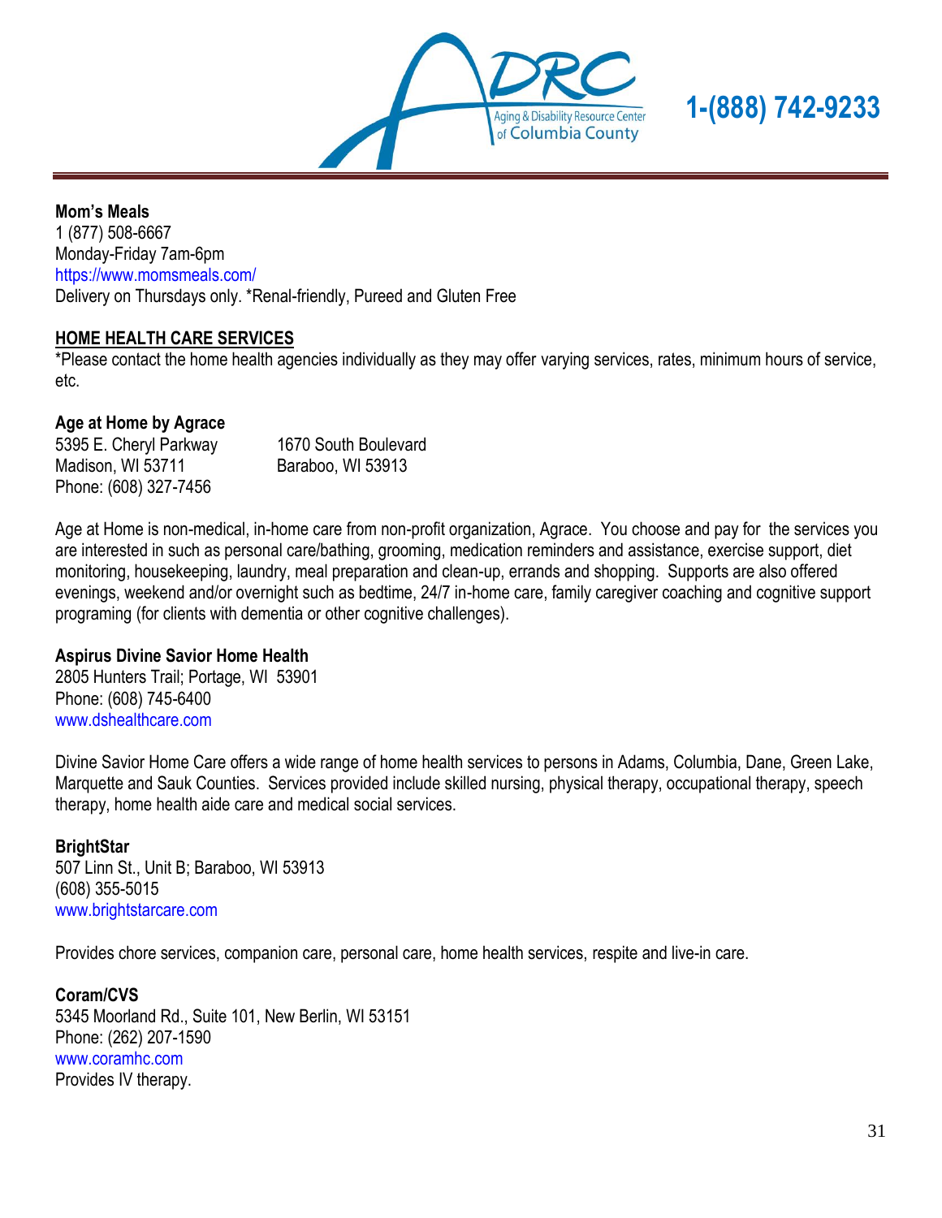**Mom's Meals**
1 (877) 508-6667
Monday-Friday 7am-6pm
https://www.momsmeals.com/
Delivery on Thursdays only. *Renal-friendly, Pureed and Gluten Free

## HOME HEALTH CARE SERVICES

*Please contact the home health agencies individually as they may offer varying services, rates, minimum hours of service, etc.

**Age at Home by Agrace**
5395 E. Cheryl Parkway
Madison, WI 53711
Phone: (608) 327-7456

1670 South Boulevard
Baraboo, WI 53913

Age at Home is non-medical, in-home care from non-profit organization, Agrace. You choose and pay for the services you are interested in such as personal care/bathing, grooming, medication reminders and assistance, exercise support, diet monitoring, housekeeping, laundry, meal preparation and clean-up, errands and shopping. Supports are also offered evenings, weekend and/or overnight such as bedtime, 24/7 in-home care, family caregiver coaching and cognitive support programing (for clients with dementia or other cognitive challenges).

**Aspirus Divine Savior Home Health**
2805 Hunters Trail; Portage, WI 53901
Phone: (608) 745-6400
www.dshealthcare.com

Divine Savior Home Care offers a wide range of home health services to persons in Adams, Columbia, Dane, Green Lake, Marquette and Sauk Counties. Services provided include skilled nursing, physical therapy, occupational therapy, speech therapy, home health aide care and medical social services.

**BrightStar**
507 Linn St., Unit B; Baraboo, WI 53913
(608) 355-5015
www.brightstarcare.com

Provides chore services, companion care, personal care, home health services, respite and live-in care.

**Coram/CVS**
5345 Moorland Rd., Suite 101, New Berlin, WI 53151
Phone: (262) 207-1590
www.coramhc.com
Provides IV therapy.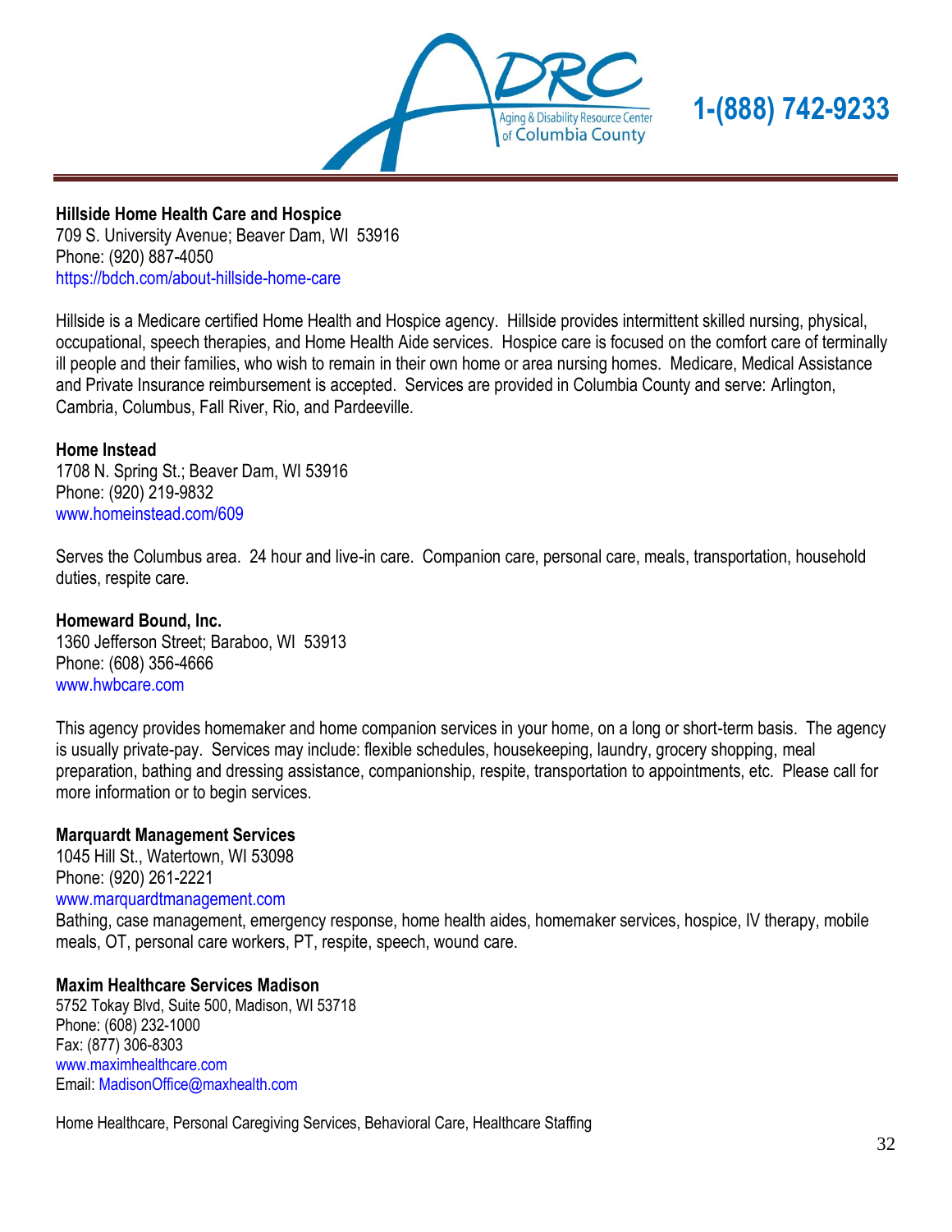**Hillside Home Health Care and Hospice**
709 S. University Avenue; Beaver Dam, WI 53916
Phone: (920) 887-4050
https://bdch.com/about-hillside-home-care

Hillside is a Medicare certified Home Health and Hospice agency. Hillside provides intermittent skilled nursing, physical, occupational, speech therapies, and Home Health Aide services. Hospice care is focused on the comfort care of terminally ill people and their families, who wish to remain in their own home or area nursing homes. Medicare, Medical Assistance and Private Insurance reimbursement is accepted. Services are provided in Columbia County and serve: Arlington, Cambria, Columbus, Fall River, Rio, and Pardeeville.

**Home Instead**
1708 N. Spring St.; Beaver Dam, WI 53916
Phone: (920) 219-9832
www.homeinstead.com/609

Serves the Columbus area. 24 hour and live-in care. Companion care, personal care, meals, transportation, household duties, respite care.

**Homeward Bound, Inc.**
1360 Jefferson Street; Baraboo, WI 53913
Phone: (608) 356-4666
www.hwbcare.com

This agency provides homemaker and home companion services in your home, on a long or short-term basis. The agency is usually private-pay. Services may include: flexible schedules, housekeeping, laundry, grocery shopping, meal preparation, bathing and dressing assistance, companionship, respite, transportation to appointments, etc. Please call for more information or to begin services.

**Marquardt Management Services**
1045 Hill St., Watertown, WI 53098
Phone: (920) 261-2221
www.marquardtmanagement.com
Bathing, case management, emergency response, home health aides, homemaker services, hospice, IV therapy, mobile meals, OT, personal care workers, PT, respite, speech, wound care.

**Maxim Healthcare Services Madison**
5752 Tokay Blvd, Suite 500, Madison, WI 53718
Phone: (608) 232-1000
Fax: (877) 306-8303
www.maximhealthcare.com
Email: MadisonOffice@maxhealth.com

Home Healthcare, Personal Caregiving Services, Behavioral Care, Healthcare Staffing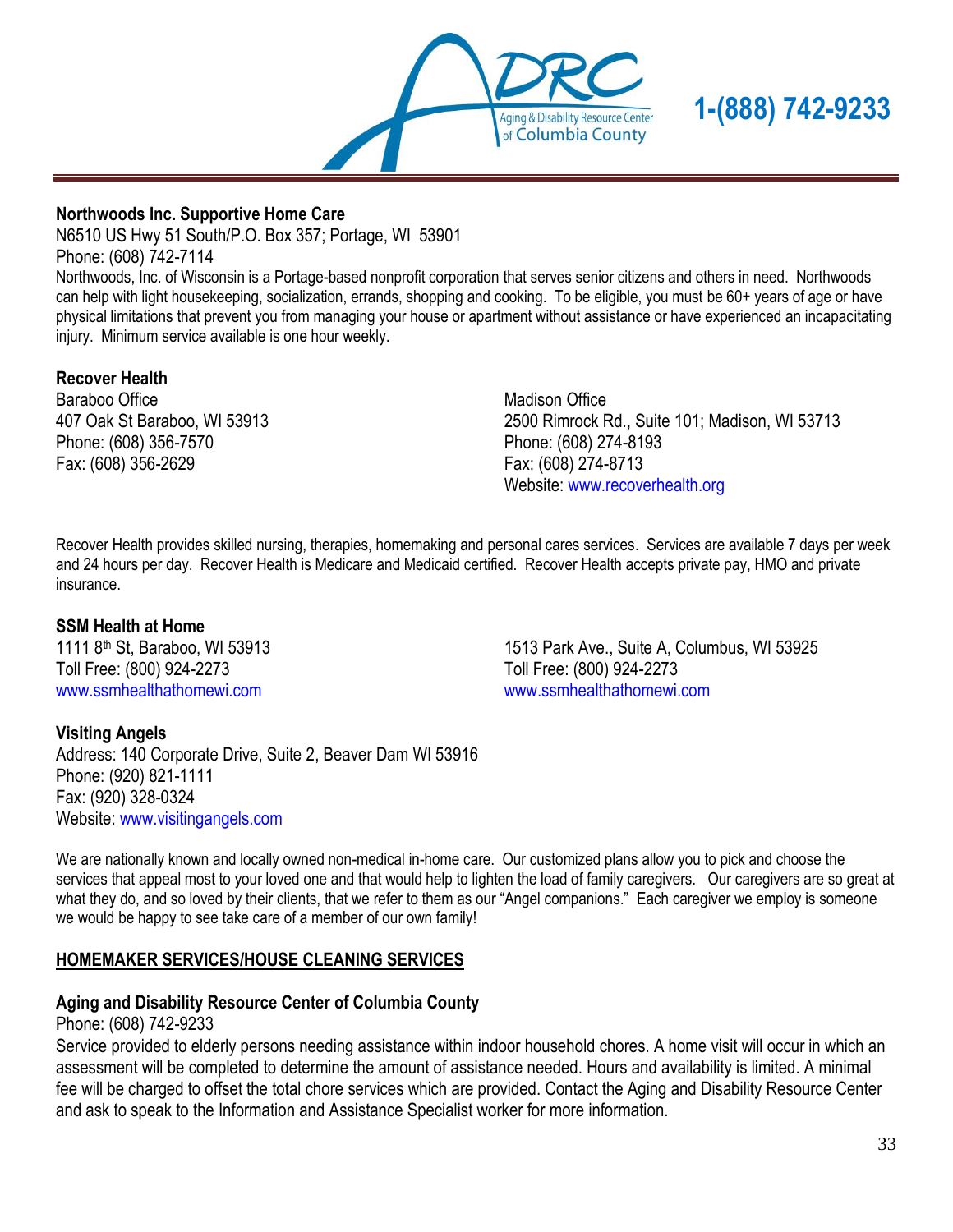**Northwoods Inc. Supportive Home Care**
N6510 US Hwy 51 South/P.O. Box 357; Portage, WI 53901
Phone: (608) 742-7114
Northwoods, Inc. of Wisconsin is a Portage-based nonprofit corporation that serves senior citizens and others in need. Northwoods can help with light housekeeping, socialization, errands, shopping and cooking. To be eligible, you must be 60+ years of age or have physical limitations that prevent you from managing your house or apartment without assistance or have experienced an incapacitating injury. Minimum service available is one hour weekly.

**Recover Health**
Baraboo Office
407 Oak St Baraboo, WI 53913
Phone: (608) 356-7570
Fax: (608) 356-2629

Madison Office
2500 Rimrock Rd., Suite 101; Madison, WI 53713
Phone: (608) 274-8193
Fax: (608) 274-8713
Website: www.recoverhealth.org

Recover Health provides skilled nursing, therapies, homemaking and personal cares services. Services are available 7 days per week and 24 hours per day. Recover Health is Medicare and Medicaid certified. Recover Health accepts private pay, HMO and private insurance.

**SSM Health at Home**
1111 8th St, Baraboo, WI 53913
Toll Free: (800) 924-2273
www.ssmhealthathomewi.com

1513 Park Ave., Suite A, Columbus, WI 53925
Toll Free: (800) 924-2273
www.ssmhealthathomewi.com

**Visiting Angels**
Address: 140 Corporate Drive, Suite 2, Beaver Dam WI 53916
Phone: (920) 821-1111
Fax: (920) 328-0324
Website: www.visitingangels.com

We are nationally known and locally owned non-medical in-home care. Our customized plans allow you to pick and choose the services that appeal most to your loved one and that would help to lighten the load of family caregivers. Our caregivers are so great at what they do, and so loved by their clients, that we refer to them as our "Angel companions." Each caregiver we employ is someone we would be happy to see take care of a member of our own family!

## HOMEMAKER SERVICES/HOUSE CLEANING SERVICES

**Aging and Disability Resource Center of Columbia County**
Phone: (608) 742-9233
Service provided to elderly persons needing assistance within indoor household chores. A home visit will occur in which an assessment will be completed to determine the amount of assistance needed. Hours and availability is limited. A minimal fee will be charged to offset the total chore services which are provided. Contact the Aging and Disability Resource Center and ask to speak to the Information and Assistance Specialist worker for more information.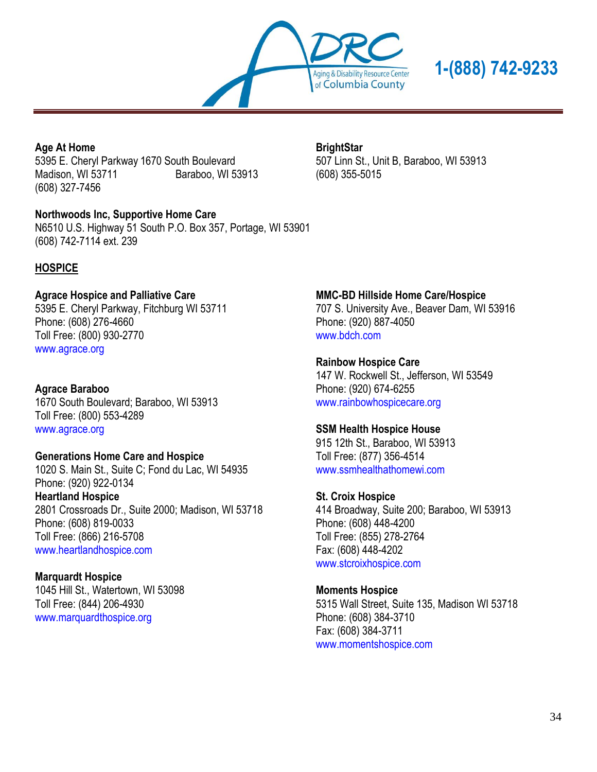**Age At Home**
5395 E. Cheryl Parkway 1670 South Boulevard
Madison, WI 53711 Baraboo, WI 53913
(608) 327-7456

**BrightStar**
507 Linn St., Unit B, Baraboo, WI 53913
(608) 355-5015

**Northwoods Inc, Supportive Home Care**
N6510 U.S. Highway 51 South P.O. Box 357, Portage, WI 53901
(608) 742-7114 ext. 239

## HOSPICE

**Agrace Hospice and Palliative Care**
5395 E. Cheryl Parkway, Fitchburg WI 53711
Phone: (608) 276-4660
Toll Free: (800) 930-2770
www.agrace.org

**Agrace Baraboo**
1670 South Boulevard; Baraboo, WI 53913
Toll Free: (800) 553-4289
www.agrace.org

**Generations Home Care and Hospice**
1020 S. Main St., Suite C; Fond du Lac, WI 54935
Phone: (920) 922-0134

**Heartland Hospice**
2801 Crossroads Dr., Suite 2000; Madison, WI 53718
Phone: (608) 819-0033
Toll Free: (866) 216-5708
www.heartlandhospice.com

**Marquardt Hospice**
1045 Hill St., Watertown, WI 53098
Toll Free: (844) 206-4930
www.marquardthospice.org

**MMC-BD Hillside Home Care/Hospice**
707 S. University Ave., Beaver Dam, WI 53916
Phone: (920) 887-4050
www.bdch.com

**Rainbow Hospice Care**
147 W. Rockwell St., Jefferson, WI 53549
Phone: (920) 674-6255
www.rainbowhospicecare.org

**SSM Health Hospice House**
915 12th St., Baraboo, WI 53913
Toll Free: (877) 356-4514
www.ssmhealthathomewi.com

**St. Croix Hospice**
414 Broadway, Suite 200; Baraboo, WI 53913
Phone: (608) 448-4200
Toll Free: (855) 278-2764
Fax: (608) 448-4202
www.stcroixhospice.com

**Moments Hospice**
5315 Wall Street, Suite 135, Madison WI 53718
Phone: (608) 384-3710
Fax: (608) 384-3711
www.momentshospice.com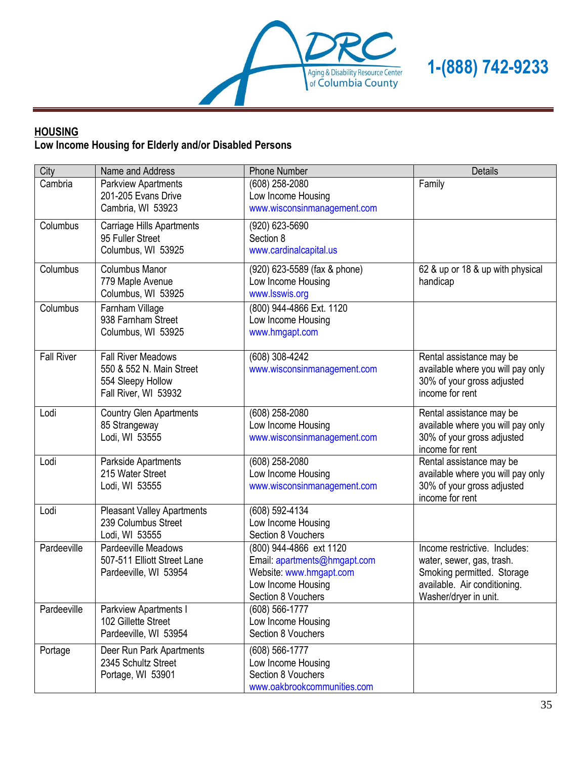1-(888) 742-9233

## HOUSING

**Low Income Housing for Elderly and/or Disabled Persons**

| City | Name and Address | Phone Number | Details |
|---|---|---|---|
| Cambria | Parkview Apartments<br>201-205 Evans Drive<br>Cambria, WI 53923 | (608) 258-2080<br>Low Income Housing<br>www.wisconsinmanagement.com | Family |
| Columbus | Carriage Hills Apartments<br>95 Fuller Street<br>Columbus, WI 53925 | (920) 623-5690<br>Section 8<br>www.cardinalcapital.us | |
| Columbus | Columbus Manor<br>779 Maple Avenue<br>Columbus, WI 53925 | (920) 623-5589 (fax & phone)<br>Low Income Housing<br>www.lsswis.org | 62 & up or 18 & up with physical handicap |
| Columbus | Farnham Village<br>938 Farnham Street<br>Columbus, WI 53925 | (800) 944-4866 Ext. 1120<br>Low Income Housing<br>www.hmgapt.com | |
| Fall River | Fall River Meadows<br>550 & 552 N. Main Street<br>554 Sleepy Hollow<br>Fall River, WI 53932 | (608) 308-4242<br>www.wisconsinmanagement.com | Rental assistance may be available where you will pay only 30% of your gross adjusted income for rent |
| Lodi | Country Glen Apartments<br>85 Strangeway<br>Lodi, WI 53555 | (608) 258-2080<br>Low Income Housing<br>www.wisconsinmanagement.com | Rental assistance may be available where you will pay only 30% of your gross adjusted income for rent |
| Lodi | Parkside Apartments<br>215 Water Street<br>Lodi, WI 53555 | (608) 258-2080<br>Low Income Housing<br>www.wisconsinmanagement.com | Rental assistance may be available where you will pay only 30% of your gross adjusted income for rent |
| Lodi | Pleasant Valley Apartments<br>239 Columbus Street<br>Lodi, WI 53555 | (608) 592-4134<br>Low Income Housing<br>Section 8 Vouchers | |
| Pardeeville | Pardeeville Meadows<br>507-511 Elliott Street Lane<br>Pardeeville, WI 53954 | (800) 944-4866 ext 1120<br>Email: apartments@hmgapt.com<br>Website: www.hmgapt.com<br>Low Income Housing<br>Section 8 Vouchers | Income restrictive. Includes: water, sewer, gas, trash. Smoking permitted. Storage available. Air conditioning. Washer/dryer in unit. |
| Pardeeville | Parkview Apartments I<br>102 Gillette Street<br>Pardeeville, WI 53954 | (608) 566-1777<br>Low Income Housing<br>Section 8 Vouchers | |
| Portage | Deer Run Park Apartments<br>2345 Schultz Street<br>Portage, WI 53901 | (608) 566-1777<br>Low Income Housing<br>Section 8 Vouchers<br>www.oakbrookcommunities.com | |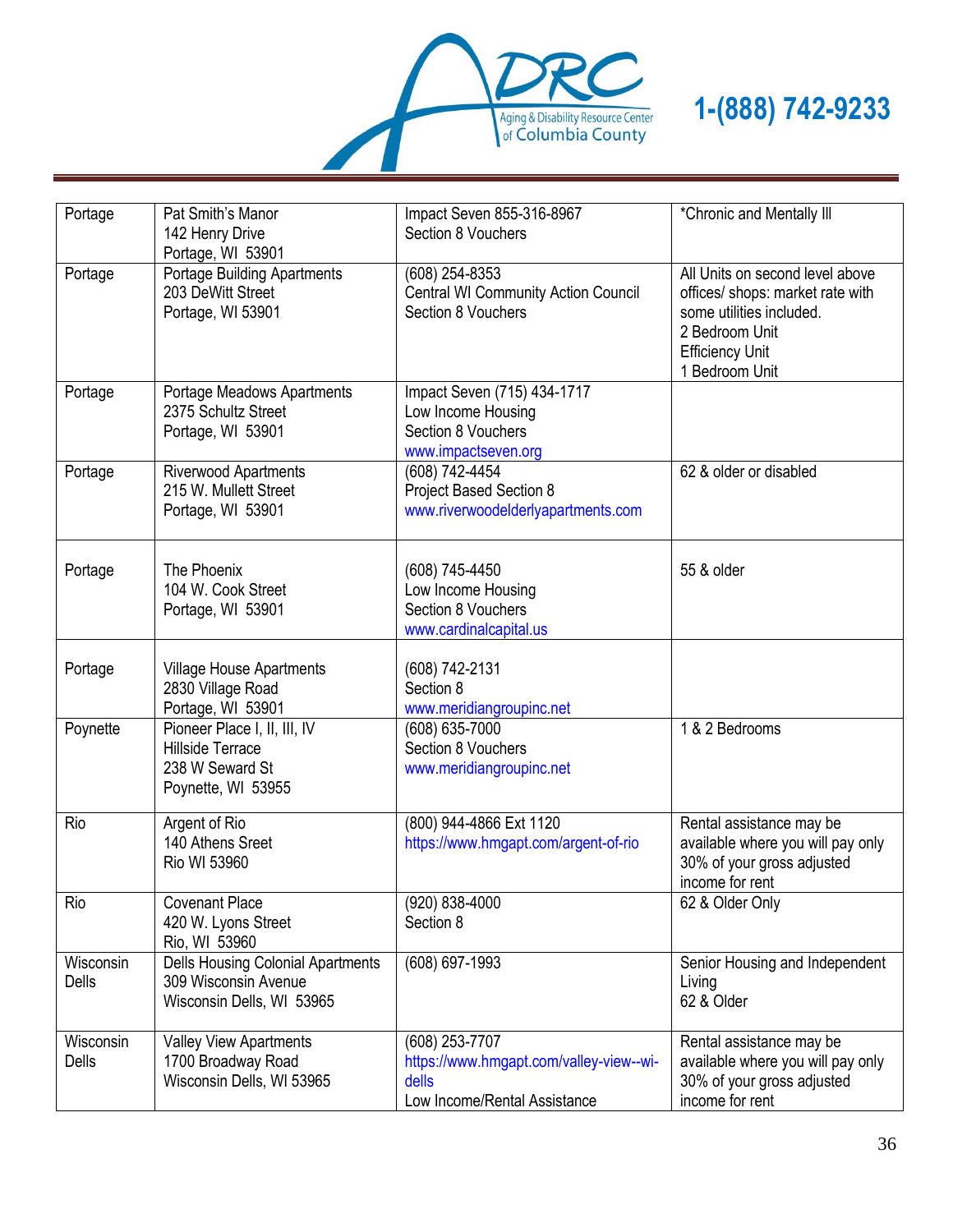| Portage | Pat Smith's Manor<br>142 Henry Drive<br>Portage, WI 53901 | Impact Seven 855-316-8967<br>Section 8 Vouchers | *Chronic and Mentally Ill |
|---|---|---|---|
| Portage | Portage Building Apartments<br>203 DeWitt Street<br>Portage, WI 53901 | (608) 254-8353<br>Central WI Community Action Council<br>Section 8 Vouchers | All Units on second level above offices/ shops: market rate with some utilities included.<br>2 Bedroom Unit<br>Efficiency Unit<br>1 Bedroom Unit |
| Portage | Portage Meadows Apartments<br>2375 Schultz Street<br>Portage, WI 53901 | Impact Seven (715) 434-1717<br>Low Income Housing<br>Section 8 Vouchers<br>www.impactseven.org | |
| Portage | Riverwood Apartments<br>215 W. Mullett Street<br>Portage, WI 53901 | (608) 742-4454<br>Project Based Section 8<br>www.riverwoodelderlyapartments.com | 62 & older or disabled |
| Portage | The Phoenix<br>104 W. Cook Street<br>Portage, WI 53901 | (608) 745-4450<br>Low Income Housing<br>Section 8 Vouchers<br>www.cardinalcapital.us | 55 & older |
| Portage | Village House Apartments<br>2830 Village Road<br>Portage, WI 53901 | (608) 742-2131<br>Section 8<br>www.meridiangroupinc.net | |
| Poynette | Pioneer Place I, II, III, IV<br>Hillside Terrace<br>238 W Seward St<br>Poynette, WI 53955 | (608) 635-7000<br>Section 8 Vouchers<br>www.meridiangroupinc.net | 1 & 2 Bedrooms |
| Rio | Argent of Rio<br>140 Athens Sreet<br>Rio WI 53960 | (800) 944-4866 Ext 1120<br>https://www.hmgapt.com/argent-of-rio | Rental assistance may be available where you will pay only 30% of your gross adjusted income for rent |
| Rio | Covenant Place<br>420 W. Lyons Street<br>Rio, WI 53960 | (920) 838-4000<br>Section 8 | 62 & Older Only |
| Wisconsin Dells | Dells Housing Colonial Apartments<br>309 Wisconsin Avenue<br>Wisconsin Dells, WI 53965 | (608) 697-1993 | Senior Housing and Independent Living<br>62 & Older |
| Wisconsin Dells | Valley View Apartments<br>1700 Broadway Road<br>Wisconsin Dells, WI 53965 | (608) 253-7707<br>https://www.hmgapt.com/valley-view--wi-dells<br>Low Income/Rental Assistance | Rental assistance may be available where you will pay only 30% of your gross adjusted income for rent |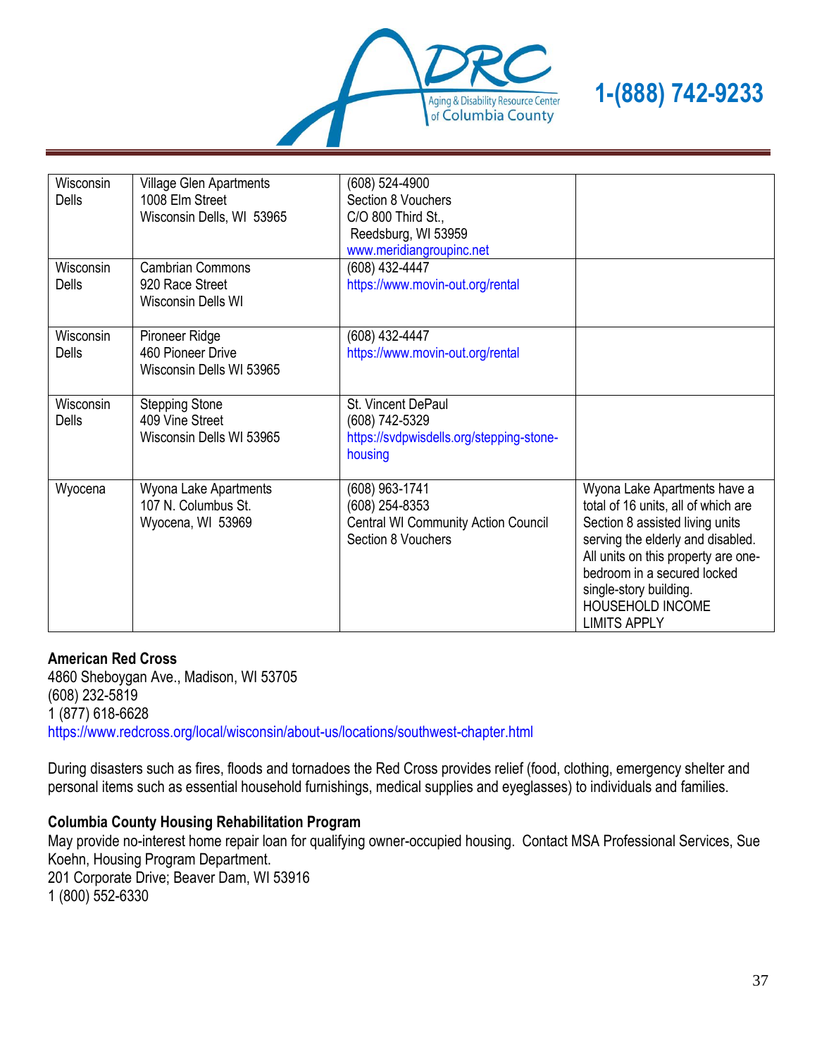| Wisconsin Dells | Village Glen Apartments<br>1008 Elm Street<br>Wisconsin Dells, WI 53965 | (608) 524-4900<br>Section 8 Vouchers<br>C/O 800 Third St.,<br>Reedsburg, WI 53959<br>www.meridiangroupinc.net | |
|---|---|---|---|
| Wisconsin Dells | Cambrian Commons<br>920 Race Street<br>Wisconsin Dells WI | (608) 432-4447<br>https://www.movin-out.org/rental | |
| Wisconsin Dells | Pironeer Ridge<br>460 Pioneer Drive<br>Wisconsin Dells WI 53965 | (608) 432-4447<br>https://www.movin-out.org/rental | |
| Wisconsin Dells | Stepping Stone<br>409 Vine Street<br>Wisconsin Dells WI 53965 | St. Vincent DePaul<br>(608) 742-5329<br>https://svdpwisdells.org/stepping-stone-housing | |
| Wyocena | Wyona Lake Apartments<br>107 N. Columbus St.<br>Wyocena, WI 53969 | (608) 963-1741<br>(608) 254-8353<br>Central WI Community Action Council<br>Section 8 Vouchers | Wyona Lake Apartments have a total of 16 units, all of which are Section 8 assisted living units serving the elderly and disabled. All units on this property are one-bedroom in a secured locked single-story building. HOUSEHOLD INCOME LIMITS APPLY |

**American Red Cross**
4860 Sheboygan Ave., Madison, WI 53705
(608) 232-5819
1 (877) 618-6628
https://www.redcross.org/local/wisconsin/about-us/locations/southwest-chapter.html

During disasters such as fires, floods and tornadoes the Red Cross provides relief (food, clothing, emergency shelter and personal items such as essential household furnishings, medical supplies and eyeglasses) to individuals and families.

**Columbia County Housing Rehabilitation Program**
May provide no-interest home repair loan for qualifying owner-occupied housing. Contact MSA Professional Services, Sue Koehn, Housing Program Department.
201 Corporate Drive; Beaver Dam, WI 53916
1 (800) 552-6330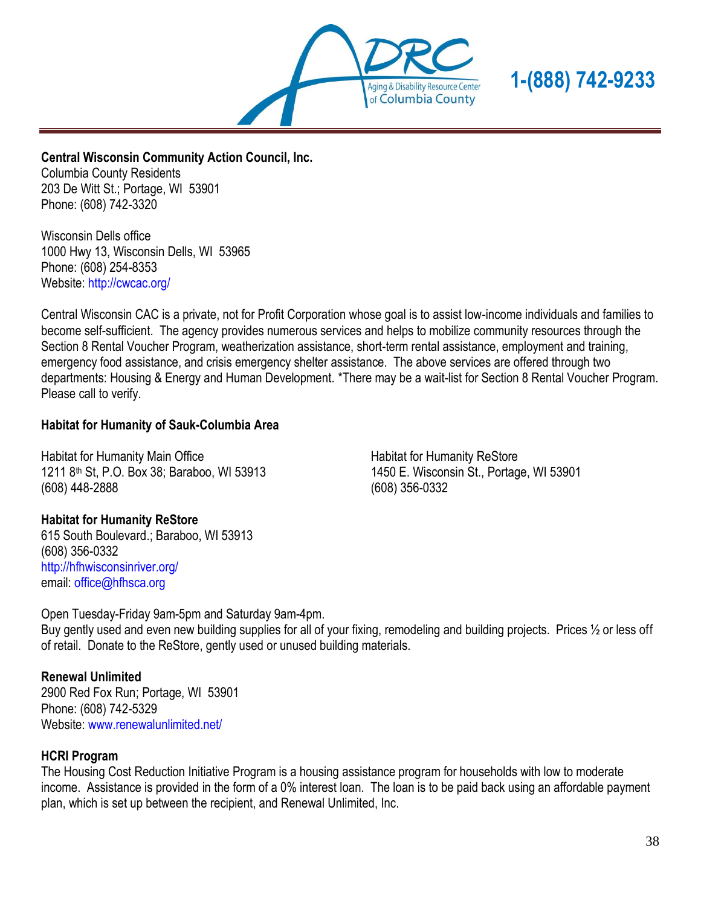**Central Wisconsin Community Action Council, Inc.**
Columbia County Residents
203 De Witt St.; Portage, WI 53901
Phone: (608) 742-3320

Wisconsin Dells office
1000 Hwy 13, Wisconsin Dells, WI 53965
Phone: (608) 254-8353
Website: http://cwcac.org/

Central Wisconsin CAC is a private, not for Profit Corporation whose goal is to assist low-income individuals and families to become self-sufficient. The agency provides numerous services and helps to mobilize community resources through the Section 8 Rental Voucher Program, weatherization assistance, short-term rental assistance, employment and training, emergency food assistance, and crisis emergency shelter assistance. The above services are offered through two departments: Housing & Energy and Human Development. *There may be a wait-list for Section 8 Rental Voucher Program. Please call to verify.

**Habitat for Humanity of Sauk-Columbia Area**

Habitat for Humanity Main Office
1211 8th St, P.O. Box 38; Baraboo, WI 53913
(608) 448-2888

Habitat for Humanity ReStore
1450 E. Wisconsin St., Portage, WI 53901
(608) 356-0332

**Habitat for Humanity ReStore**
615 South Boulevard.; Baraboo, WI 53913
(608) 356-0332
http://hfhwisconsinriver.org/
email: office@hfhsca.org

Open Tuesday-Friday 9am-5pm and Saturday 9am-4pm.
Buy gently used and even new building supplies for all of your fixing, remodeling and building projects. Prices ½ or less off of retail. Donate to the ReStore, gently used or unused building materials.

**Renewal Unlimited**
2900 Red Fox Run; Portage, WI 53901
Phone: (608) 742-5329
Website: www.renewalunlimited.net/

**HCRI Program**
The Housing Cost Reduction Initiative Program is a housing assistance program for households with low to moderate income. Assistance is provided in the form of a 0% interest loan. The loan is to be paid back using an affordable payment plan, which is set up between the recipient, and Renewal Unlimited, Inc.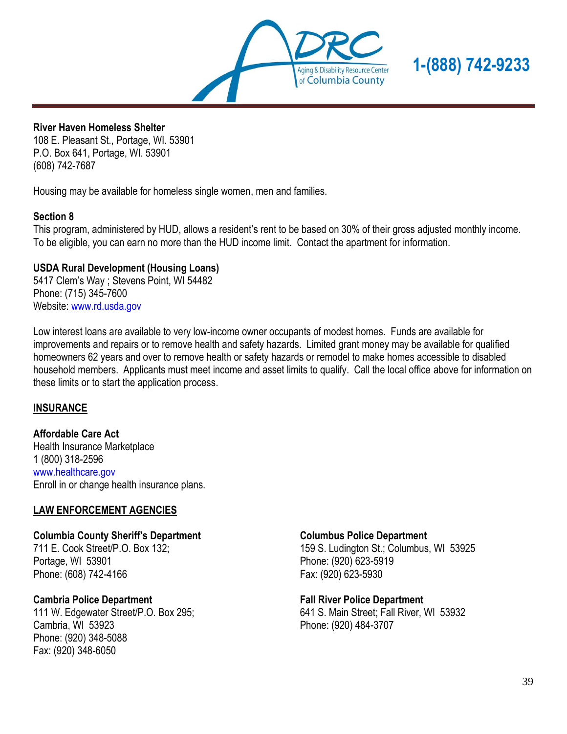**River Haven Homeless Shelter**
108 E. Pleasant St., Portage, WI. 53901
P.O. Box 641, Portage, WI. 53901
(608) 742-7687

Housing may be available for homeless single women, men and families.

**Section 8**
This program, administered by HUD, allows a resident's rent to be based on 30% of their gross adjusted monthly income. To be eligible, you can earn no more than the HUD income limit. Contact the apartment for information.

**USDA Rural Development (Housing Loans)**
5417 Clem's Way ; Stevens Point, WI 54482
Phone: (715) 345-7600
Website: www.rd.usda.gov

Low interest loans are available to very low-income owner occupants of modest homes. Funds are available for improvements and repairs or to remove health and safety hazards. Limited grant money may be available for qualified homeowners 62 years and over to remove health or safety hazards or remodel to make homes accessible to disabled household members. Applicants must meet income and asset limits to qualify. Call the local office above for information on these limits or to start the application process.

## INSURANCE

**Affordable Care Act**
Health Insurance Marketplace
1 (800) 318-2596
www.healthcare.gov
Enroll in or change health insurance plans.

## LAW ENFORCEMENT AGENCIES

**Columbia County Sheriff's Department**
711 E. Cook Street/P.O. Box 132;
Portage, WI 53901
Phone: (608) 742-4166

**Cambria Police Department**
111 W. Edgewater Street/P.O. Box 295;
Cambria, WI 53923
Phone: (920) 348-5088
Fax: (920) 348-6050

**Columbus Police Department**
159 S. Ludington St.; Columbus, WI 53925
Phone: (920) 623-5919
Fax: (920) 623-5930

**Fall River Police Department**
641 S. Main Street; Fall River, WI 53932
Phone: (920) 484-3707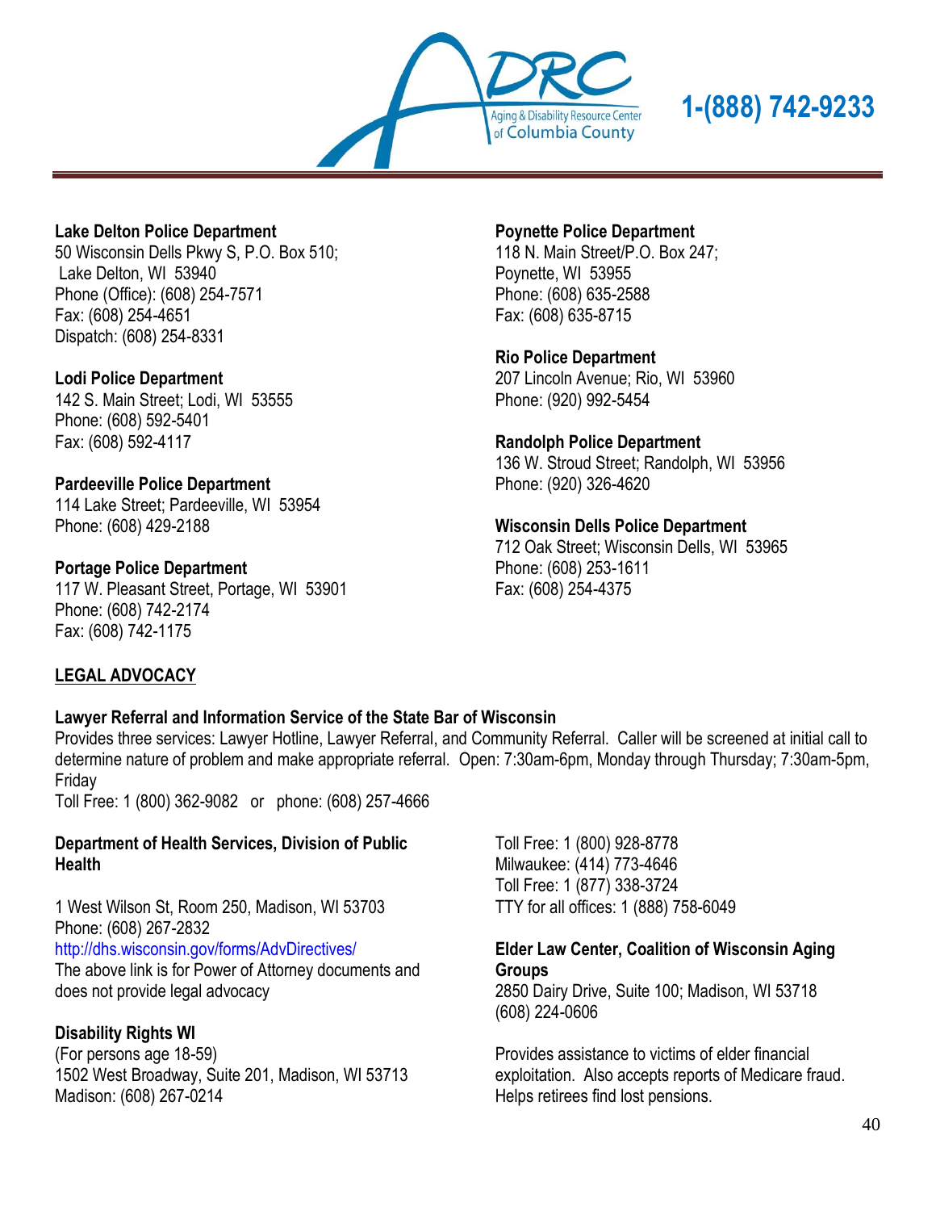**Lake Delton Police Department**
50 Wisconsin Dells Pkwy S, P.O. Box 510;
Lake Delton, WI 53940
Phone (Office): (608) 254-7571
Fax: (608) 254-4651
Dispatch: (608) 254-8331

**Lodi Police Department**
142 S. Main Street; Lodi, WI 53555
Phone: (608) 592-5401
Fax: (608) 592-4117

**Pardeeville Police Department**
114 Lake Street; Pardeeville, WI 53954
Phone: (608) 429-2188

**Portage Police Department**
117 W. Pleasant Street, Portage, WI 53901
Phone: (608) 742-2174
Fax: (608) 742-1175

**Poynette Police Department**
118 N. Main Street/P.O. Box 247;
Poynette, WI 53955
Phone: (608) 635-2588
Fax: (608) 635-8715

**Rio Police Department**
207 Lincoln Avenue; Rio, WI 53960
Phone: (920) 992-5454

**Randolph Police Department**
136 W. Stroud Street; Randolph, WI 53956
Phone: (920) 326-4620

**Wisconsin Dells Police Department**
712 Oak Street; Wisconsin Dells, WI 53965
Phone: (608) 253-1611
Fax: (608) 254-4375

## LEGAL ADVOCACY

**Lawyer Referral and Information Service of the State Bar of Wisconsin**
Provides three services: Lawyer Hotline, Lawyer Referral, and Community Referral. Caller will be screened at initial call to determine nature of problem and make appropriate referral. Open: 7:30am-6pm, Monday through Thursday; 7:30am-5pm, Friday
Toll Free: 1 (800) 362-9082 or phone: (608) 257-4666

**Department of Health Services, Division of Public Health**

1 West Wilson St, Room 250, Madison, WI 53703
Phone: (608) 267-2832
http://dhs.wisconsin.gov/forms/AdvDirectives/
The above link is for Power of Attorney documents and does not provide legal advocacy

**Disability Rights WI**
(For persons age 18-59)
1502 West Broadway, Suite 201, Madison, WI 53713
Madison: (608) 267-0214
Toll Free: 1 (800) 928-8778
Milwaukee: (414) 773-4646
Toll Free: 1 (877) 338-3724
TTY for all offices: 1 (888) 758-6049

**Elder Law Center, Coalition of Wisconsin Aging Groups**
2850 Dairy Drive, Suite 100; Madison, WI 53718
(608) 224-0606

Provides assistance to victims of elder financial exploitation. Also accepts reports of Medicare fraud. Helps retirees find lost pensions.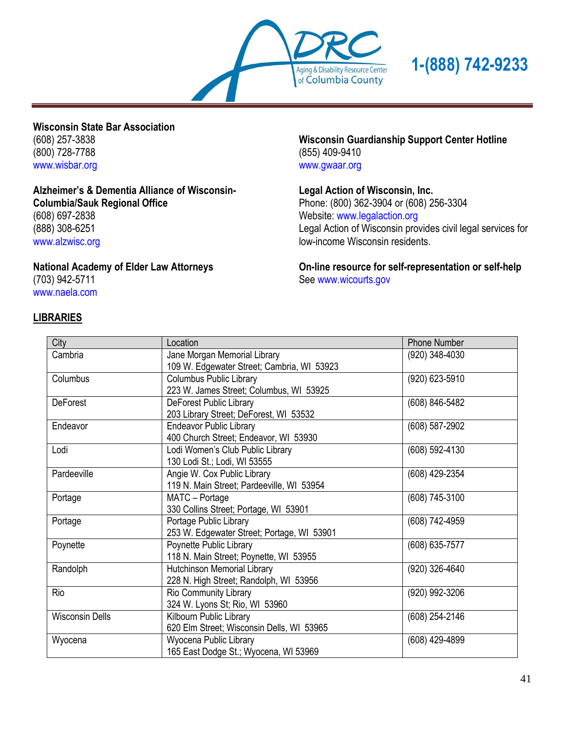**Wisconsin State Bar Association**
(608) 257-3838
(800) 728-7788
www.wisbar.org

**Alzheimer's & Dementia Alliance of Wisconsin-Columbia/Sauk Regional Office**
(608) 697-2838
(888) 308-6251
www.alzwisc.org

**National Academy of Elder Law Attorneys**
(703) 942-5711
www.naela.com

**Wisconsin Guardianship Support Center Hotline**
(855) 409-9410
www.gwaar.org

**Legal Action of Wisconsin, Inc.**
Phone: (800) 362-3904 or (608) 256-3304
Website: www.legalaction.org
Legal Action of Wisconsin provides civil legal services for low-income Wisconsin residents.

**On-line resource for self-representation or self-help**
See www.wicourts.gov

## LIBRARIES

| City | Location | Phone Number |
|---|---|---|
| Cambria | Jane Morgan Memorial Library<br>109 W. Edgewater Street; Cambria, WI 53923 | (920) 348-4030 |
| Columbus | Columbus Public Library<br>223 W. James Street; Columbus, WI 53925 | (920) 623-5910 |
| DeForest | DeForest Public Library<br>203 Library Street; DeForest, WI 53532 | (608) 846-5482 |
| Endeavor | Endeavor Public Library<br>400 Church Street; Endeavor, WI 53930 | (608) 587-2902 |
| Lodi | Lodi Women's Club Public Library<br>130 Lodi St.; Lodi, WI 53555 | (608) 592-4130 |
| Pardeeville | Angie W. Cox Public Library<br>119 N. Main Street; Pardeeville, WI 53954 | (608) 429-2354 |
| Portage | MATC – Portage<br>330 Collins Street; Portage, WI 53901 | (608) 745-3100 |
| Portage | Portage Public Library<br>253 W. Edgewater Street; Portage, WI 53901 | (608) 742-4959 |
| Poynette | Poynette Public Library<br>118 N. Main Street; Poynette, WI 53955 | (608) 635-7577 |
| Randolph | Hutchinson Memorial Library<br>228 N. High Street; Randolph, WI 53956 | (920) 326-4640 |
| Rio | Rio Community Library<br>324 W. Lyons St; Rio, WI 53960 | (920) 992-3206 |
| Wisconsin Dells | Kilbourn Public Library<br>620 Elm Street; Wisconsin Dells, WI 53965 | (608) 254-2146 |
| Wyocena | Wyocena Public Library<br>165 East Dodge St.; Wyocena, WI 53969 | (608) 429-4899 |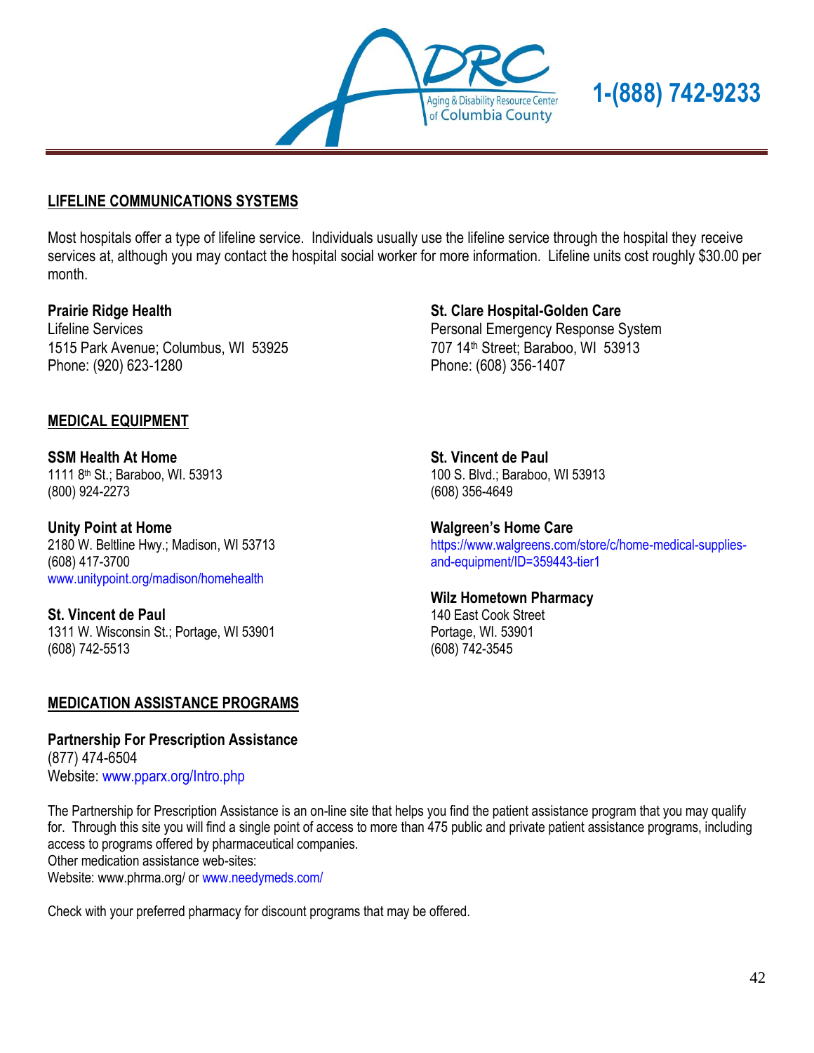1-(888) 742-9233

## LIFELINE COMMUNICATIONS SYSTEMS

Most hospitals offer a type of lifeline service. Individuals usually use the lifeline service through the hospital they receive services at, although you may contact the hospital social worker for more information. Lifeline units cost roughly $30.00 per month.

**Prairie Ridge Health**
Lifeline Services
1515 Park Avenue; Columbus, WI 53925
Phone: (920) 623-1280

**St. Clare Hospital-Golden Care**
Personal Emergency Response System
707 14th Street; Baraboo, WI 53913
Phone: (608) 356-1407

## MEDICAL EQUIPMENT

**SSM Health At Home**
1111 8th St.; Baraboo, WI. 53913
(800) 924-2273

**Unity Point at Home**
2180 W. Beltline Hwy.; Madison, WI 53713
(608) 417-3700
www.unitypoint.org/madison/homehealth

**St. Vincent de Paul**
1311 W. Wisconsin St.; Portage, WI 53901
(608) 742-5513

**St. Vincent de Paul**
100 S. Blvd.; Baraboo, WI 53913
(608) 356-4649

**Walgreen's Home Care**
https://www.walgreens.com/store/c/home-medical-supplies-and-equipment/ID=359443-tier1

**Wilz Hometown Pharmacy**
140 East Cook Street
Portage, WI. 53901
(608) 742-3545

## MEDICATION ASSISTANCE PROGRAMS

**Partnership For Prescription Assistance**
(877) 474-6504
Website: www.pparx.org/Intro.php

The Partnership for Prescription Assistance is an on-line site that helps you find the patient assistance program that you may qualify for. Through this site you will find a single point of access to more than 475 public and private patient assistance programs, including access to programs offered by pharmaceutical companies.
Other medication assistance web-sites:
Website: www.phrma.org/ or www.needymeds.com/

Check with your preferred pharmacy for discount programs that may be offered.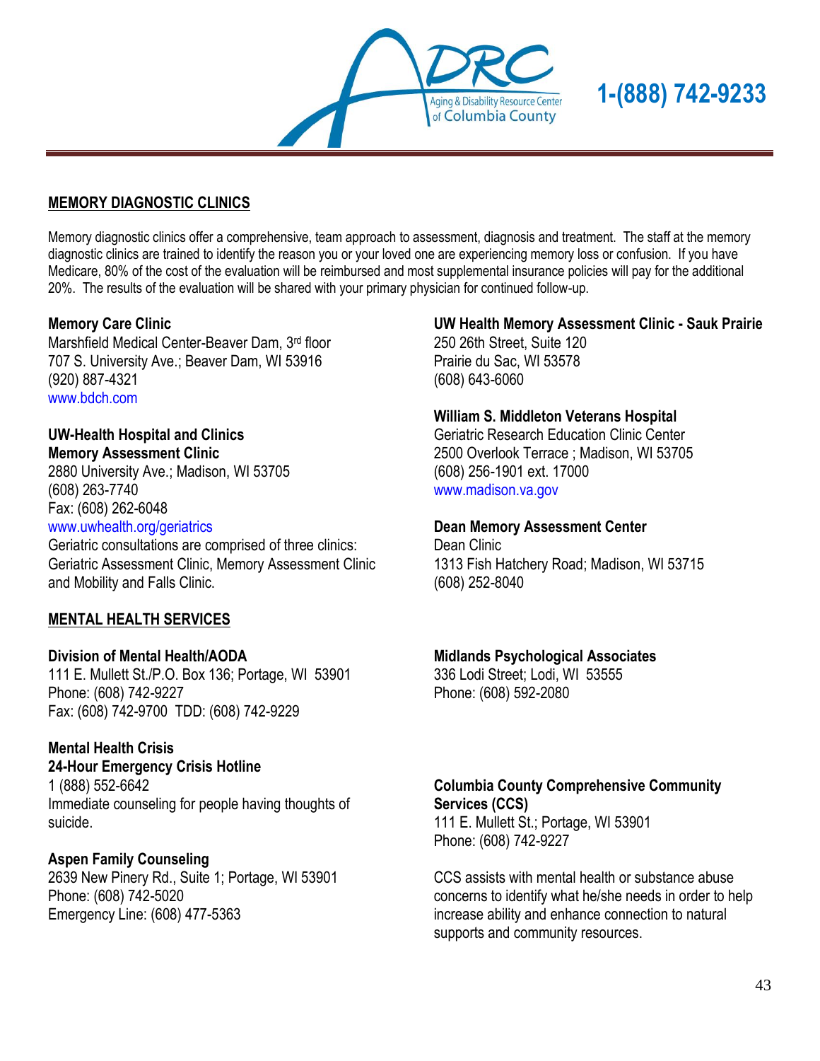## MEMORY DIAGNOSTIC CLINICS

Memory diagnostic clinics offer a comprehensive, team approach to assessment, diagnosis and treatment. The staff at the memory diagnostic clinics are trained to identify the reason you or your loved one are experiencing memory loss or confusion. If you have Medicare, 80% of the cost of the evaluation will be reimbursed and most supplemental insurance policies will pay for the additional 20%. The results of the evaluation will be shared with your primary physician for continued follow-up.

**Memory Care Clinic**
Marshfield Medical Center-Beaver Dam, 3rd floor
707 S. University Ave.; Beaver Dam, WI 53916
(920) 887-4321
www.bdch.com

**UW-Health Hospital and Clinics**
**Memory Assessment Clinic**
2880 University Ave.; Madison, WI 53705
(608) 263-7740
Fax: (608) 262-6048
www.uwhealth.org/geriatrics
Geriatric consultations are comprised of three clinics: Geriatric Assessment Clinic, Memory Assessment Clinic and Mobility and Falls Clinic.

**UW Health Memory Assessment Clinic - Sauk Prairie**
250 26th Street, Suite 120
Prairie du Sac, WI 53578
(608) 643-6060

**William S. Middleton Veterans Hospital**
Geriatric Research Education Clinic Center
2500 Overlook Terrace ; Madison, WI 53705
(608) 256-1901 ext. 17000
www.madison.va.gov

**Dean Memory Assessment Center**
Dean Clinic
1313 Fish Hatchery Road; Madison, WI 53715
(608) 252-8040

## MENTAL HEALTH SERVICES

**Division of Mental Health/AODA**
111 E. Mullett St./P.O. Box 136; Portage, WI 53901
Phone: (608) 742-9227
Fax: (608) 742-9700 TDD: (608) 742-9229

**Mental Health Crisis**
**24-Hour Emergency Crisis Hotline**
1 (888) 552-6642
Immediate counseling for people having thoughts of suicide.

**Aspen Family Counseling**
2639 New Pinery Rd., Suite 1; Portage, WI 53901
Phone: (608) 742-5020
Emergency Line: (608) 477-5363

**Midlands Psychological Associates**
336 Lodi Street; Lodi, WI 53555
Phone: (608) 592-2080

**Columbia County Comprehensive Community Services (CCS)**
111 E. Mullett St.; Portage, WI 53901
Phone: (608) 742-9227

CCS assists with mental health or substance abuse concerns to identify what he/she needs in order to help increase ability and enhance connection to natural supports and community resources.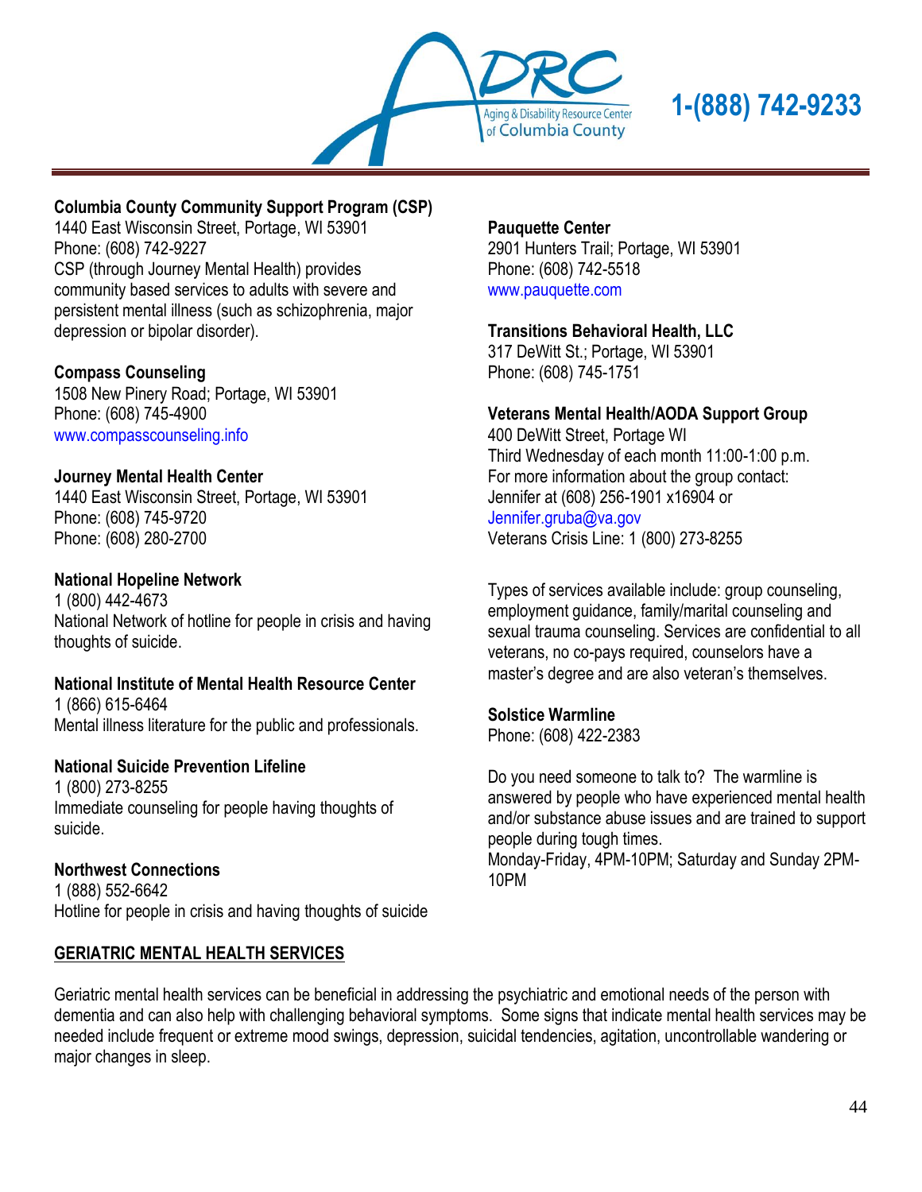**Columbia County Community Support Program (CSP)**
1440 East Wisconsin Street, Portage, WI 53901
Phone: (608) 742-9227
CSP (through Journey Mental Health) provides community based services to adults with severe and persistent mental illness (such as schizophrenia, major depression or bipolar disorder).

**Compass Counseling**
1508 New Pinery Road; Portage, WI 53901
Phone: (608) 745-4900
www.compasscounseling.info

**Journey Mental Health Center**
1440 East Wisconsin Street, Portage, WI 53901
Phone: (608) 745-9720
Phone: (608) 280-2700

**National Hopeline Network**
1 (800) 442-4673
National Network of hotline for people in crisis and having thoughts of suicide.

**National Institute of Mental Health Resource Center**
1 (866) 615-6464
Mental illness literature for the public and professionals.

**National Suicide Prevention Lifeline**
1 (800) 273-8255
Immediate counseling for people having thoughts of suicide.

**Northwest Connections**
1 (888) 552-6642
Hotline for people in crisis and having thoughts of suicide

**Pauquette Center**
2901 Hunters Trail; Portage, WI 53901
Phone: (608) 742-5518
www.pauquette.com

**Transitions Behavioral Health, LLC**
317 DeWitt St.; Portage, WI 53901
Phone: (608) 745-1751

**Veterans Mental Health/AODA Support Group**
400 DeWitt Street, Portage WI
Third Wednesday of each month 11:00-1:00 p.m.
For more information about the group contact:
Jennifer at (608) 256-1901 x16904 or
Jennifer.gruba@va.gov
Veterans Crisis Line: 1 (800) 273-8255

Types of services available include: group counseling, employment guidance, family/marital counseling and sexual trauma counseling. Services are confidential to all veterans, no co-pays required, counselors have a master's degree and are also veteran's themselves.

**Solstice Warmline**
Phone: (608) 422-2383

Do you need someone to talk to? The warmline is answered by people who have experienced mental health and/or substance abuse issues and are trained to support people during tough times.
Monday-Friday, 4PM-10PM; Saturday and Sunday 2PM-10PM

## GERIATRIC MENTAL HEALTH SERVICES

Geriatric mental health services can be beneficial in addressing the psychiatric and emotional needs of the person with dementia and can also help with challenging behavioral symptoms. Some signs that indicate mental health services may be needed include frequent or extreme mood swings, depression, suicidal tendencies, agitation, uncontrollable wandering or major changes in sleep.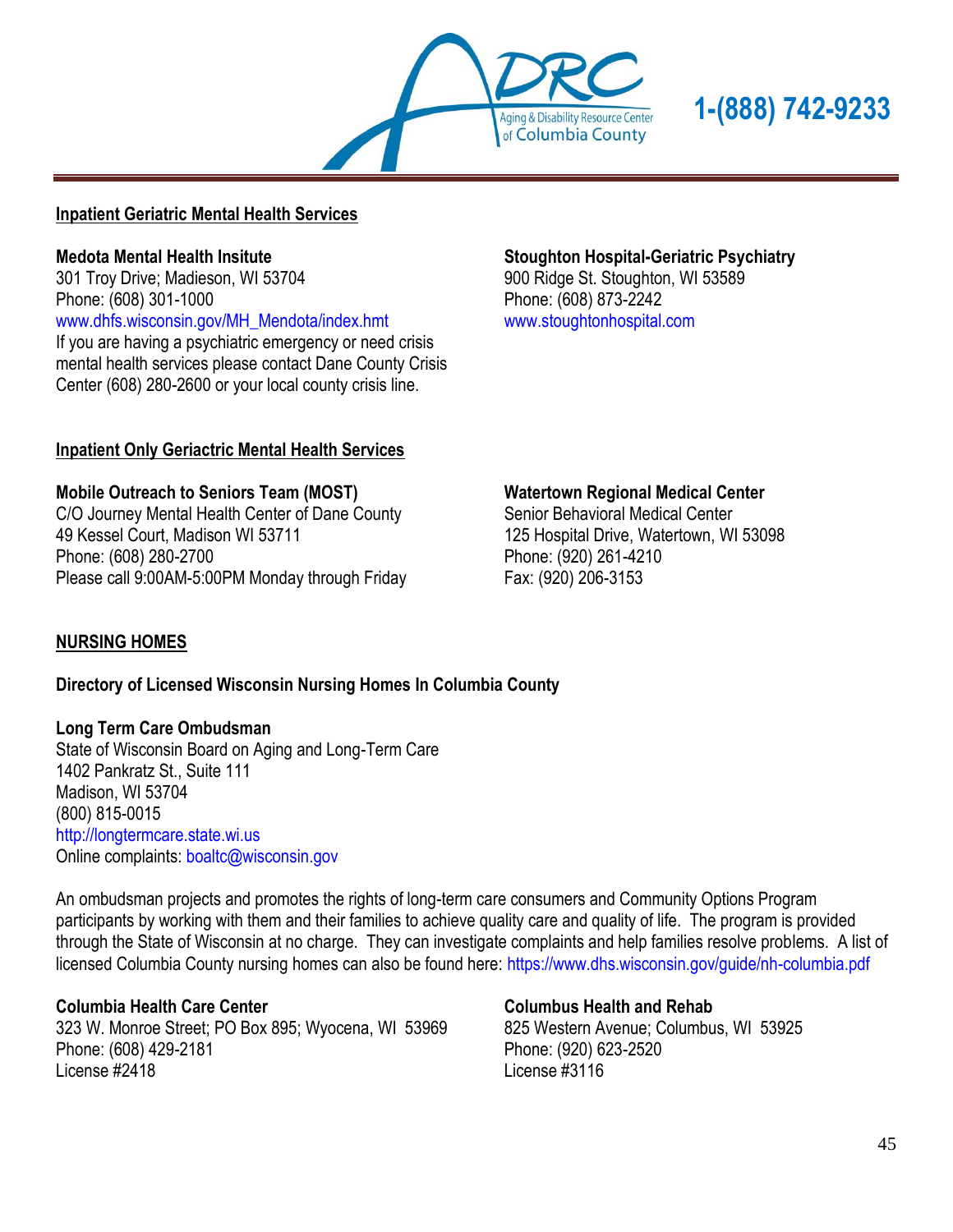## Inpatient Geriatric Mental Health Services

**Medota Mental Health Insitute**
301 Troy Drive; Madieson, WI 53704
Phone: (608) 301-1000
www.dhfs.wisconsin.gov/MH_Mendota/index.hmt
If you are having a psychiatric emergency or need crisis mental health services please contact Dane County Crisis Center (608) 280-2600 or your local county crisis line.

**Stoughton Hospital-Geriatric Psychiatry**
900 Ridge St. Stoughton, WI 53589
Phone: (608) 873-2242
www.stoughtonhospital.com

## Inpatient Only Geriactric Mental Health Services

**Mobile Outreach to Seniors Team (MOST)**
C/O Journey Mental Health Center of Dane County
49 Kessel Court, Madison WI 53711
Phone: (608) 280-2700
Please call 9:00AM-5:00PM Monday through Friday

**Watertown Regional Medical Center**
Senior Behavioral Medical Center
125 Hospital Drive, Watertown, WI 53098
Phone: (920) 261-4210
Fax: (920) 206-3153

## NURSING HOMES

**Directory of Licensed Wisconsin Nursing Homes In Columbia County**

**Long Term Care Ombudsman**
State of Wisconsin Board on Aging and Long-Term Care
1402 Pankratz St., Suite 111
Madison, WI 53704
(800) 815-0015
http://longtermcare.state.wi.us
Online complaints: boaltc@wisconsin.gov

An ombudsman projects and promotes the rights of long-term care consumers and Community Options Program participants by working with them and their families to achieve quality care and quality of life. The program is provided through the State of Wisconsin at no charge. They can investigate complaints and help families resolve problems. A list of licensed Columbia County nursing homes can also be found here: https://www.dhs.wisconsin.gov/guide/nh-columbia.pdf

**Columbia Health Care Center**
323 W. Monroe Street; PO Box 895; Wyocena, WI 53969
Phone: (608) 429-2181
License #2418

**Columbus Health and Rehab**
825 Western Avenue; Columbus, WI 53925
Phone: (920) 623-2520
License #3116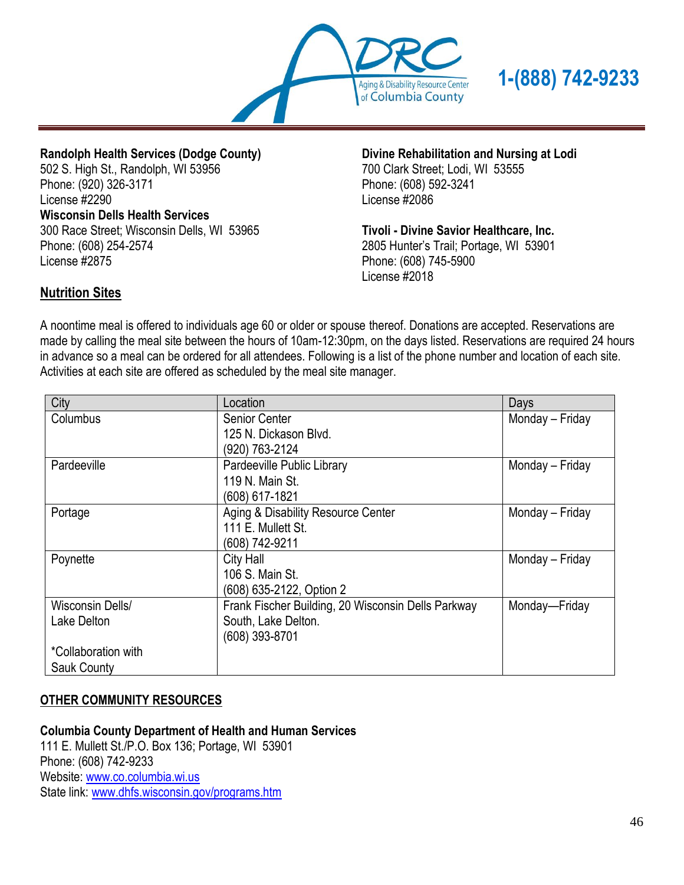**Randolph Health Services (Dodge County)**
502 S. High St., Randolph, WI 53956
Phone: (920) 326-3171
License #2290

**Wisconsin Dells Health Services**
300 Race Street; Wisconsin Dells, WI 53965
Phone: (608) 254-2574
License #2875

**Divine Rehabilitation and Nursing at Lodi**
700 Clark Street; Lodi, WI 53555
Phone: (608) 592-3241
License #2086

**Tivoli - Divine Savior Healthcare, Inc.**
2805 Hunter's Trail; Portage, WI 53901
Phone: (608) 745-5900
License #2018

## Nutrition Sites

A noontime meal is offered to individuals age 60 or older or spouse thereof. Donations are accepted. Reservations are made by calling the meal site between the hours of 10am-12:30pm, on the days listed. Reservations are required 24 hours in advance so a meal can be ordered for all attendees. Following is a list of the phone number and location of each site. Activities at each site are offered as scheduled by the meal site manager.

| City | Location | Days |
|---|---|---|
| Columbus | Senior Center<br>125 N. Dickason Blvd.<br>(920) 763-2124 | Monday – Friday |
| Pardeeville | Pardeeville Public Library<br>119 N. Main St.<br>(608) 617-1821 | Monday – Friday |
| Portage | Aging & Disability Resource Center<br>111 E. Mullett St.<br>(608) 742-9211 | Monday – Friday |
| Poynette | City Hall<br>106 S. Main St.<br>(608) 635-2122, Option 2 | Monday – Friday |
| Wisconsin Dells/<br>Lake Delton<br><br>*Collaboration with Sauk County | Frank Fischer Building, 20 Wisconsin Dells Parkway South, Lake Delton.<br>(608) 393-8701 | Monday—Friday |

## OTHER COMMUNITY RESOURCES

**Columbia County Department of Health and Human Services**
111 E. Mullett St./P.O. Box 136; Portage, WI 53901
Phone: (608) 742-9233
Website: www.co.columbia.wi.us
State link: www.dhfs.wisconsin.gov/programs.htm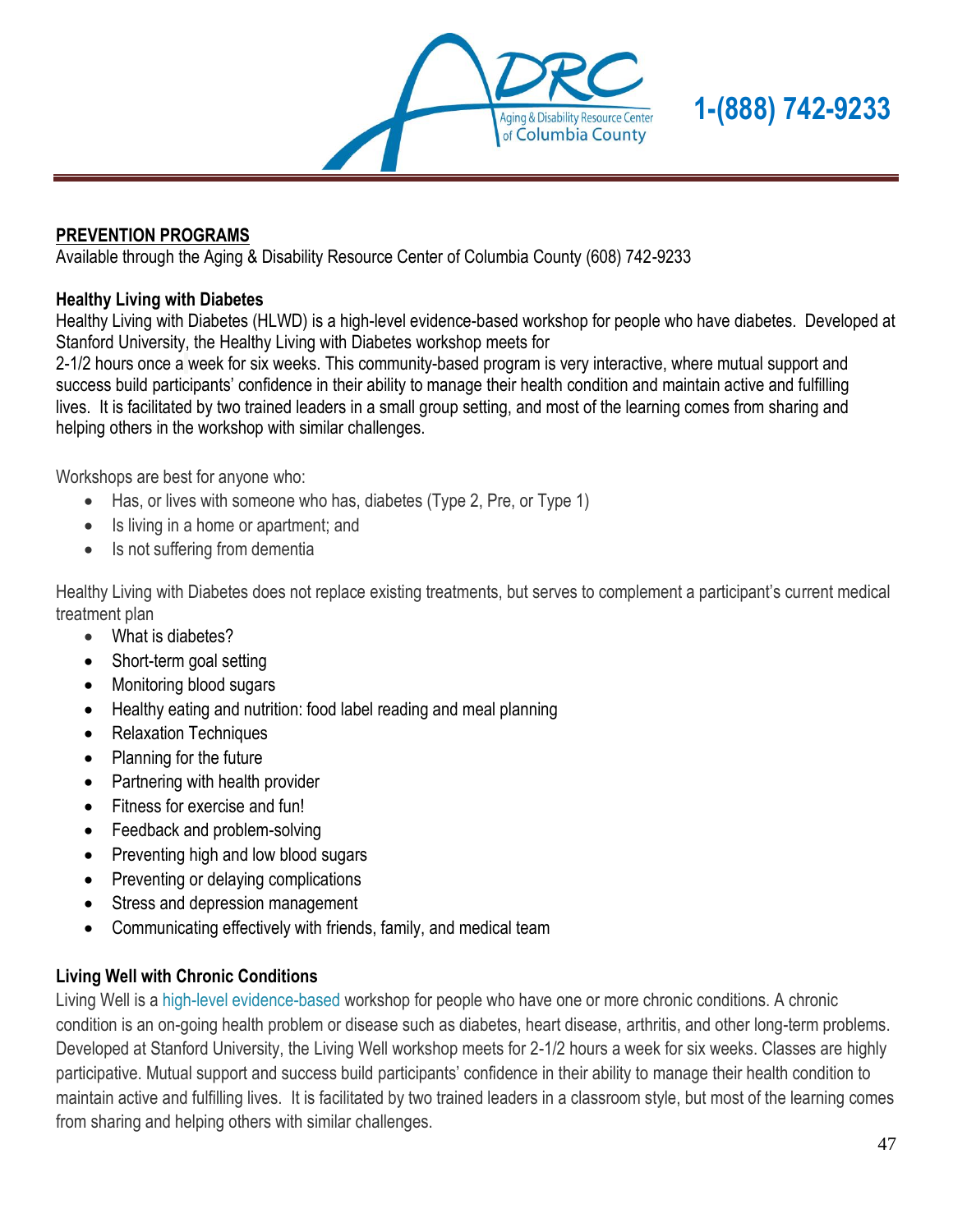## PREVENTION PROGRAMS

Available through the Aging & Disability Resource Center of Columbia County (608) 742-9233

### Healthy Living with Diabetes

Healthy Living with Diabetes (HLWD) is a high-level evidence-based workshop for people who have diabetes. Developed at Stanford University, the Healthy Living with Diabetes workshop meets for 2-1/2 hours once a week for six weeks. This community-based program is very interactive, where mutual support and success build participants' confidence in their ability to manage their health condition and maintain active and fulfilling lives. It is facilitated by two trained leaders in a small group setting, and most of the learning comes from sharing and helping others in the workshop with similar challenges.

Workshops are best for anyone who:

- Has, or lives with someone who has, diabetes (Type 2, Pre, or Type 1)
- Is living in a home or apartment; and
- Is not suffering from dementia

Healthy Living with Diabetes does not replace existing treatments, but serves to complement a participant's current medical treatment plan

- What is diabetes?
- Short-term goal setting
- Monitoring blood sugars
- Healthy eating and nutrition: food label reading and meal planning
- Relaxation Techniques
- Planning for the future
- Partnering with health provider
- Fitness for exercise and fun!
- Feedback and problem-solving
- Preventing high and low blood sugars
- Preventing or delaying complications
- Stress and depression management
- Communicating effectively with friends, family, and medical team

### Living Well with Chronic Conditions

Living Well is a high-level evidence-based workshop for people who have one or more chronic conditions. A chronic condition is an on-going health problem or disease such as diabetes, heart disease, arthritis, and other long-term problems. Developed at Stanford University, the Living Well workshop meets for 2-1/2 hours a week for six weeks. Classes are highly participative. Mutual support and success build participants' confidence in their ability to manage their health condition to maintain active and fulfilling lives. It is facilitated by two trained leaders in a classroom style, but most of the learning comes from sharing and helping others with similar challenges.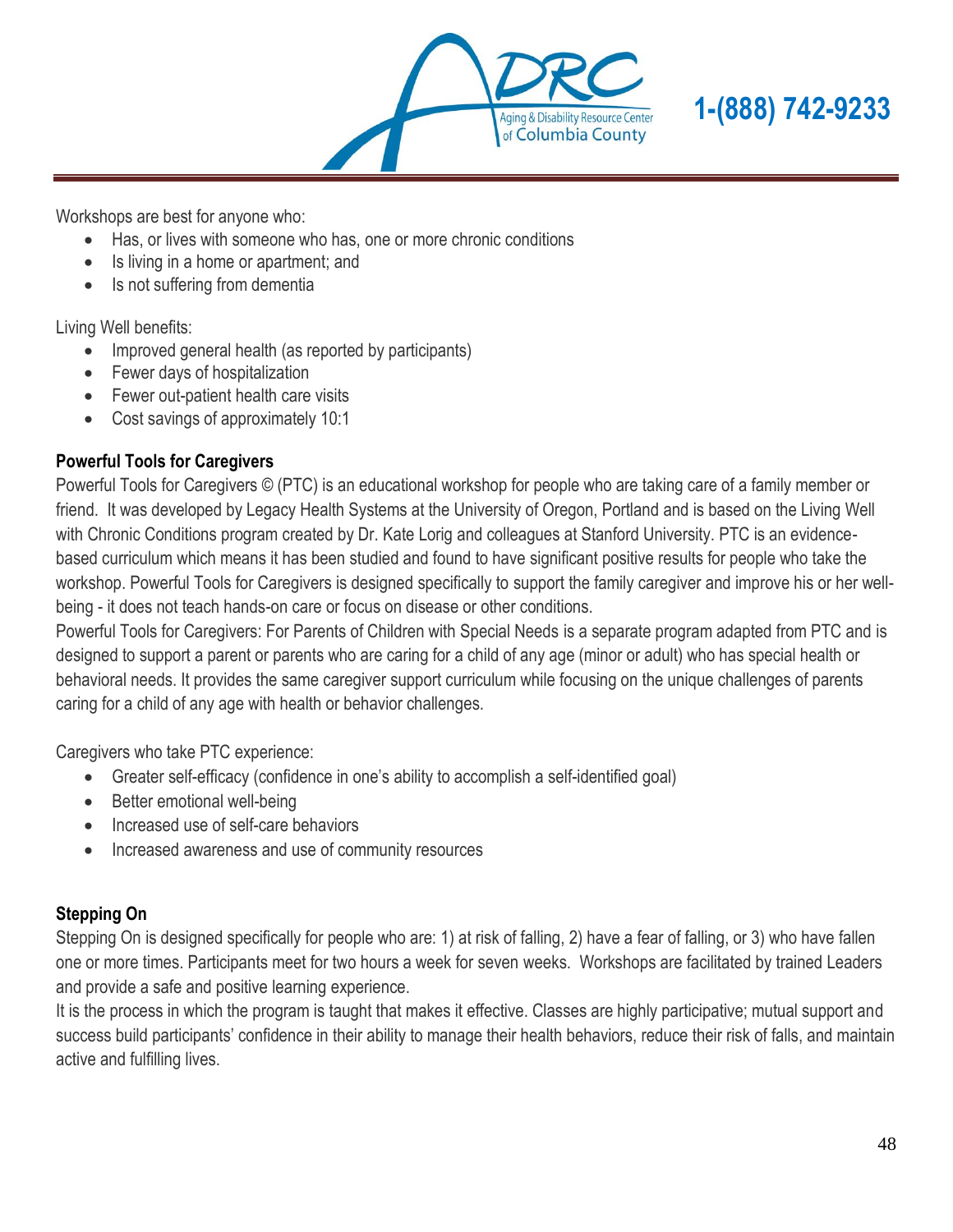Workshops are best for anyone who:

- Has, or lives with someone who has, one or more chronic conditions
- Is living in a home or apartment; and
- Is not suffering from dementia

Living Well benefits:

- Improved general health (as reported by participants)
- Fewer days of hospitalization
- Fewer out-patient health care visits
- Cost savings of approximately 10:1

**Powerful Tools for Caregivers**

Powerful Tools for Caregivers © (PTC) is an educational workshop for people who are taking care of a family member or friend. It was developed by Legacy Health Systems at the University of Oregon, Portland and is based on the Living Well with Chronic Conditions program created by Dr. Kate Lorig and colleagues at Stanford University. PTC is an evidence-based curriculum which means it has been studied and found to have significant positive results for people who take the workshop. Powerful Tools for Caregivers is designed specifically to support the family caregiver and improve his or her well-being - it does not teach hands-on care or focus on disease or other conditions.

Powerful Tools for Caregivers: For Parents of Children with Special Needs is a separate program adapted from PTC and is designed to support a parent or parents who are caring for a child of any age (minor or adult) who has special health or behavioral needs. It provides the same caregiver support curriculum while focusing on the unique challenges of parents caring for a child of any age with health or behavior challenges.

Caregivers who take PTC experience:

- Greater self-efficacy (confidence in one's ability to accomplish a self-identified goal)
- Better emotional well-being
- Increased use of self-care behaviors
- Increased awareness and use of community resources

**Stepping On**

Stepping On is designed specifically for people who are: 1) at risk of falling, 2) have a fear of falling, or 3) who have fallen one or more times. Participants meet for two hours a week for seven weeks. Workshops are facilitated by trained Leaders and provide a safe and positive learning experience.

It is the process in which the program is taught that makes it effective. Classes are highly participative; mutual support and success build participants' confidence in their ability to manage their health behaviors, reduce their risk of falls, and maintain active and fulfilling lives.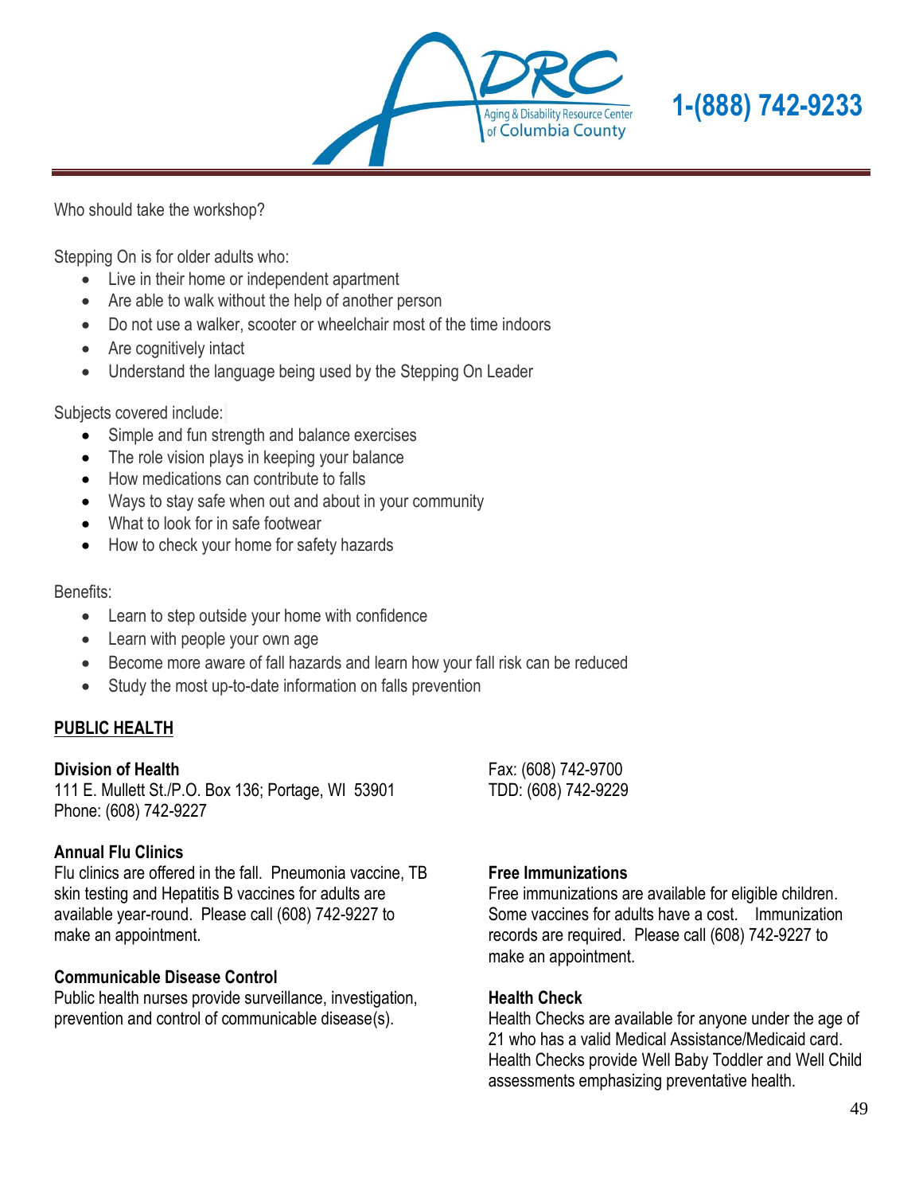Who should take the workshop?

Stepping On is for older adults who:

- Live in their home or independent apartment
- Are able to walk without the help of another person
- Do not use a walker, scooter or wheelchair most of the time indoors
- Are cognitively intact
- Understand the language being used by the Stepping On Leader

Subjects covered include:

- Simple and fun strength and balance exercises
- The role vision plays in keeping your balance
- How medications can contribute to falls
- Ways to stay safe when out and about in your community
- What to look for in safe footwear
- How to check your home for safety hazards

Benefits:

- Learn to step outside your home with confidence
- Learn with people your own age
- Become more aware of fall hazards and learn how your fall risk can be reduced
- Study the most up-to-date information on falls prevention

## PUBLIC HEALTH

**Division of Health**
111 E. Mullett St./P.O. Box 136; Portage, WI 53901
Phone: (608) 742-9227
Fax: (608) 742-9700
TDD: (608) 742-9229

**Annual Flu Clinics**
Flu clinics are offered in the fall. Pneumonia vaccine, TB skin testing and Hepatitis B vaccines for adults are available year-round. Please call (608) 742-9227 to make an appointment.

**Communicable Disease Control**
Public health nurses provide surveillance, investigation, prevention and control of communicable disease(s).

**Free Immunizations**
Free immunizations are available for eligible children. Some vaccines for adults have a cost. Immunization records are required. Please call (608) 742-9227 to make an appointment.

**Health Check**
Health Checks are available for anyone under the age of 21 who has a valid Medical Assistance/Medicaid card. Health Checks provide Well Baby Toddler and Well Child assessments emphasizing preventative health.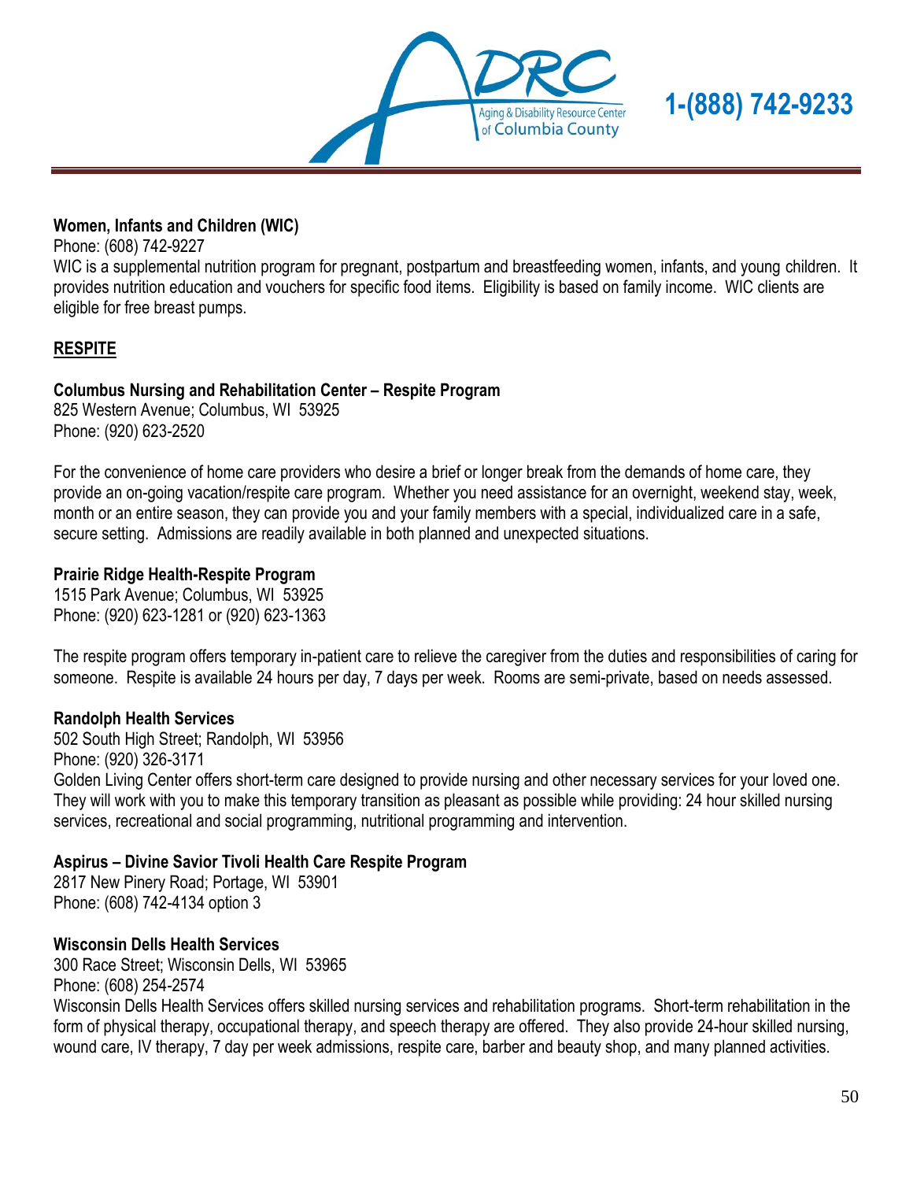**Women, Infants and Children (WIC)**
Phone: (608) 742-9227
WIC is a supplemental nutrition program for pregnant, postpartum and breastfeeding women, infants, and young children. It provides nutrition education and vouchers for specific food items. Eligibility is based on family income. WIC clients are eligible for free breast pumps.

## RESPITE

**Columbus Nursing and Rehabilitation Center – Respite Program**
825 Western Avenue; Columbus, WI 53925
Phone: (920) 623-2520

For the convenience of home care providers who desire a brief or longer break from the demands of home care, they provide an on-going vacation/respite care program. Whether you need assistance for an overnight, weekend stay, week, month or an entire season, they can provide you and your family members with a special, individualized care in a safe, secure setting. Admissions are readily available in both planned and unexpected situations.

**Prairie Ridge Health-Respite Program**
1515 Park Avenue; Columbus, WI 53925
Phone: (920) 623-1281 or (920) 623-1363

The respite program offers temporary in-patient care to relieve the caregiver from the duties and responsibilities of caring for someone. Respite is available 24 hours per day, 7 days per week. Rooms are semi-private, based on needs assessed.

**Randolph Health Services**
502 South High Street; Randolph, WI 53956
Phone: (920) 326-3171
Golden Living Center offers short-term care designed to provide nursing and other necessary services for your loved one. They will work with you to make this temporary transition as pleasant as possible while providing: 24 hour skilled nursing services, recreational and social programming, nutritional programming and intervention.

**Aspirus – Divine Savior Tivoli Health Care Respite Program**
2817 New Pinery Road; Portage, WI 53901
Phone: (608) 742-4134 option 3

**Wisconsin Dells Health Services**
300 Race Street; Wisconsin Dells, WI 53965
Phone: (608) 254-2574
Wisconsin Dells Health Services offers skilled nursing services and rehabilitation programs. Short-term rehabilitation in the form of physical therapy, occupational therapy, and speech therapy are offered. They also provide 24-hour skilled nursing, wound care, IV therapy, 7 day per week admissions, respite care, barber and beauty shop, and many planned activities.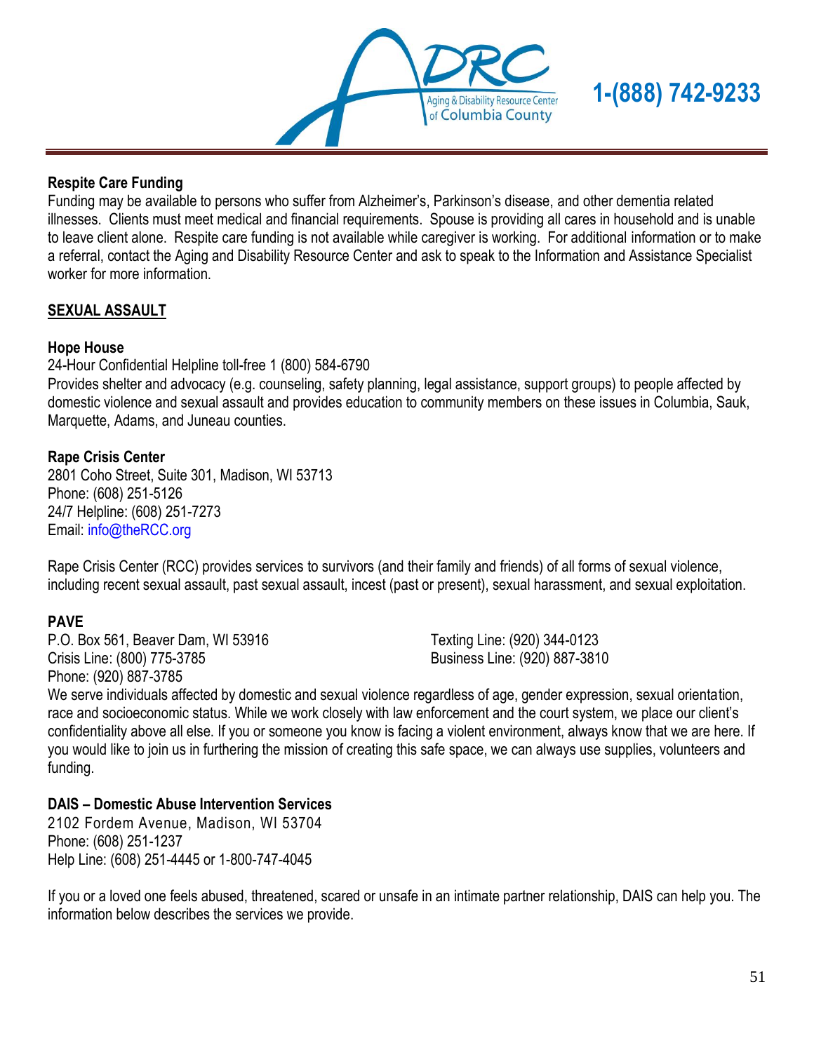#### Respite Care Funding

Funding may be available to persons who suffer from Alzheimer's, Parkinson's disease, and other dementia related illnesses. Clients must meet medical and financial requirements. Spouse is providing all cares in household and is unable to leave client alone. Respite care funding is not available while caregiver is working. For additional information or to make a referral, contact the Aging and Disability Resource Center and ask to speak to the Information and Assistance Specialist worker for more information.

## SEXUAL ASSAULT

#### Hope House

24-Hour Confidential Helpline toll-free 1 (800) 584-6790

Provides shelter and advocacy (e.g. counseling, safety planning, legal assistance, support groups) to people affected by domestic violence and sexual assault and provides education to community members on these issues in Columbia, Sauk, Marquette, Adams, and Juneau counties.

#### Rape Crisis Center

2801 Coho Street, Suite 301, Madison, WI 53713
Phone: (608) 251-5126
24/7 Helpline: (608) 251-7273
Email: info@theRCC.org

Rape Crisis Center (RCC) provides services to survivors (and their family and friends) of all forms of sexual violence, including recent sexual assault, past sexual assault, incest (past or present), sexual harassment, and sexual exploitation.

#### PAVE

P.O. Box 561, Beaver Dam, WI 53916
Crisis Line: (800) 775-3785
Phone: (920) 887-3785
Texting Line: (920) 344-0123
Business Line: (920) 887-3810

We serve individuals affected by domestic and sexual violence regardless of age, gender expression, sexual orientation, race and socioeconomic status. While we work closely with law enforcement and the court system, we place our client's confidentiality above all else. If you or someone you know is facing a violent environment, always know that we are here. If you would like to join us in furthering the mission of creating this safe space, we can always use supplies, volunteers and funding.

#### DAIS – Domestic Abuse Intervention Services

2102 Fordem Avenue, Madison, WI 53704
Phone: (608) 251-1237
Help Line: (608) 251-4445 or 1-800-747-4045

If you or a loved one feels abused, threatened, scared or unsafe in an intimate partner relationship, DAIS can help you. The information below describes the services we provide.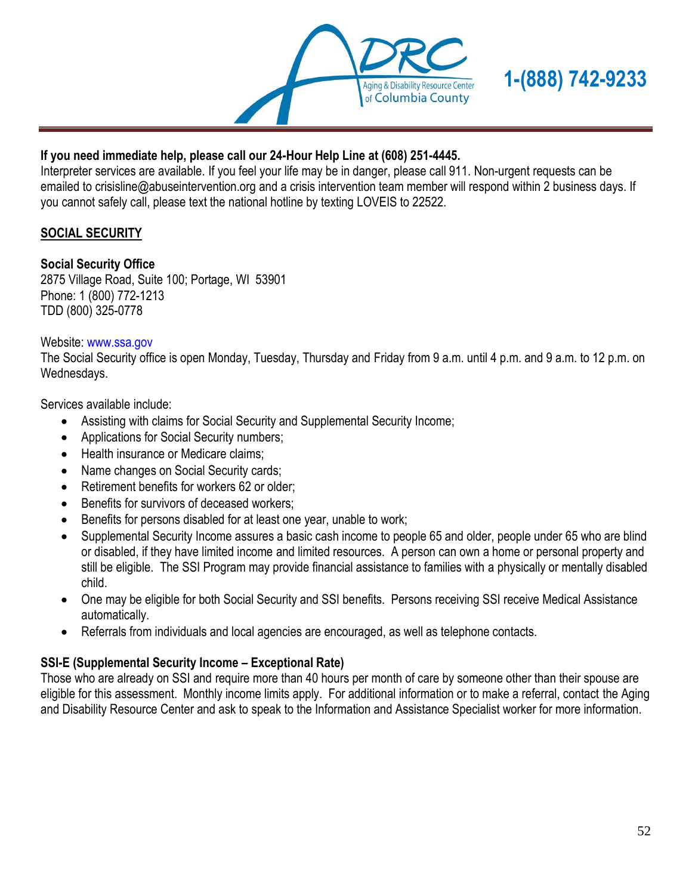**If you need immediate help, please call our 24-Hour Help Line at (608) 251-4445.**
Interpreter services are available. If you feel your life may be in danger, please call 911. Non-urgent requests can be emailed to crisisline@abuseintervention.org and a crisis intervention team member will respond within 2 business days. If you cannot safely call, please text the national hotline by texting LOVEIS to 22522.

## SOCIAL SECURITY

**Social Security Office**
2875 Village Road, Suite 100; Portage, WI 53901
Phone: 1 (800) 772-1213
TDD (800) 325-0778

Website: www.ssa.gov
The Social Security office is open Monday, Tuesday, Thursday and Friday from 9 a.m. until 4 p.m. and 9 a.m. to 12 p.m. on Wednesdays.

Services available include:

- Assisting with claims for Social Security and Supplemental Security Income;
- Applications for Social Security numbers;
- Health insurance or Medicare claims;
- Name changes on Social Security cards;
- Retirement benefits for workers 62 or older;
- Benefits for survivors of deceased workers;
- Benefits for persons disabled for at least one year, unable to work;
- Supplemental Security Income assures a basic cash income to people 65 and older, people under 65 who are blind or disabled, if they have limited income and limited resources. A person can own a home or personal property and still be eligible. The SSI Program may provide financial assistance to families with a physically or mentally disabled child.
- One may be eligible for both Social Security and SSI benefits. Persons receiving SSI receive Medical Assistance automatically.
- Referrals from individuals and local agencies are encouraged, as well as telephone contacts.

**SSI-E (Supplemental Security Income – Exceptional Rate)**
Those who are already on SSI and require more than 40 hours per month of care by someone other than their spouse are eligible for this assessment. Monthly income limits apply. For additional information or to make a referral, contact the Aging and Disability Resource Center and ask to speak to the Information and Assistance Specialist worker for more information.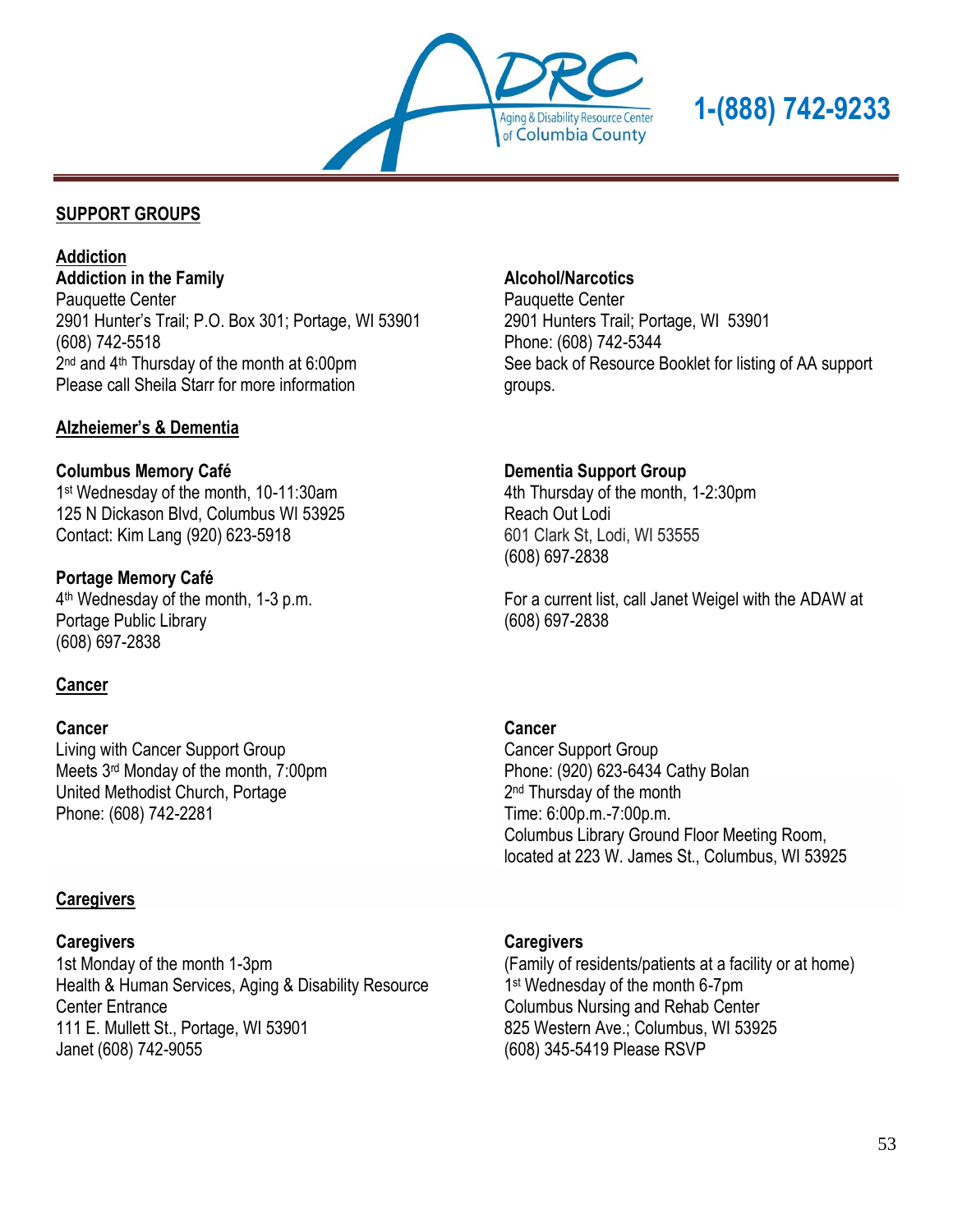1-(888) 742-9233

## SUPPORT GROUPS

### Addiction

**Addiction in the Family**
Pauquette Center
2901 Hunter's Trail; P.O. Box 301; Portage, WI 53901
(608) 742-5518
2nd and 4th Thursday of the month at 6:00pm
Please call Sheila Starr for more information

**Alcohol/Narcotics**
Pauquette Center
2901 Hunters Trail; Portage, WI 53901
Phone: (608) 742-5344
See back of Resource Booklet for listing of AA support groups.

### Alzheimer's & Dementia

**Columbus Memory Café**
1st Wednesday of the month, 10-11:30am
125 N Dickason Blvd, Columbus WI 53925
Contact: Kim Lang (920) 623-5918

**Portage Memory Café**
4th Wednesday of the month, 1-3 p.m.
Portage Public Library
(608) 697-2838

**Dementia Support Group**
4th Thursday of the month, 1-2:30pm
Reach Out Lodi
601 Clark St, Lodi, WI 53555
(608) 697-2838

For a current list, call Janet Weigel with the ADAW at (608) 697-2838

### Cancer

**Cancer**
Living with Cancer Support Group
Meets 3rd Monday of the month, 7:00pm
United Methodist Church, Portage
Phone: (608) 742-2281

**Cancer**
Cancer Support Group
Phone: (920) 623-6434 Cathy Bolan
2nd Thursday of the month
Time: 6:00p.m.-7:00p.m.
Columbus Library Ground Floor Meeting Room, located at 223 W. James St., Columbus, WI 53925

### Caregivers

**Caregivers**
1st Monday of the month 1-3pm
Health & Human Services, Aging & Disability Resource Center Entrance
111 E. Mullett St., Portage, WI 53901
Janet (608) 742-9055

**Caregivers**
(Family of residents/patients at a facility or at home)
1st Wednesday of the month 6-7pm
Columbus Nursing and Rehab Center
825 Western Ave.; Columbus, WI 53925
(608) 345-5419 Please RSVP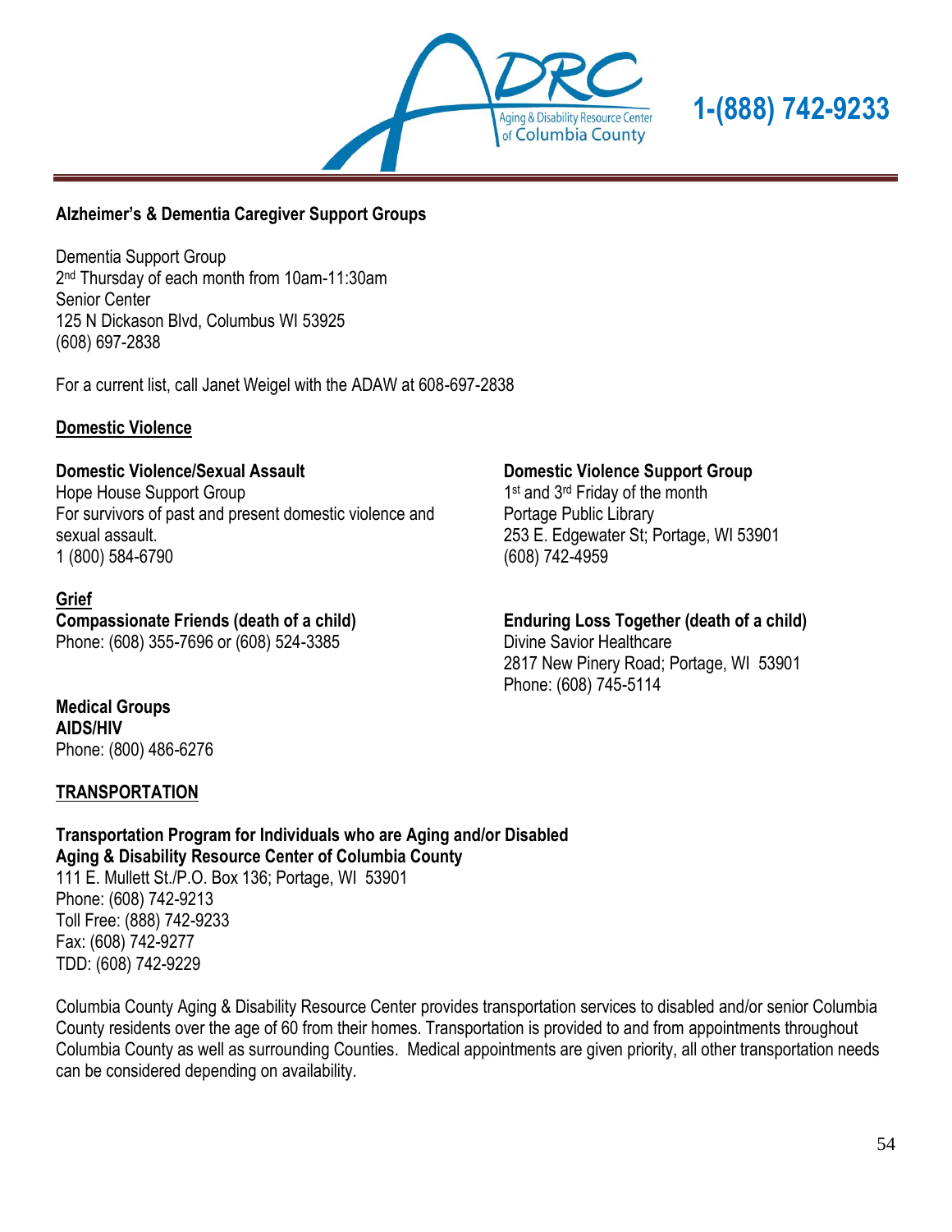## Alzheimer's & Dementia Caregiver Support Groups

Dementia Support Group
2nd Thursday of each month from 10am-11:30am
Senior Center
125 N Dickason Blvd, Columbus WI 53925
(608) 697-2838

For a current list, call Janet Weigel with the ADAW at 608-697-2838

## Domestic Violence

**Domestic Violence/Sexual Assault**
Hope House Support Group
For survivors of past and present domestic violence and sexual assault.
1 (800) 584-6790

**Domestic Violence Support Group**
1st and 3rd Friday of the month
Portage Public Library
253 E. Edgewater St; Portage, WI 53901
(608) 742-4959

## Grief

**Compassionate Friends (death of a child)**
Phone: (608) 355-7696 or (608) 524-3385

**Enduring Loss Together (death of a child)**
Divine Savior Healthcare
2817 New Pinery Road; Portage, WI 53901
Phone: (608) 745-5114

**Medical Groups**
**AIDS/HIV**
Phone: (800) 486-6276

## TRANSPORTATION

**Transportation Program for Individuals who are Aging and/or Disabled**
**Aging & Disability Resource Center of Columbia County**
111 E. Mullett St./P.O. Box 136; Portage, WI 53901
Phone: (608) 742-9213
Toll Free: (888) 742-9233
Fax: (608) 742-9277
TDD: (608) 742-9229

Columbia County Aging & Disability Resource Center provides transportation services to disabled and/or senior Columbia County residents over the age of 60 from their homes. Transportation is provided to and from appointments throughout Columbia County as well as surrounding Counties. Medical appointments are given priority, all other transportation needs can be considered depending on availability.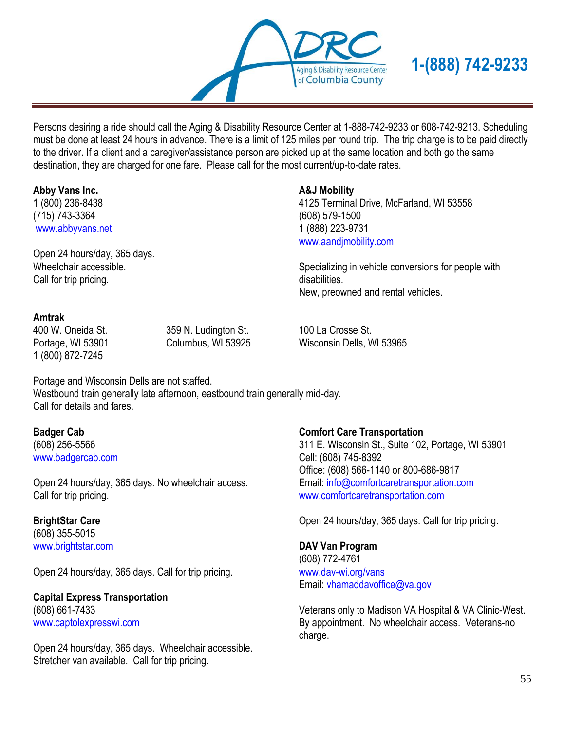1-(888) 742-9233

Persons desiring a ride should call the Aging & Disability Resource Center at 1-888-742-9233 or 608-742-9213. Scheduling must be done at least 24 hours in advance. There is a limit of 125 miles per round trip. The trip charge is to be paid directly to the driver. If a client and a caregiver/assistance person are picked up at the same location and both go the same destination, they are charged for one fare. Please call for the most current/up-to-date rates.

**Abby Vans Inc.**
1 (800) 236-8438
(715) 743-3364
www.abbyvans.net

Open 24 hours/day, 365 days.
Wheelchair accessible.
Call for trip pricing.

**A&J Mobility**
4125 Terminal Drive, McFarland, WI 53558
(608) 579-1500
1 (888) 223-9731
www.aandjmobility.com

Specializing in vehicle conversions for people with disabilities.
New, preowned and rental vehicles.

**Amtrak**
400 W. Oneida St.
Portage, WI 53901
1 (800) 872-7245

359 N. Ludington St.
Columbus, WI 53925

100 La Crosse St.
Wisconsin Dells, WI 53965

Portage and Wisconsin Dells are not staffed.
Westbound train generally late afternoon, eastbound train generally mid-day.
Call for details and fares.

**Badger Cab**
(608) 256-5566
www.badgercab.com

Open 24 hours/day, 365 days. No wheelchair access.
Call for trip pricing.

**BrightStar Care**
(608) 355-5015
www.brightstar.com

Open 24 hours/day, 365 days. Call for trip pricing.

**Capital Express Transportation**
(608) 661-7433
www.captolexpresswi.com

Open 24 hours/day, 365 days. Wheelchair accessible.
Stretcher van available. Call for trip pricing.

**Comfort Care Transportation**
311 E. Wisconsin St., Suite 102, Portage, WI 53901
Cell: (608) 745-8392
Office: (608) 566-1140 or 800-686-9817
Email: info@comfortcaretransportation.com
www.comfortcaretransportation.com

Open 24 hours/day, 365 days. Call for trip pricing.

**DAV Van Program**
(608) 772-4761
www.dav-wi.org/vans
Email: vhamaddavoffice@va.gov

Veterans only to Madison VA Hospital & VA Clinic-West.
By appointment. No wheelchair access. Veterans-no charge.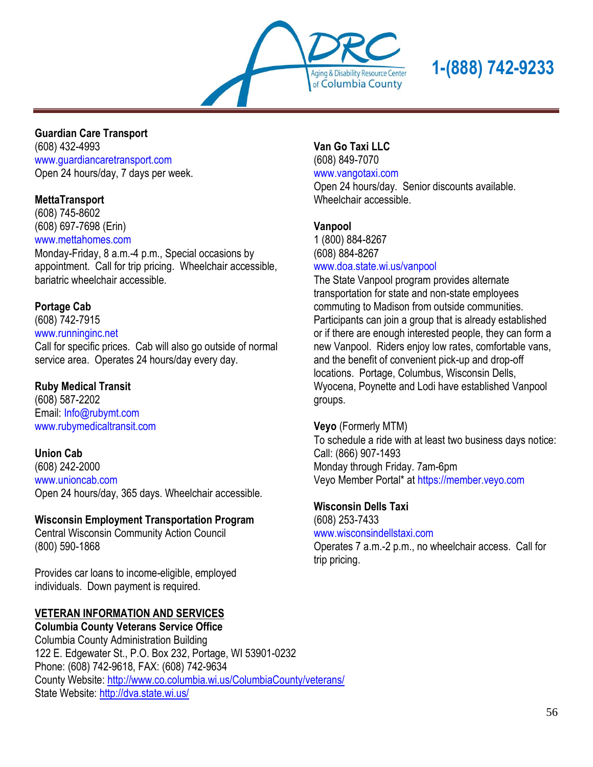**Guardian Care Transport**
(608) 432-4993
www.guardiancaretransport.com
Open 24 hours/day, 7 days per week.

**MettaTransport**
(608) 745-8602
(608) 697-7698 (Erin)
www.mettahomes.com
Monday-Friday, 8 a.m.-4 p.m., Special occasions by appointment. Call for trip pricing. Wheelchair accessible, bariatric wheelchair accessible.

**Portage Cab**
(608) 742-7915
www.runninginc.net
Call for specific prices. Cab will also go outside of normal service area. Operates 24 hours/day every day.

**Ruby Medical Transit**
(608) 587-2202
Email: Info@rubymt.com
www.rubymedicaltransit.com

**Union Cab**
(608) 242-2000
www.unioncab.com
Open 24 hours/day, 365 days. Wheelchair accessible.

**Wisconsin Employment Transportation Program**
Central Wisconsin Community Action Council
(800) 590-1868

Provides car loans to income-eligible, employed individuals. Down payment is required.

**Van Go Taxi LLC**
(608) 849-7070
www.vangotaxi.com
Open 24 hours/day. Senior discounts available. Wheelchair accessible.

**Vanpool**
1 (800) 884-8267
(608) 884-8267
www.doa.state.wi.us/vanpool
The State Vanpool program provides alternate transportation for state and non-state employees commuting to Madison from outside communities. Participants can join a group that is already established or if there are enough interested people, they can form a new Vanpool. Riders enjoy low rates, comfortable vans, and the benefit of convenient pick-up and drop-off locations. Portage, Columbus, Wisconsin Dells, Wyocena, Poynette and Lodi have established Vanpool groups.

**Veyo** (Formerly MTM)
To schedule a ride with at least two business days notice:
Call: (866) 907-1493
Monday through Friday. 7am-6pm
Veyo Member Portal* at https://member.veyo.com

**Wisconsin Dells Taxi**
(608) 253-7433
www.wisconsindellstaxi.com
Operates 7 a.m.-2 p.m., no wheelchair access. Call for trip pricing.

## VETERAN INFORMATION AND SERVICES

**Columbia County Veterans Service Office**
Columbia County Administration Building
122 E. Edgewater St., P.O. Box 232, Portage, WI 53901-0232
Phone: (608) 742-9618, FAX: (608) 742-9634
County Website: http://www.co.columbia.wi.us/ColumbiaCounty/veterans/
State Website: http://dva.state.wi.us/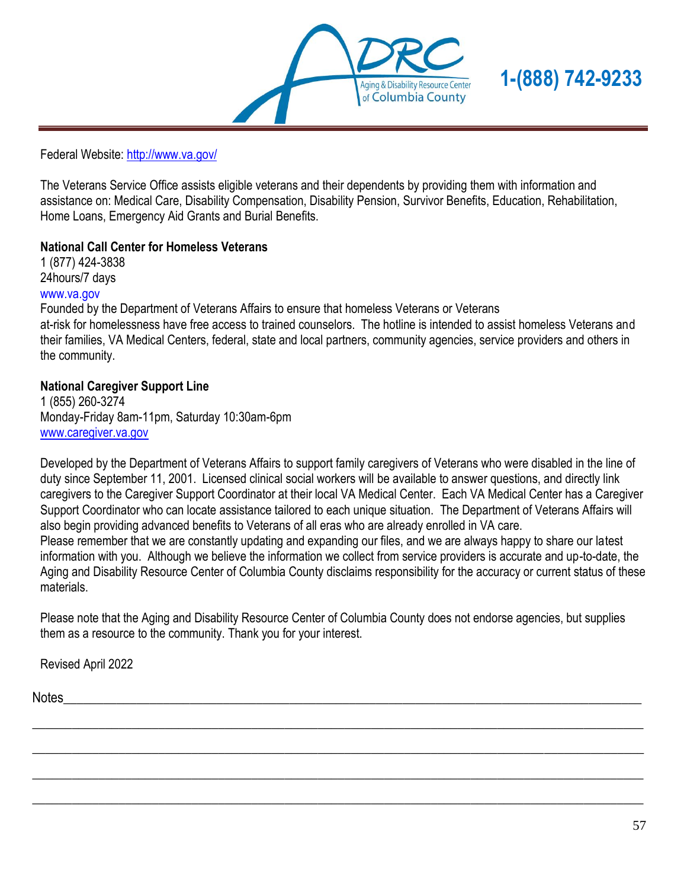Federal Website: http://www.va.gov/

The Veterans Service Office assists eligible veterans and their dependents by providing them with information and assistance on: Medical Care, Disability Compensation, Disability Pension, Survivor Benefits, Education, Rehabilitation, Home Loans, Emergency Aid Grants and Burial Benefits.

**National Call Center for Homeless Veterans**
1 (877) 424-3838
24hours/7 days
www.va.gov
Founded by the Department of Veterans Affairs to ensure that homeless Veterans or Veterans at-risk for homelessness have free access to trained counselors. The hotline is intended to assist homeless Veterans and their families, VA Medical Centers, federal, state and local partners, community agencies, service providers and others in the community.

**National Caregiver Support Line**
1 (855) 260-3274
Monday-Friday 8am-11pm, Saturday 10:30am-6pm
www.caregiver.va.gov

Developed by the Department of Veterans Affairs to support family caregivers of Veterans who were disabled in the line of duty since September 11, 2001. Licensed clinical social workers will be available to answer questions, and directly link caregivers to the Caregiver Support Coordinator at their local VA Medical Center. Each VA Medical Center has a Caregiver Support Coordinator who can locate assistance tailored to each unique situation. The Department of Veterans Affairs will also begin providing advanced benefits to Veterans of all eras who are already enrolled in VA care.
Please remember that we are constantly updating and expanding our files, and we are always happy to share our latest information with you. Although we believe the information we collect from service providers is accurate and up-to-date, the Aging and Disability Resource Center of Columbia County disclaims responsibility for the accuracy or current status of these materials.

Please note that the Aging and Disability Resource Center of Columbia County does not endorse agencies, but supplies them as a resource to the community. Thank you for your interest.

Revised April 2022

Notes\_\_\_\_\_\_\_\_\_\_\_\_\_\_\_\_\_\_\_\_\_\_\_\_\_\_\_\_\_\_\_\_\_\_\_\_\_\_\_\_\_\_\_\_\_\_\_\_\_\_\_\_\_\_\_\_\_\_\_\_\_\_\_\_\_\_\_\_\_\_\_\_\_\_\_\_